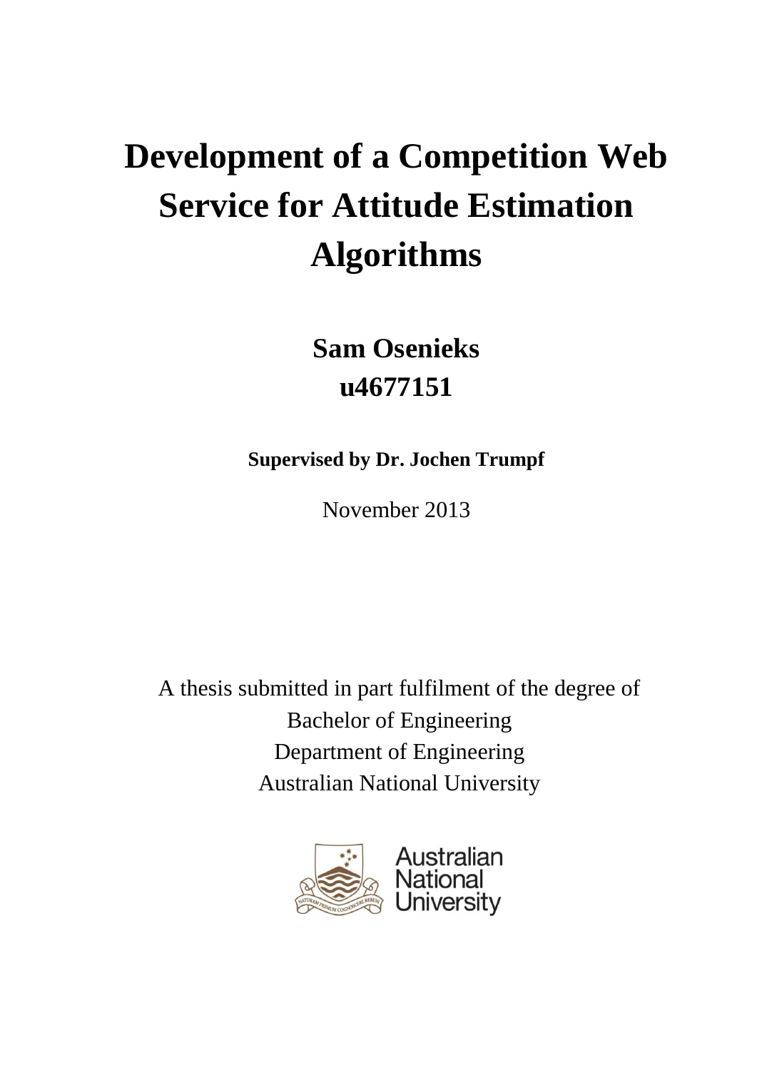# Development of a Competition Web Service for Attitude Estimation Algorithms

**Sam Osenieks**
**u4677151**

**Supervised by Dr. Jochen Trumpf**

November 2013

A thesis submitted in part fulfilment of the degree of
Bachelor of Engineering
Department of Engineering
Australian National University

Australian
National
University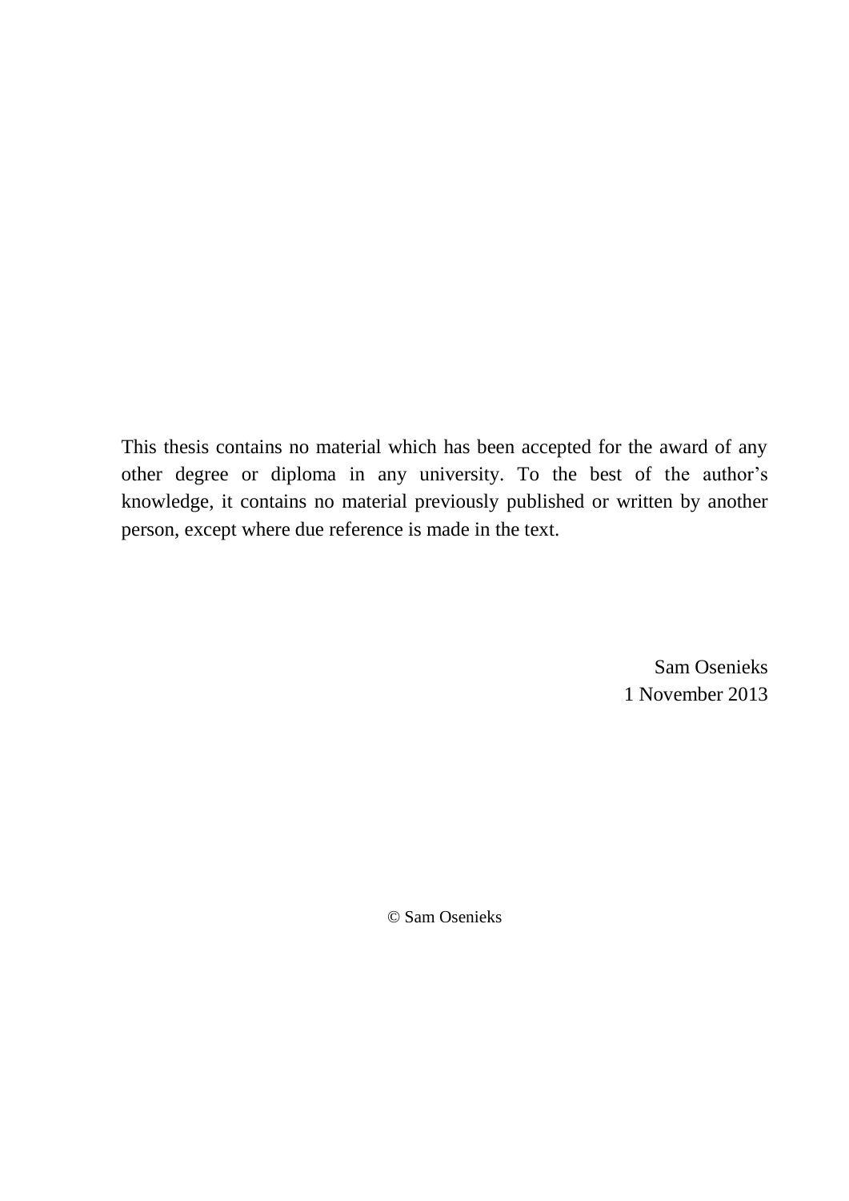This thesis contains no material which has been accepted for the award of any other degree or diploma in any university. To the best of the author's knowledge, it contains no material previously published or written by another person, except where due reference is made in the text.

Sam Osenieks
1 November 2013

© Sam Osenieks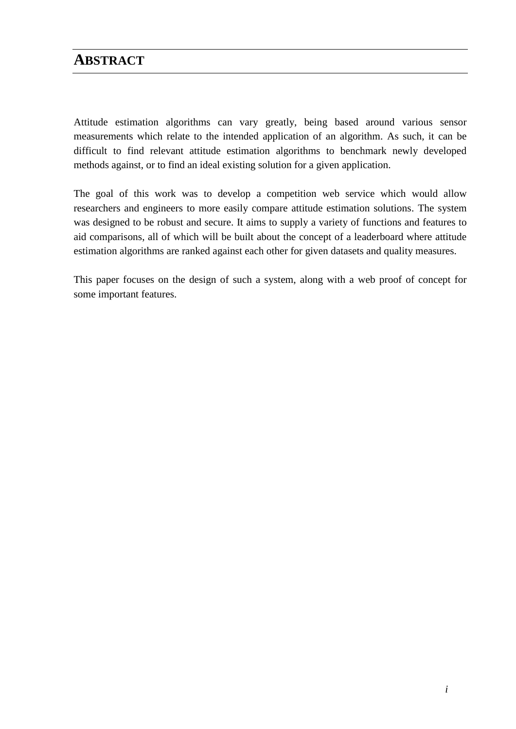# ABSTRACT

Attitude estimation algorithms can vary greatly, being based around various sensor measurements which relate to the intended application of an algorithm. As such, it can be difficult to find relevant attitude estimation algorithms to benchmark newly developed methods against, or to find an ideal existing solution for a given application.

The goal of this work was to develop a competition web service which would allow researchers and engineers to more easily compare attitude estimation solutions. The system was designed to be robust and secure. It aims to supply a variety of functions and features to aid comparisons, all of which will be built about the concept of a leaderboard where attitude estimation algorithms are ranked against each other for given datasets and quality measures.

This paper focuses on the design of such a system, along with a web proof of concept for some important features.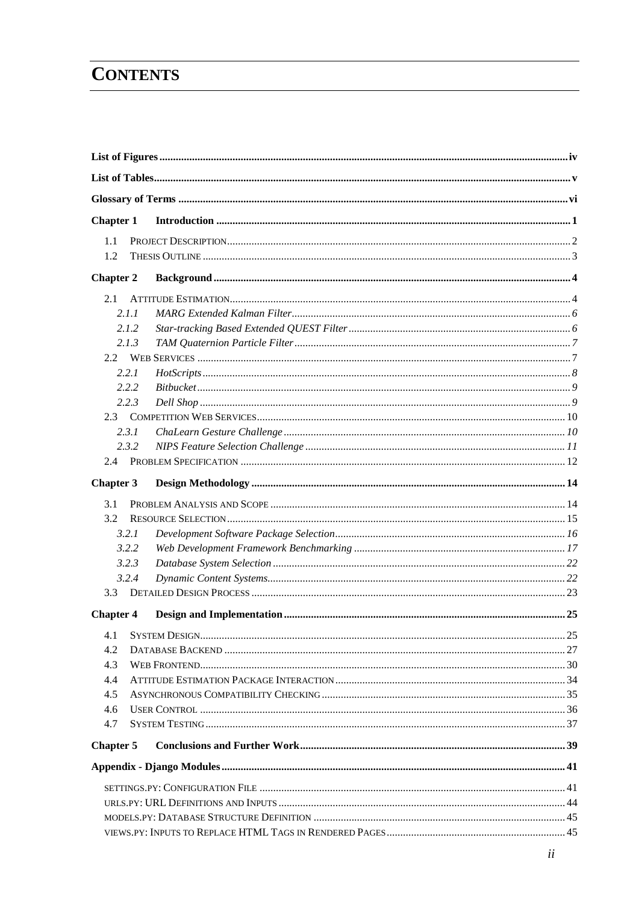# CONTENTS

**List of Figures** .......... iv

**List of Tables** .......... v

**Glossary of Terms** .......... vi

**Chapter 1 Introduction** .......... 1

1.1 PROJECT DESCRIPTION .......... 2
1.2 THESIS OUTLINE .......... 3

**Chapter 2 Background** .......... 4

2.1 ATTITUDE ESTIMATION .......... 4
*2.1.1 MARG Extended Kalman Filter* .......... 6
*2.1.2 Star-tracking Based Extended QUEST Filter* .......... 6
*2.1.3 TAM Quaternion Particle Filter* .......... 7
2.2 WEB SERVICES .......... 7
*2.2.1 HotScripts* .......... 8
*2.2.2 Bitbucket* .......... 9
*2.2.3 Dell Shop* .......... 9
2.3 COMPETITION WEB SERVICES .......... 10
*2.3.1 ChaLearn Gesture Challenge* .......... 10
*2.3.2 NIPS Feature Selection Challenge* .......... 11
2.4 PROBLEM SPECIFICATION .......... 12

**Chapter 3 Design Methodology** .......... 14

3.1 PROBLEM ANALYSIS AND SCOPE .......... 14
3.2 RESOURCE SELECTION .......... 15
*3.2.1 Development Software Package Selection* .......... 16
*3.2.2 Web Development Framework Benchmarking* .......... 17
*3.2.3 Database System Selection* .......... 22
*3.2.4 Dynamic Content Systems* .......... 22
3.3 DETAILED DESIGN PROCESS .......... 23

**Chapter 4 Design and Implementation** .......... 25

4.1 SYSTEM DESIGN .......... 25
4.2 DATABASE BACKEND .......... 27
4.3 WEB FRONTEND .......... 30
4.4 ATTITUDE ESTIMATION PACKAGE INTERACTION .......... 34
4.5 ASYNCHRONOUS COMPATIBILITY CHECKING .......... 35
4.6 USER CONTROL .......... 36
4.7 SYSTEM TESTING .......... 37

**Chapter 5 Conclusions and Further Work** .......... 39

**Appendix - Django Modules** .......... 41

SETTINGS.PY: CONFIGURATION FILE .......... 41
URLS.PY: URL DEFINITIONS AND INPUTS .......... 44
MODELS.PY: DATABASE STRUCTURE DEFINITION .......... 45
VIEWS.PY: INPUTS TO REPLACE HTML TAGS IN RENDERED PAGES .......... 45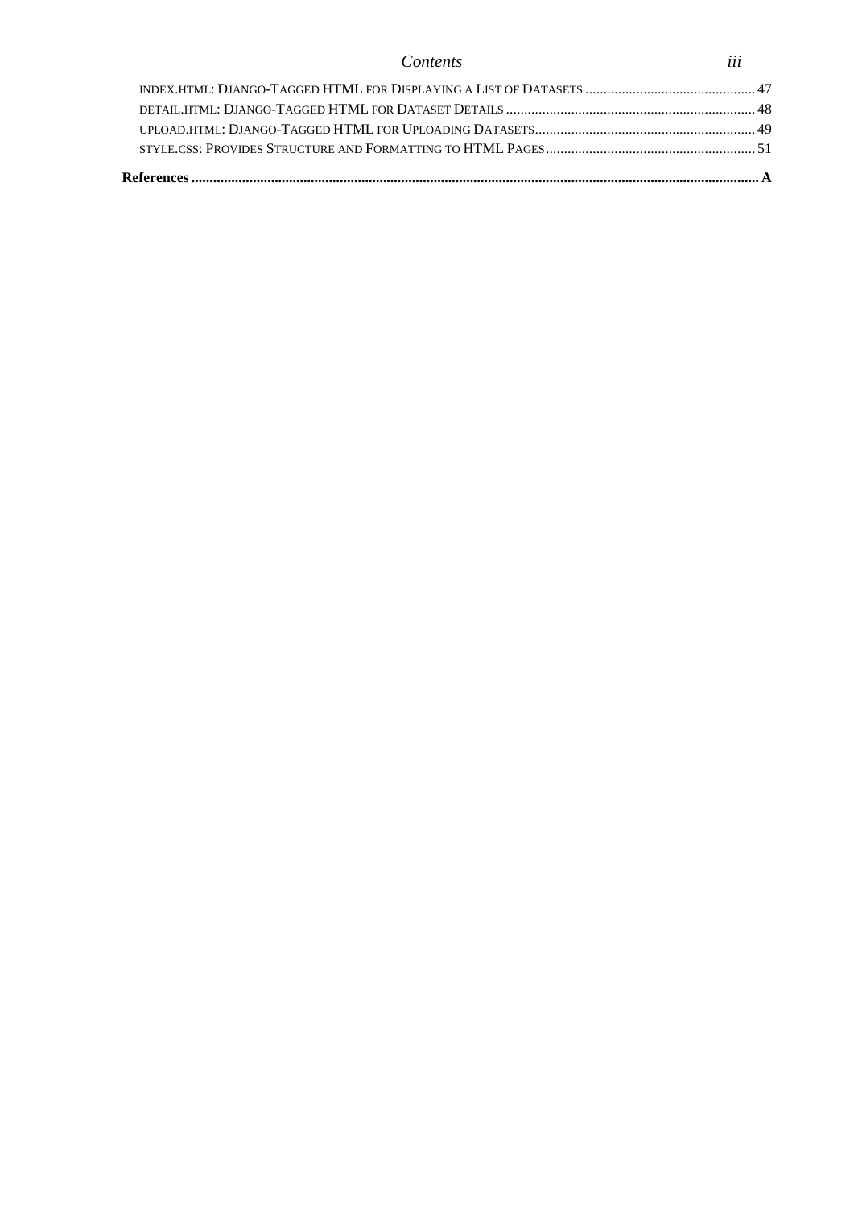INDEX.HTML: DJANGO-TAGGED HTML FOR DISPLAYING A LIST OF DATASETS ............................................... 47

DETAIL.HTML: DJANGO-TAGGED HTML FOR DATASET DETAILS ..................................................................... 48

UPLOAD.HTML: DJANGO-TAGGED HTML FOR UPLOADING DATASETS............................................................. 49

STYLE.CSS: PROVIDES STRUCTURE AND FORMATTING TO HTML PAGES.......................................................... 51

**References ........................................................................................................................................................... A**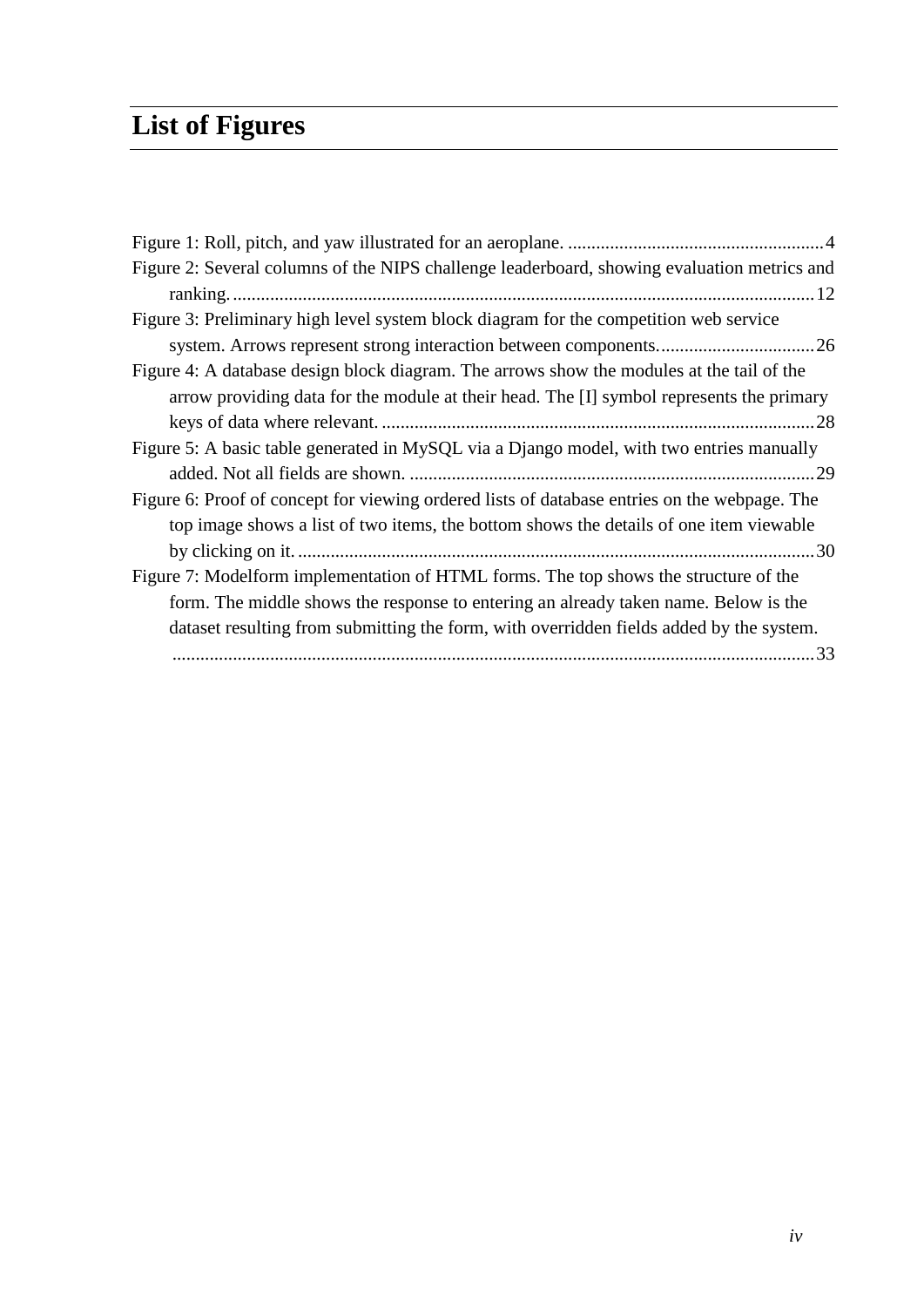# List of Figures

Figure 1: Roll, pitch, and yaw illustrated for an aeroplane. ........................................................ 4

Figure 2: Several columns of the NIPS challenge leaderboard, showing evaluation metrics and ranking. ........................................................................................................................ 12

Figure 3: Preliminary high level system block diagram for the competition web service system. Arrows represent strong interaction between components. ................................. 26

Figure 4: A database design block diagram. The arrows show the modules at the tail of the arrow providing data for the module at their head. The [I] symbol represents the primary keys of data where relevant. ............................................................................................. 28

Figure 5: A basic table generated in MySQL via a Django model, with two entries manually added. Not all fields are shown. ....................................................................................... 29

Figure 6: Proof of concept for viewing ordered lists of database entries on the webpage. The top image shows a list of two items, the bottom shows the details of one item viewable by clicking on it. .............................................................................................................. 30

Figure 7: Modelform implementation of HTML forms. The top shows the structure of the form. The middle shows the response to entering an already taken name. Below is the dataset resulting from submitting the form, with overridden fields added by the system. ......................................................................................................................................... 33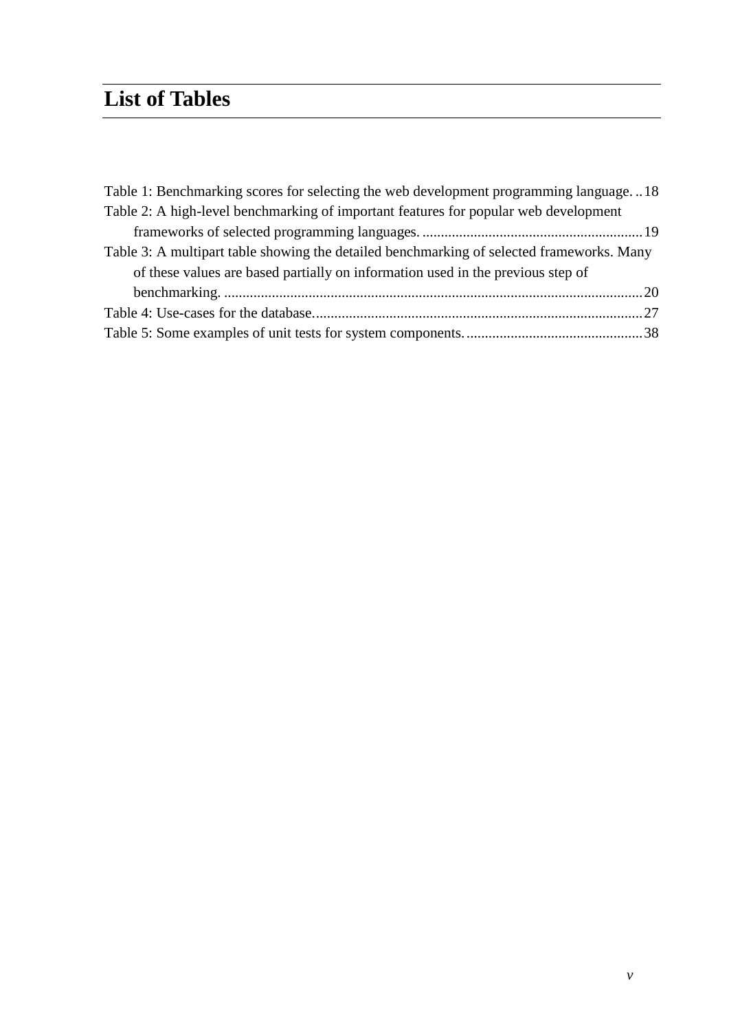# List of Tables

Table 1: Benchmarking scores for selecting the web development programming language. .. 18

Table 2: A high-level benchmarking of important features for popular web development frameworks of selected programming languages. ... 19

Table 3: A multipart table showing the detailed benchmarking of selected frameworks. Many of these values are based partially on information used in the previous step of benchmarking. ... 20

Table 4: Use-cases for the database. ... 27

Table 5: Some examples of unit tests for system components. ... 38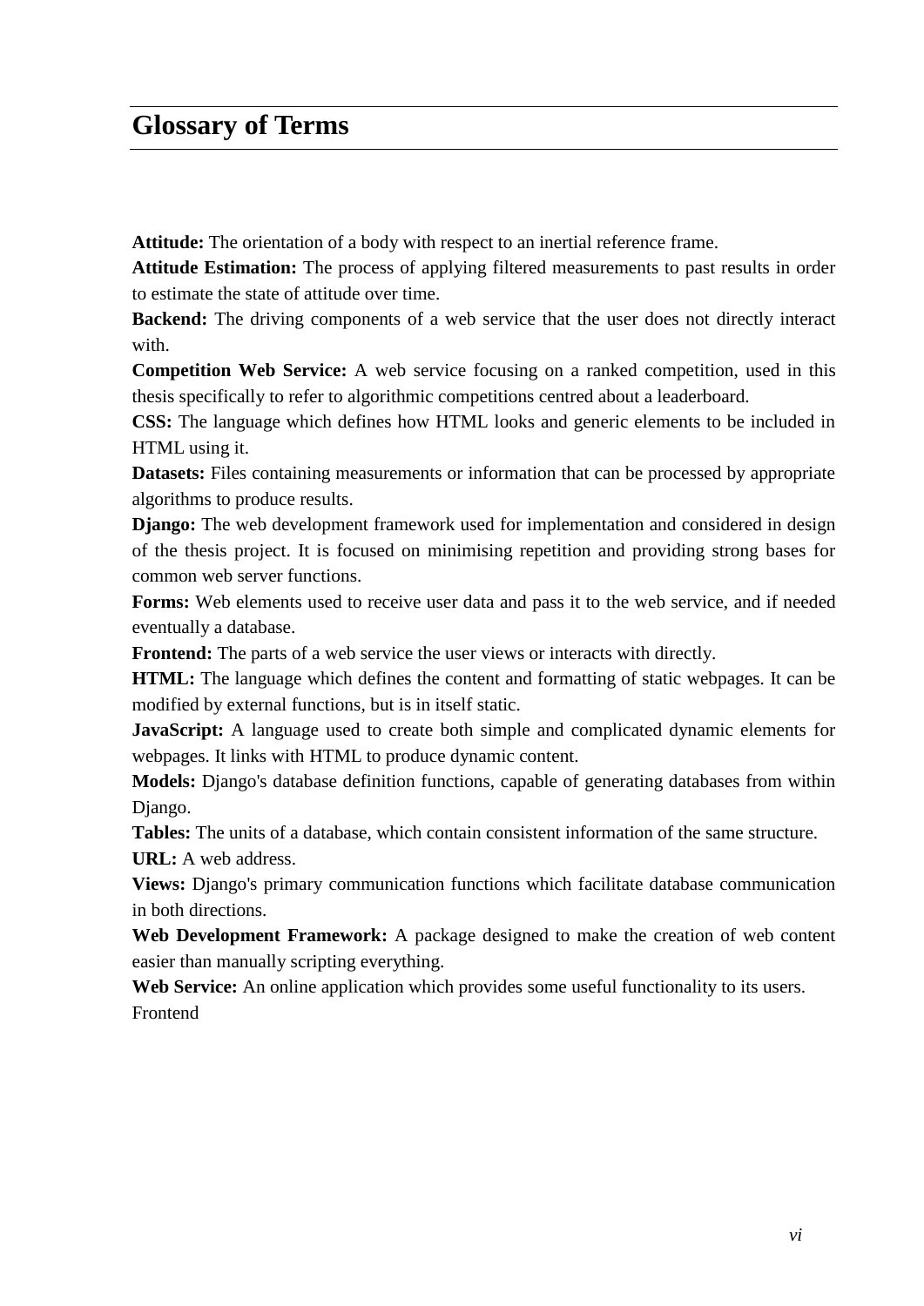## Glossary of Terms

**Attitude:** The orientation of a body with respect to an inertial reference frame.

**Attitude Estimation:** The process of applying filtered measurements to past results in order to estimate the state of attitude over time.

**Backend:** The driving components of a web service that the user does not directly interact with.

**Competition Web Service:** A web service focusing on a ranked competition, used in this thesis specifically to refer to algorithmic competitions centred about a leaderboard.

**CSS:** The language which defines how HTML looks and generic elements to be included in HTML using it.

**Datasets:** Files containing measurements or information that can be processed by appropriate algorithms to produce results.

**Django:** The web development framework used for implementation and considered in design of the thesis project. It is focused on minimising repetition and providing strong bases for common web server functions.

**Forms:** Web elements used to receive user data and pass it to the web service, and if needed eventually a database.

**Frontend:** The parts of a web service the user views or interacts with directly.

**HTML:** The language which defines the content and formatting of static webpages. It can be modified by external functions, but is in itself static.

**JavaScript:** A language used to create both simple and complicated dynamic elements for webpages. It links with HTML to produce dynamic content.

**Models:** Django's database definition functions, capable of generating databases from within Django.

**Tables:** The units of a database, which contain consistent information of the same structure.

**URL:** A web address.

**Views:** Django's primary communication functions which facilitate database communication in both directions.

**Web Development Framework:** A package designed to make the creation of web content easier than manually scripting everything.

**Web Service:** An online application which provides some useful functionality to its users.

Frontend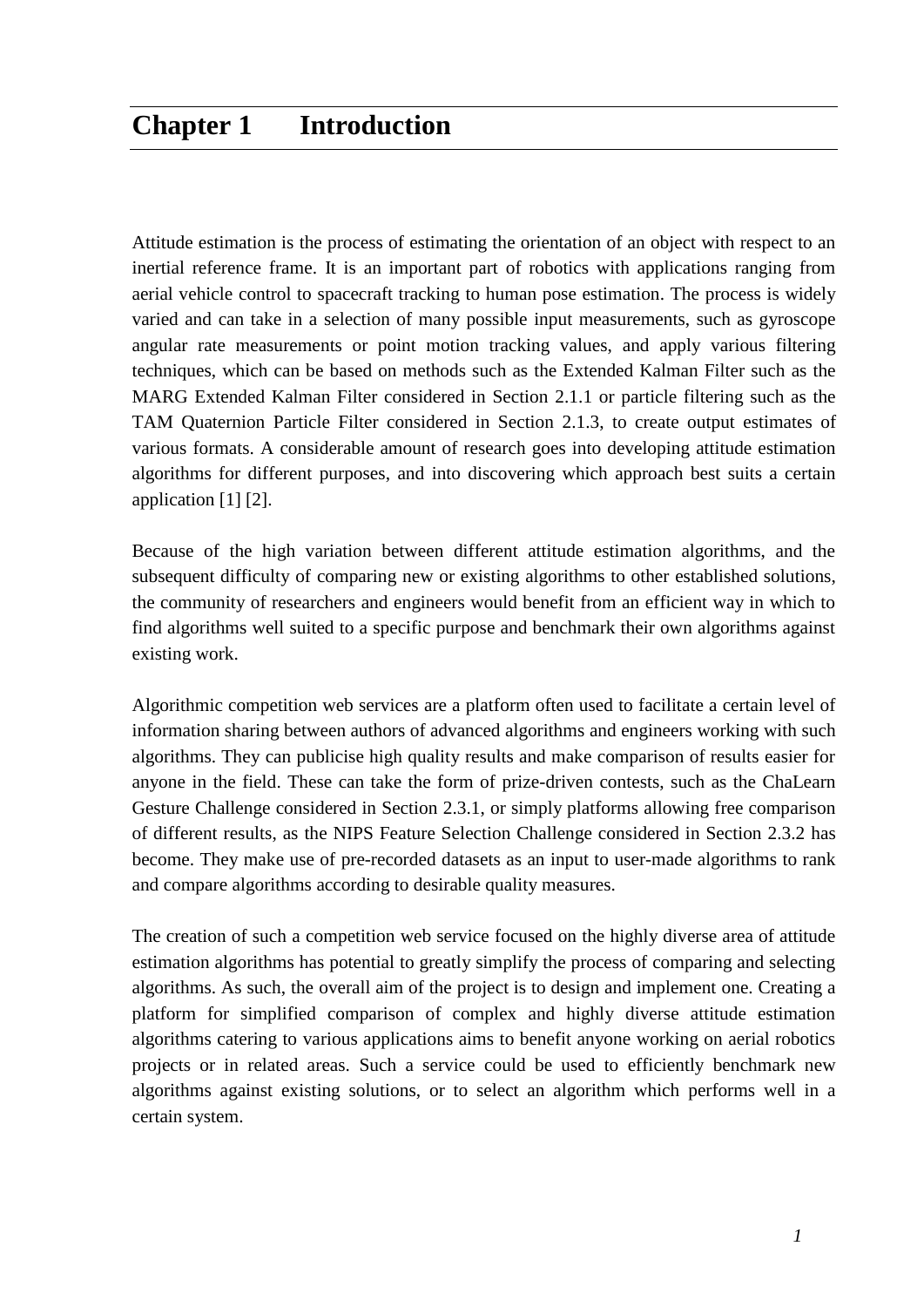# Chapter 1 Introduction

Attitude estimation is the process of estimating the orientation of an object with respect to an inertial reference frame. It is an important part of robotics with applications ranging from aerial vehicle control to spacecraft tracking to human pose estimation. The process is widely varied and can take in a selection of many possible input measurements, such as gyroscope angular rate measurements or point motion tracking values, and apply various filtering techniques, which can be based on methods such as the Extended Kalman Filter such as the MARG Extended Kalman Filter considered in Section 2.1.1 or particle filtering such as the TAM Quaternion Particle Filter considered in Section 2.1.3, to create output estimates of various formats. A considerable amount of research goes into developing attitude estimation algorithms for different purposes, and into discovering which approach best suits a certain application [1] [2].

Because of the high variation between different attitude estimation algorithms, and the subsequent difficulty of comparing new or existing algorithms to other established solutions, the community of researchers and engineers would benefit from an efficient way in which to find algorithms well suited to a specific purpose and benchmark their own algorithms against existing work.

Algorithmic competition web services are a platform often used to facilitate a certain level of information sharing between authors of advanced algorithms and engineers working with such algorithms. They can publicise high quality results and make comparison of results easier for anyone in the field. These can take the form of prize-driven contests, such as the ChaLearn Gesture Challenge considered in Section 2.3.1, or simply platforms allowing free comparison of different results, as the NIPS Feature Selection Challenge considered in Section 2.3.2 has become. They make use of pre-recorded datasets as an input to user-made algorithms to rank and compare algorithms according to desirable quality measures.

The creation of such a competition web service focused on the highly diverse area of attitude estimation algorithms has potential to greatly simplify the process of comparing and selecting algorithms. As such, the overall aim of the project is to design and implement one. Creating a platform for simplified comparison of complex and highly diverse attitude estimation algorithms catering to various applications aims to benefit anyone working on aerial robotics projects or in related areas. Such a service could be used to efficiently benchmark new algorithms against existing solutions, or to select an algorithm which performs well in a certain system.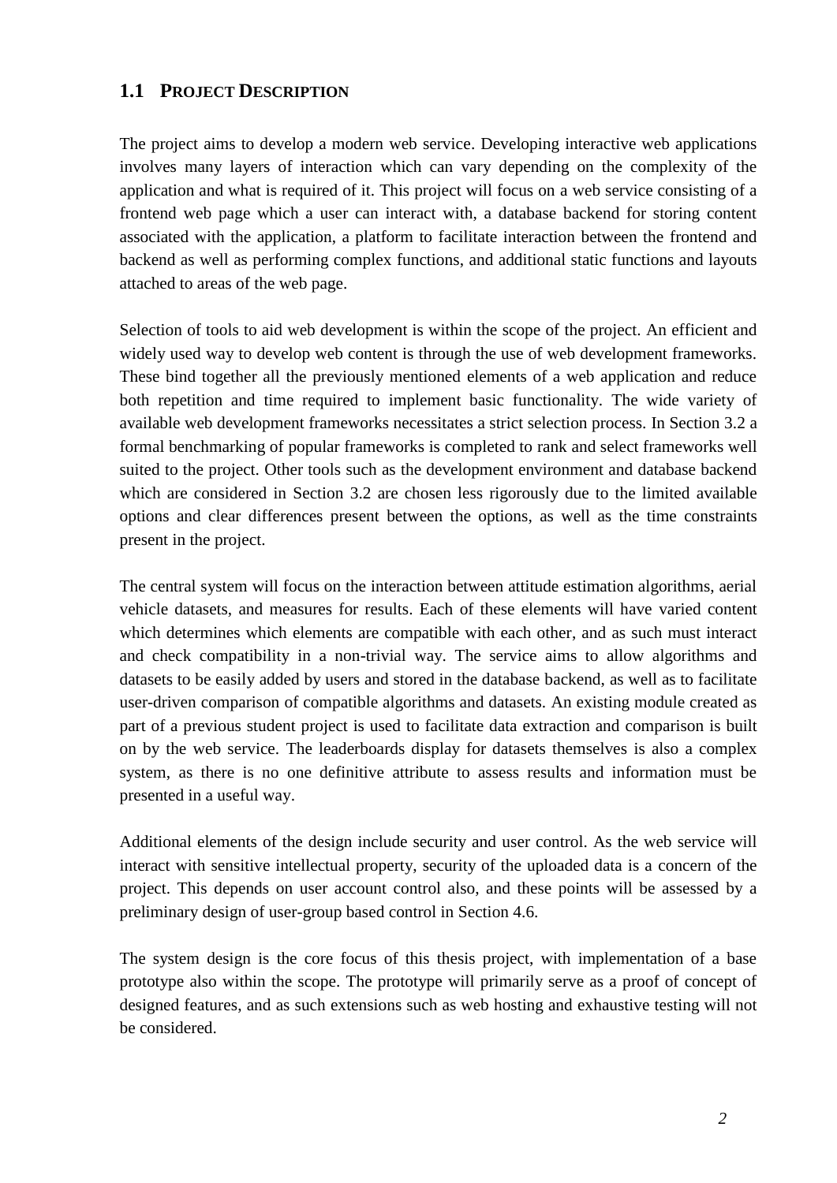## 1.1 Project Description

The project aims to develop a modern web service. Developing interactive web applications involves many layers of interaction which can vary depending on the complexity of the application and what is required of it. This project will focus on a web service consisting of a frontend web page which a user can interact with, a database backend for storing content associated with the application, a platform to facilitate interaction between the frontend and backend as well as performing complex functions, and additional static functions and layouts attached to areas of the web page.

Selection of tools to aid web development is within the scope of the project. An efficient and widely used way to develop web content is through the use of web development frameworks. These bind together all the previously mentioned elements of a web application and reduce both repetition and time required to implement basic functionality. The wide variety of available web development frameworks necessitates a strict selection process. In Section 3.2 a formal benchmarking of popular frameworks is completed to rank and select frameworks well suited to the project. Other tools such as the development environment and database backend which are considered in Section 3.2 are chosen less rigorously due to the limited available options and clear differences present between the options, as well as the time constraints present in the project.

The central system will focus on the interaction between attitude estimation algorithms, aerial vehicle datasets, and measures for results. Each of these elements will have varied content which determines which elements are compatible with each other, and as such must interact and check compatibility in a non-trivial way. The service aims to allow algorithms and datasets to be easily added by users and stored in the database backend, as well as to facilitate user-driven comparison of compatible algorithms and datasets. An existing module created as part of a previous student project is used to facilitate data extraction and comparison is built on by the web service. The leaderboards display for datasets themselves is also a complex system, as there is no one definitive attribute to assess results and information must be presented in a useful way.

Additional elements of the design include security and user control. As the web service will interact with sensitive intellectual property, security of the uploaded data is a concern of the project. This depends on user account control also, and these points will be assessed by a preliminary design of user-group based control in Section 4.6.

The system design is the core focus of this thesis project, with implementation of a base prototype also within the scope. The prototype will primarily serve as a proof of concept of designed features, and as such extensions such as web hosting and exhaustive testing will not be considered.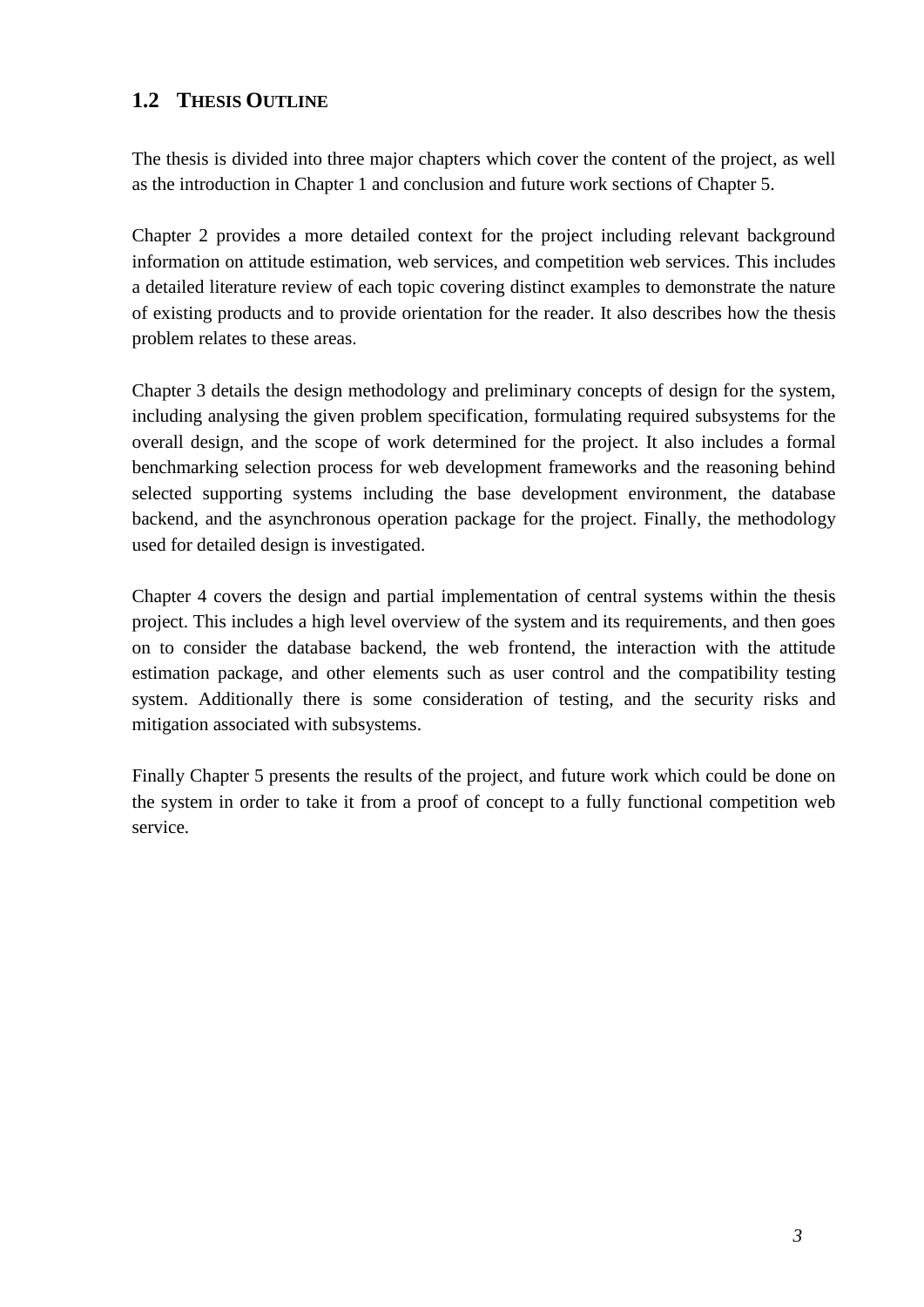## 1.2 Thesis Outline

The thesis is divided into three major chapters which cover the content of the project, as well as the introduction in Chapter 1 and conclusion and future work sections of Chapter 5.

Chapter 2 provides a more detailed context for the project including relevant background information on attitude estimation, web services, and competition web services. This includes a detailed literature review of each topic covering distinct examples to demonstrate the nature of existing products and to provide orientation for the reader. It also describes how the thesis problem relates to these areas.

Chapter 3 details the design methodology and preliminary concepts of design for the system, including analysing the given problem specification, formulating required subsystems for the overall design, and the scope of work determined for the project. It also includes a formal benchmarking selection process for web development frameworks and the reasoning behind selected supporting systems including the base development environment, the database backend, and the asynchronous operation package for the project. Finally, the methodology used for detailed design is investigated.

Chapter 4 covers the design and partial implementation of central systems within the thesis project. This includes a high level overview of the system and its requirements, and then goes on to consider the database backend, the web frontend, the interaction with the attitude estimation package, and other elements such as user control and the compatibility testing system. Additionally there is some consideration of testing, and the security risks and mitigation associated with subsystems.

Finally Chapter 5 presents the results of the project, and future work which could be done on the system in order to take it from a proof of concept to a fully functional competition web service.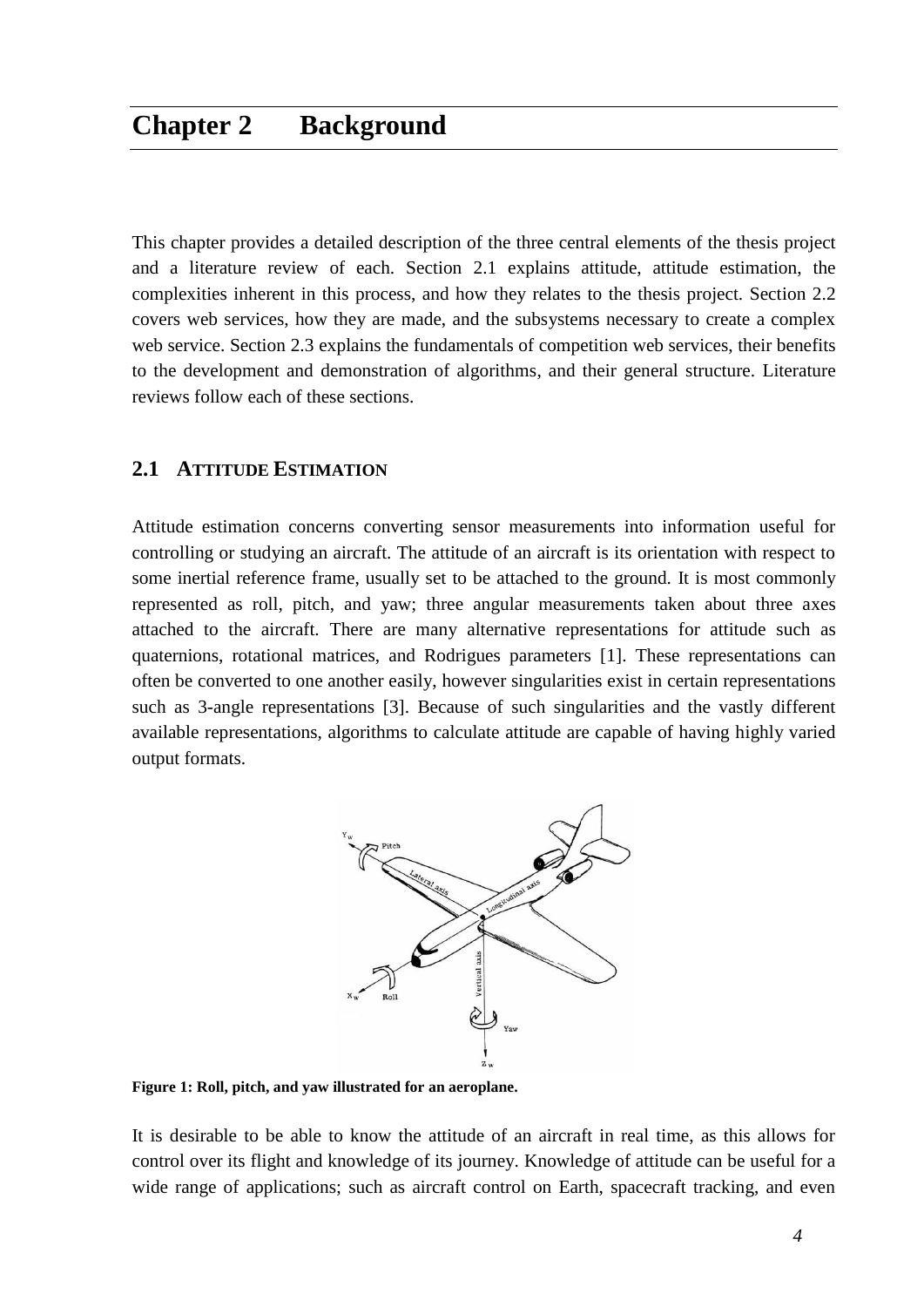# Chapter 2 Background

This chapter provides a detailed description of the three central elements of the thesis project and a literature review of each. Section 2.1 explains attitude, attitude estimation, the complexities inherent in this process, and how they relates to the thesis project. Section 2.2 covers web services, how they are made, and the subsystems necessary to create a complex web service. Section 2.3 explains the fundamentals of competition web services, their benefits to the development and demonstration of algorithms, and their general structure. Literature reviews follow each of these sections.

## 2.1 ATTITUDE ESTIMATION

Attitude estimation concerns converting sensor measurements into information useful for controlling or studying an aircraft. The attitude of an aircraft is its orientation with respect to some inertial reference frame, usually set to be attached to the ground. It is most commonly represented as roll, pitch, and yaw; three angular measurements taken about three axes attached to the aircraft. There are many alternative representations for attitude such as quaternions, rotational matrices, and Rodrigues parameters [1]. These representations can often be converted to one another easily, however singularities exist in certain representations such as 3-angle representations [3]. Because of such singularities and the vastly different available representations, algorithms to calculate attitude are capable of having highly varied output formats.

$Y_w$

Pitch

Lateral axis

Longitudinal axis

Vertical axis

$X_w$

Roll

Yaw

$Z_w$

**Figure 1: Roll, pitch, and yaw illustrated for an aeroplane.**

It is desirable to be able to know the attitude of an aircraft in real time, as this allows for control over its flight and knowledge of its journey. Knowledge of attitude can be useful for a wide range of applications; such as aircraft control on Earth, spacecraft tracking, and even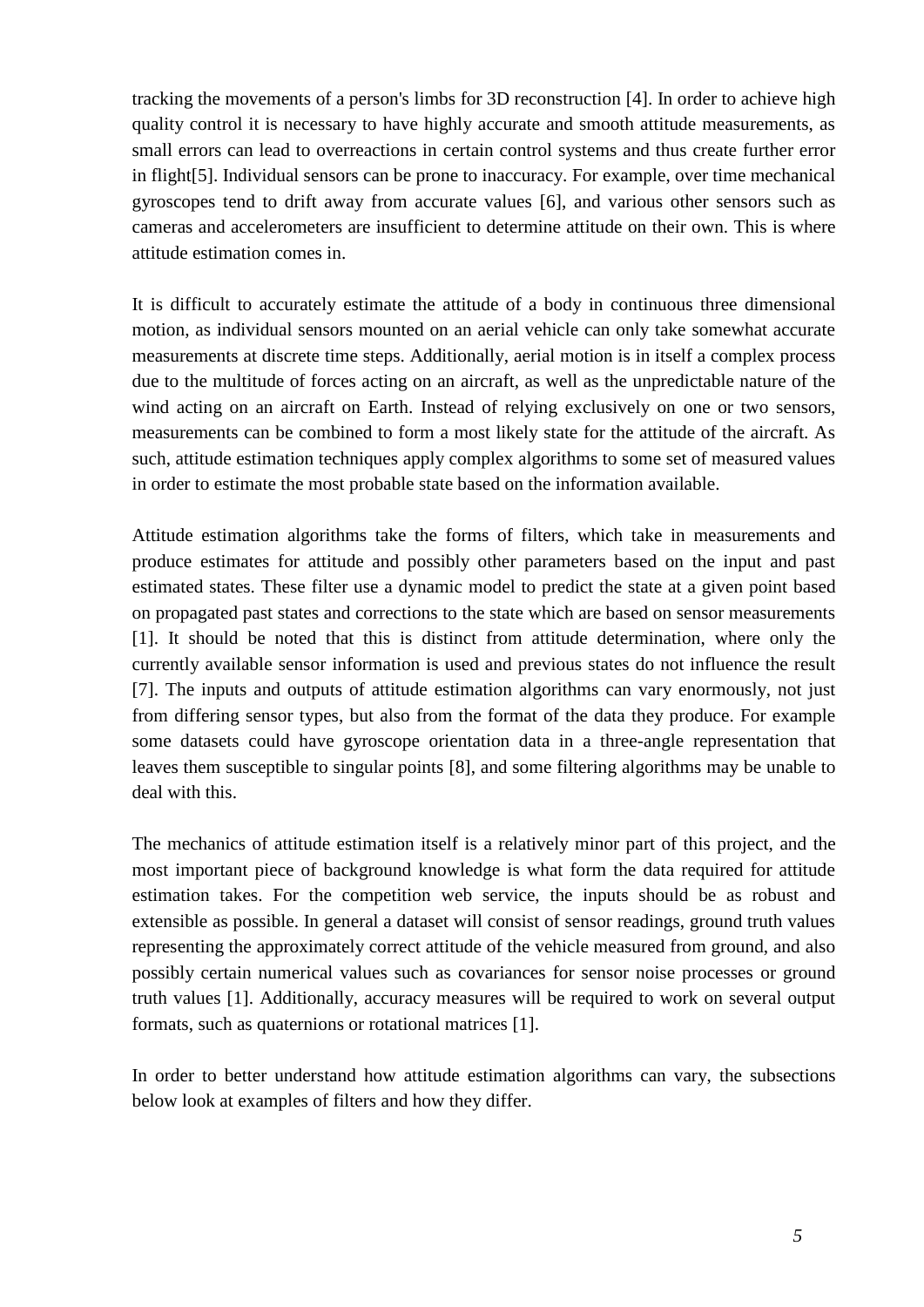tracking the movements of a person's limbs for 3D reconstruction [4]. In order to achieve high quality control it is necessary to have highly accurate and smooth attitude measurements, as small errors can lead to overreactions in certain control systems and thus create further error in flight[5]. Individual sensors can be prone to inaccuracy. For example, over time mechanical gyroscopes tend to drift away from accurate values [6], and various other sensors such as cameras and accelerometers are insufficient to determine attitude on their own. This is where attitude estimation comes in.

It is difficult to accurately estimate the attitude of a body in continuous three dimensional motion, as individual sensors mounted on an aerial vehicle can only take somewhat accurate measurements at discrete time steps. Additionally, aerial motion is in itself a complex process due to the multitude of forces acting on an aircraft, as well as the unpredictable nature of the wind acting on an aircraft on Earth. Instead of relying exclusively on one or two sensors, measurements can be combined to form a most likely state for the attitude of the aircraft. As such, attitude estimation techniques apply complex algorithms to some set of measured values in order to estimate the most probable state based on the information available.

Attitude estimation algorithms take the forms of filters, which take in measurements and produce estimates for attitude and possibly other parameters based on the input and past estimated states. These filter use a dynamic model to predict the state at a given point based on propagated past states and corrections to the state which are based on sensor measurements [1]. It should be noted that this is distinct from attitude determination, where only the currently available sensor information is used and previous states do not influence the result [7]. The inputs and outputs of attitude estimation algorithms can vary enormously, not just from differing sensor types, but also from the format of the data they produce. For example some datasets could have gyroscope orientation data in a three-angle representation that leaves them susceptible to singular points [8], and some filtering algorithms may be unable to deal with this.

The mechanics of attitude estimation itself is a relatively minor part of this project, and the most important piece of background knowledge is what form the data required for attitude estimation takes. For the competition web service, the inputs should be as robust and extensible as possible. In general a dataset will consist of sensor readings, ground truth values representing the approximately correct attitude of the vehicle measured from ground, and also possibly certain numerical values such as covariances for sensor noise processes or ground truth values [1]. Additionally, accuracy measures will be required to work on several output formats, such as quaternions or rotational matrices [1].

In order to better understand how attitude estimation algorithms can vary, the subsections below look at examples of filters and how they differ.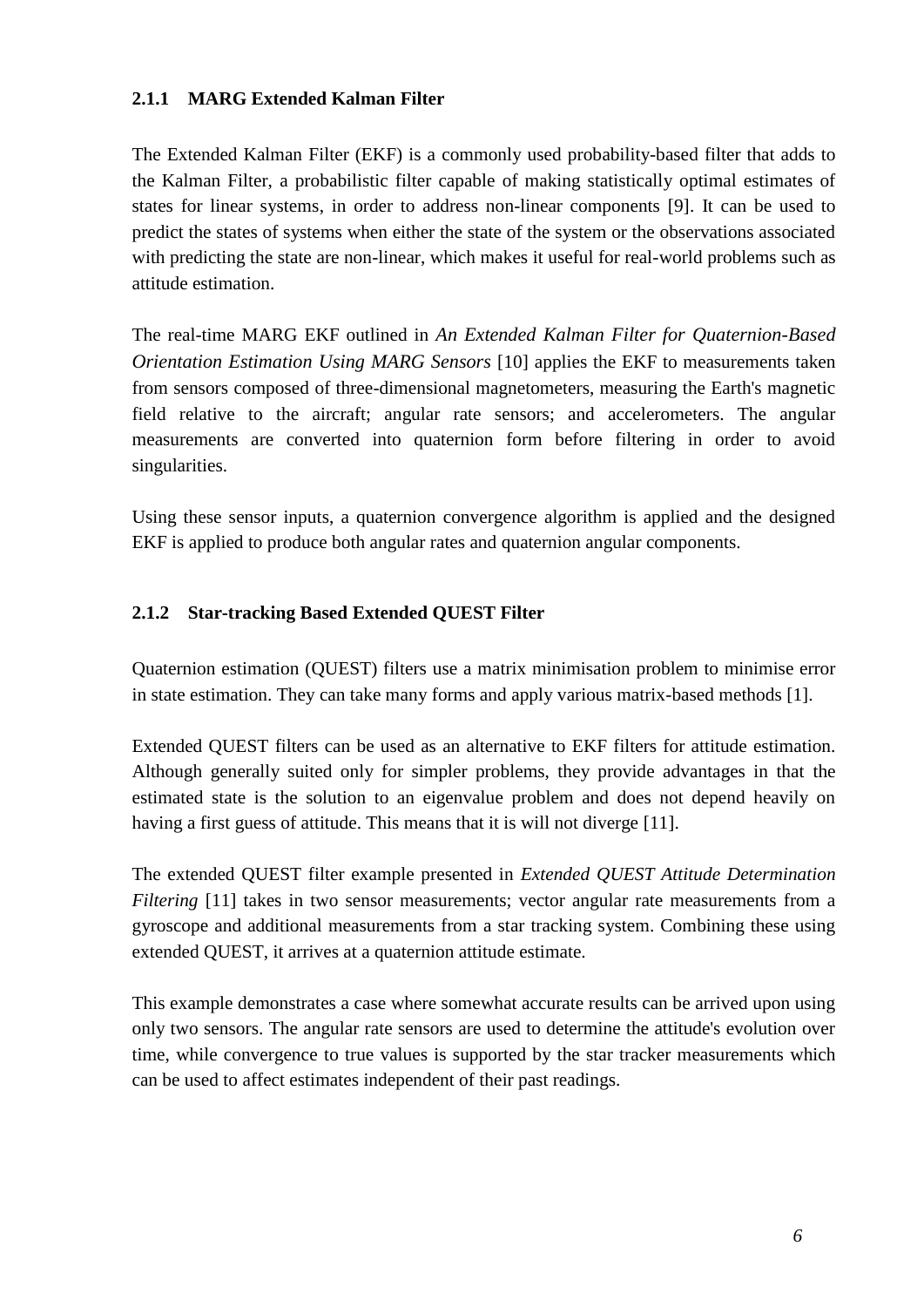### 2.1.1 MARG Extended Kalman Filter

The Extended Kalman Filter (EKF) is a commonly used probability-based filter that adds to the Kalman Filter, a probabilistic filter capable of making statistically optimal estimates of states for linear systems, in order to address non-linear components [9]. It can be used to predict the states of systems when either the state of the system or the observations associated with predicting the state are non-linear, which makes it useful for real-world problems such as attitude estimation.

The real-time MARG EKF outlined in *An Extended Kalman Filter for Quaternion-Based Orientation Estimation Using MARG Sensors* [10] applies the EKF to measurements taken from sensors composed of three-dimensional magnetometers, measuring the Earth's magnetic field relative to the aircraft; angular rate sensors; and accelerometers. The angular measurements are converted into quaternion form before filtering in order to avoid singularities.

Using these sensor inputs, a quaternion convergence algorithm is applied and the designed EKF is applied to produce both angular rates and quaternion angular components.

### 2.1.2 Star-tracking Based Extended QUEST Filter

Quaternion estimation (QUEST) filters use a matrix minimisation problem to minimise error in state estimation. They can take many forms and apply various matrix-based methods [1].

Extended QUEST filters can be used as an alternative to EKF filters for attitude estimation. Although generally suited only for simpler problems, they provide advantages in that the estimated state is the solution to an eigenvalue problem and does not depend heavily on having a first guess of attitude. This means that it is will not diverge [11].

The extended QUEST filter example presented in *Extended QUEST Attitude Determination Filtering* [11] takes in two sensor measurements; vector angular rate measurements from a gyroscope and additional measurements from a star tracking system. Combining these using extended QUEST, it arrives at a quaternion attitude estimate.

This example demonstrates a case where somewhat accurate results can be arrived upon using only two sensors. The angular rate sensors are used to determine the attitude's evolution over time, while convergence to true values is supported by the star tracker measurements which can be used to affect estimates independent of their past readings.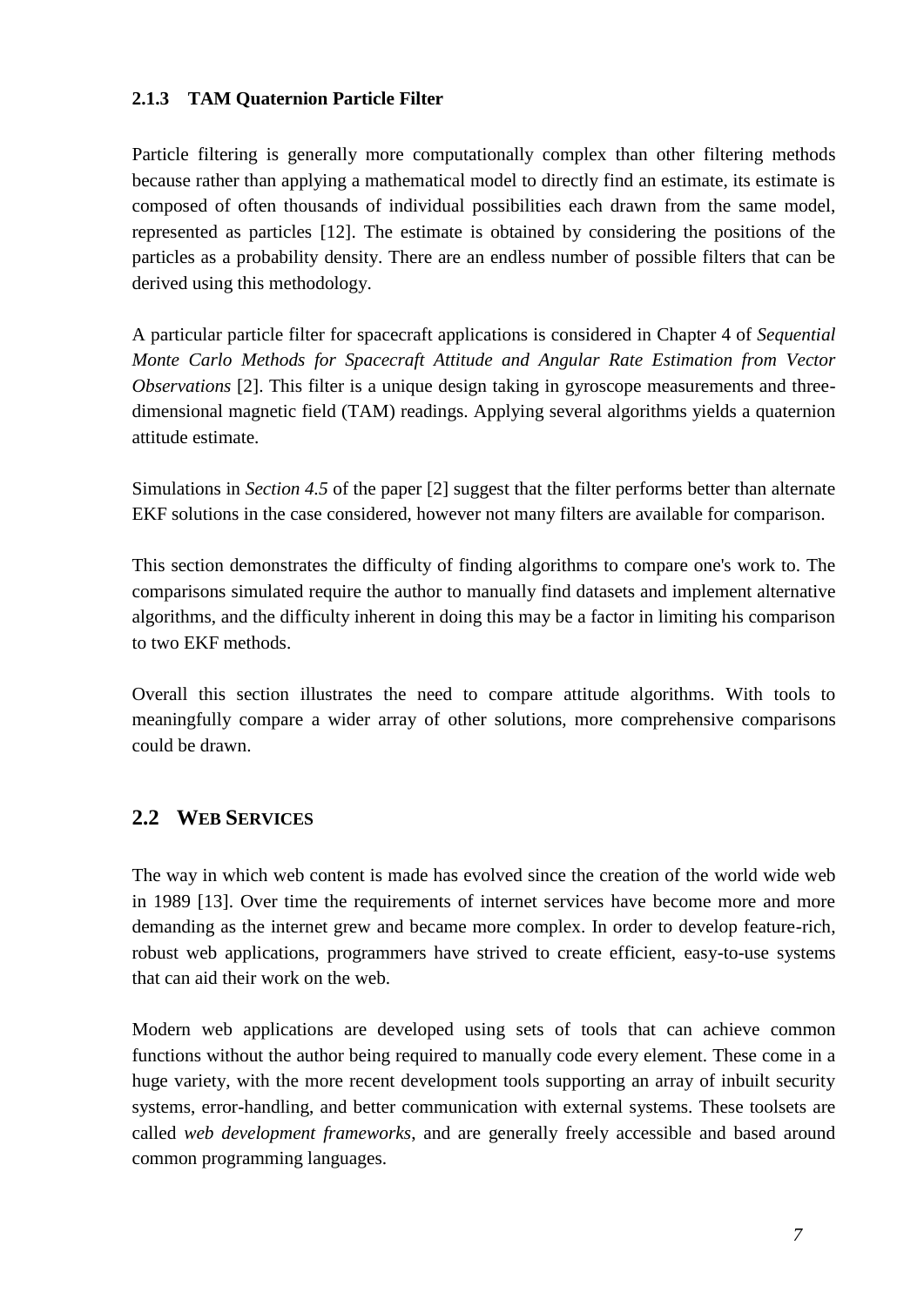### 2.1.3 TAM Quaternion Particle Filter

Particle filtering is generally more computationally complex than other filtering methods because rather than applying a mathematical model to directly find an estimate, its estimate is composed of often thousands of individual possibilities each drawn from the same model, represented as particles [12]. The estimate is obtained by considering the positions of the particles as a probability density. There are an endless number of possible filters that can be derived using this methodology.

A particular particle filter for spacecraft applications is considered in Chapter 4 of *Sequential Monte Carlo Methods for Spacecraft Attitude and Angular Rate Estimation from Vector Observations* [2]. This filter is a unique design taking in gyroscope measurements and three-dimensional magnetic field (TAM) readings. Applying several algorithms yields a quaternion attitude estimate.

Simulations in *Section 4.5* of the paper [2] suggest that the filter performs better than alternate EKF solutions in the case considered, however not many filters are available for comparison.

This section demonstrates the difficulty of finding algorithms to compare one's work to. The comparisons simulated require the author to manually find datasets and implement alternative algorithms, and the difficulty inherent in doing this may be a factor in limiting his comparison to two EKF methods.

Overall this section illustrates the need to compare attitude algorithms. With tools to meaningfully compare a wider array of other solutions, more comprehensive comparisons could be drawn.

## 2.2 WEB SERVICES

The way in which web content is made has evolved since the creation of the world wide web in 1989 [13]. Over time the requirements of internet services have become more and more demanding as the internet grew and became more complex. In order to develop feature-rich, robust web applications, programmers have strived to create efficient, easy-to-use systems that can aid their work on the web.

Modern web applications are developed using sets of tools that can achieve common functions without the author being required to manually code every element. These come in a huge variety, with the more recent development tools supporting an array of inbuilt security systems, error-handling, and better communication with external systems. These toolsets are called *web development frameworks*, and are generally freely accessible and based around common programming languages.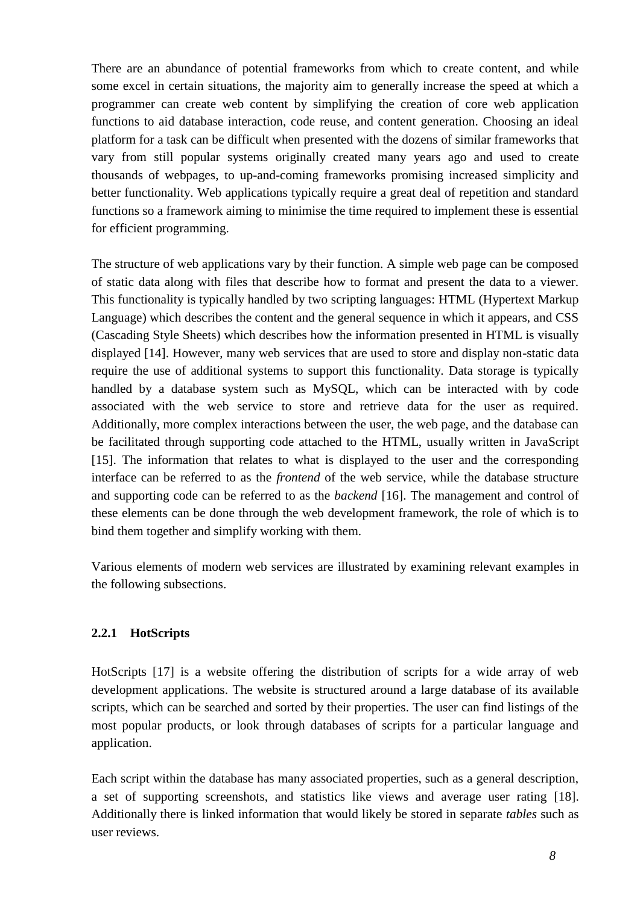There are an abundance of potential frameworks from which to create content, and while some excel in certain situations, the majority aim to generally increase the speed at which a programmer can create web content by simplifying the creation of core web application functions to aid database interaction, code reuse, and content generation. Choosing an ideal platform for a task can be difficult when presented with the dozens of similar frameworks that vary from still popular systems originally created many years ago and used to create thousands of webpages, to up-and-coming frameworks promising increased simplicity and better functionality. Web applications typically require a great deal of repetition and standard functions so a framework aiming to minimise the time required to implement these is essential for efficient programming.

The structure of web applications vary by their function. A simple web page can be composed of static data along with files that describe how to format and present the data to a viewer. This functionality is typically handled by two scripting languages: HTML (Hypertext Markup Language) which describes the content and the general sequence in which it appears, and CSS (Cascading Style Sheets) which describes how the information presented in HTML is visually displayed [14]. However, many web services that are used to store and display non-static data require the use of additional systems to support this functionality. Data storage is typically handled by a database system such as MySQL, which can be interacted with by code associated with the web service to store and retrieve data for the user as required. Additionally, more complex interactions between the user, the web page, and the database can be facilitated through supporting code attached to the HTML, usually written in JavaScript [15]. The information that relates to what is displayed to the user and the corresponding interface can be referred to as the *frontend* of the web service, while the database structure and supporting code can be referred to as the *backend* [16]. The management and control of these elements can be done through the web development framework, the role of which is to bind them together and simplify working with them.

Various elements of modern web services are illustrated by examining relevant examples in the following subsections.

### 2.2.1 HotScripts

HotScripts [17] is a website offering the distribution of scripts for a wide array of web development applications. The website is structured around a large database of its available scripts, which can be searched and sorted by their properties. The user can find listings of the most popular products, or look through databases of scripts for a particular language and application.

Each script within the database has many associated properties, such as a general description, a set of supporting screenshots, and statistics like views and average user rating [18]. Additionally there is linked information that would likely be stored in separate *tables* such as user reviews.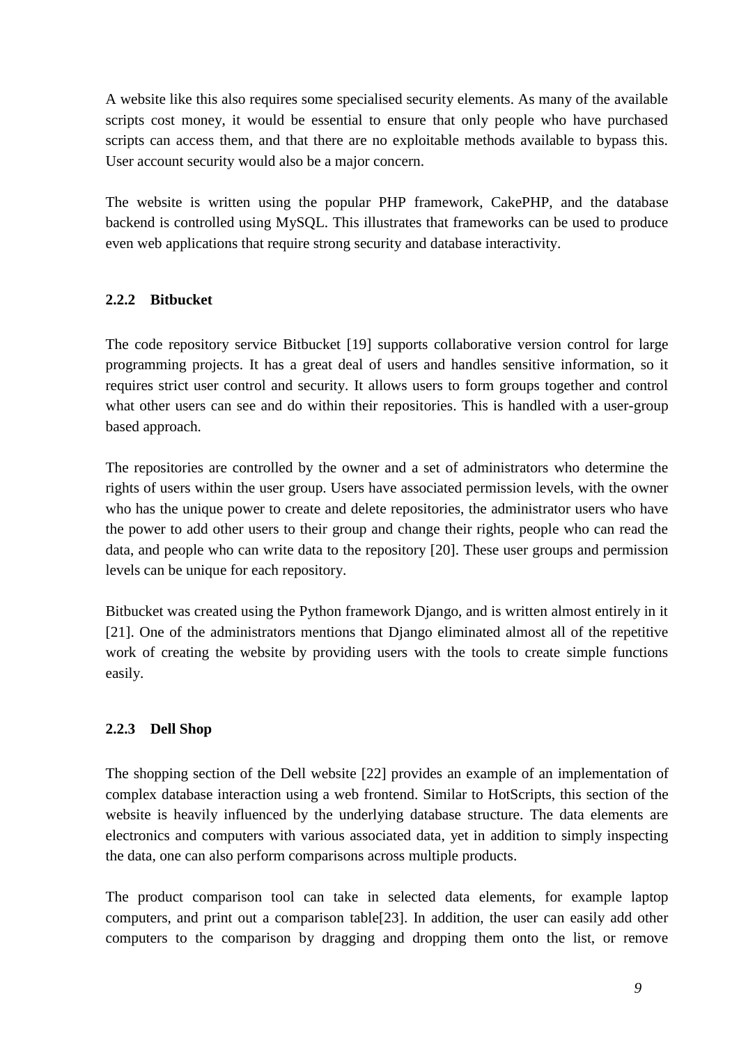A website like this also requires some specialised security elements. As many of the available scripts cost money, it would be essential to ensure that only people who have purchased scripts can access them, and that there are no exploitable methods available to bypass this. User account security would also be a major concern.

The website is written using the popular PHP framework, CakePHP, and the database backend is controlled using MySQL. This illustrates that frameworks can be used to produce even web applications that require strong security and database interactivity.

### 2.2.2 Bitbucket

The code repository service Bitbucket [19] supports collaborative version control for large programming projects. It has a great deal of users and handles sensitive information, so it requires strict user control and security. It allows users to form groups together and control what other users can see and do within their repositories. This is handled with a user-group based approach.

The repositories are controlled by the owner and a set of administrators who determine the rights of users within the user group. Users have associated permission levels, with the owner who has the unique power to create and delete repositories, the administrator users who have the power to add other users to their group and change their rights, people who can read the data, and people who can write data to the repository [20]. These user groups and permission levels can be unique for each repository.

Bitbucket was created using the Python framework Django, and is written almost entirely in it [21]. One of the administrators mentions that Django eliminated almost all of the repetitive work of creating the website by providing users with the tools to create simple functions easily.

### 2.2.3 Dell Shop

The shopping section of the Dell website [22] provides an example of an implementation of complex database interaction using a web frontend. Similar to HotScripts, this section of the website is heavily influenced by the underlying database structure. The data elements are electronics and computers with various associated data, yet in addition to simply inspecting the data, one can also perform comparisons across multiple products.

The product comparison tool can take in selected data elements, for example laptop computers, and print out a comparison table[23]. In addition, the user can easily add other computers to the comparison by dragging and dropping them onto the list, or remove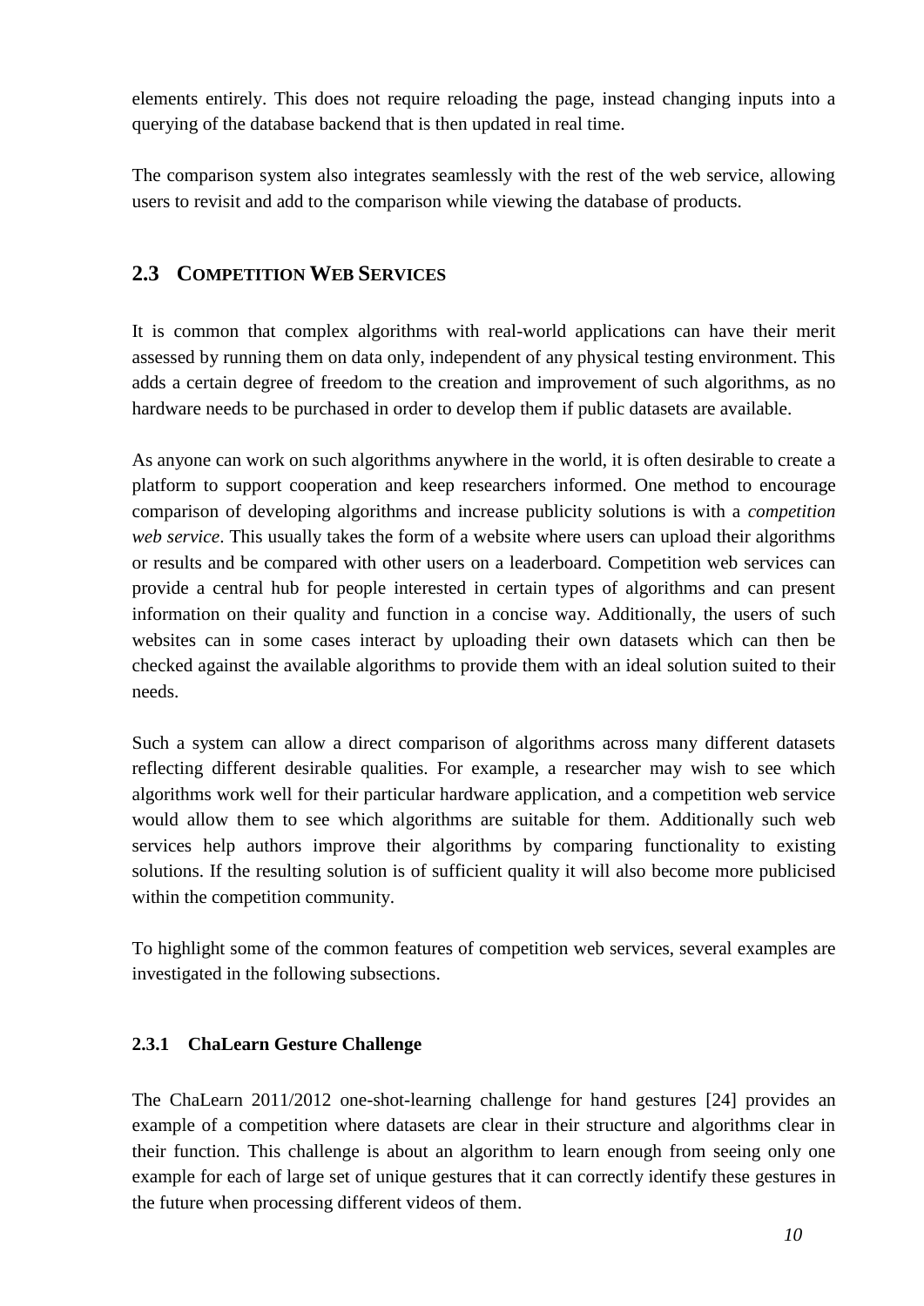elements entirely. This does not require reloading the page, instead changing inputs into a querying of the database backend that is then updated in real time.

The comparison system also integrates seamlessly with the rest of the web service, allowing users to revisit and add to the comparison while viewing the database of products.

## 2.3 COMPETITION WEB SERVICES

It is common that complex algorithms with real-world applications can have their merit assessed by running them on data only, independent of any physical testing environment. This adds a certain degree of freedom to the creation and improvement of such algorithms, as no hardware needs to be purchased in order to develop them if public datasets are available.

As anyone can work on such algorithms anywhere in the world, it is often desirable to create a platform to support cooperation and keep researchers informed. One method to encourage comparison of developing algorithms and increase publicity solutions is with a *competition web service*. This usually takes the form of a website where users can upload their algorithms or results and be compared with other users on a leaderboard. Competition web services can provide a central hub for people interested in certain types of algorithms and can present information on their quality and function in a concise way. Additionally, the users of such websites can in some cases interact by uploading their own datasets which can then be checked against the available algorithms to provide them with an ideal solution suited to their needs.

Such a system can allow a direct comparison of algorithms across many different datasets reflecting different desirable qualities. For example, a researcher may wish to see which algorithms work well for their particular hardware application, and a competition web service would allow them to see which algorithms are suitable for them. Additionally such web services help authors improve their algorithms by comparing functionality to existing solutions. If the resulting solution is of sufficient quality it will also become more publicised within the competition community.

To highlight some of the common features of competition web services, several examples are investigated in the following subsections.

### 2.3.1 ChaLearn Gesture Challenge

The ChaLearn 2011/2012 one-shot-learning challenge for hand gestures [24] provides an example of a competition where datasets are clear in their structure and algorithms clear in their function. This challenge is about an algorithm to learn enough from seeing only one example for each of large set of unique gestures that it can correctly identify these gestures in the future when processing different videos of them.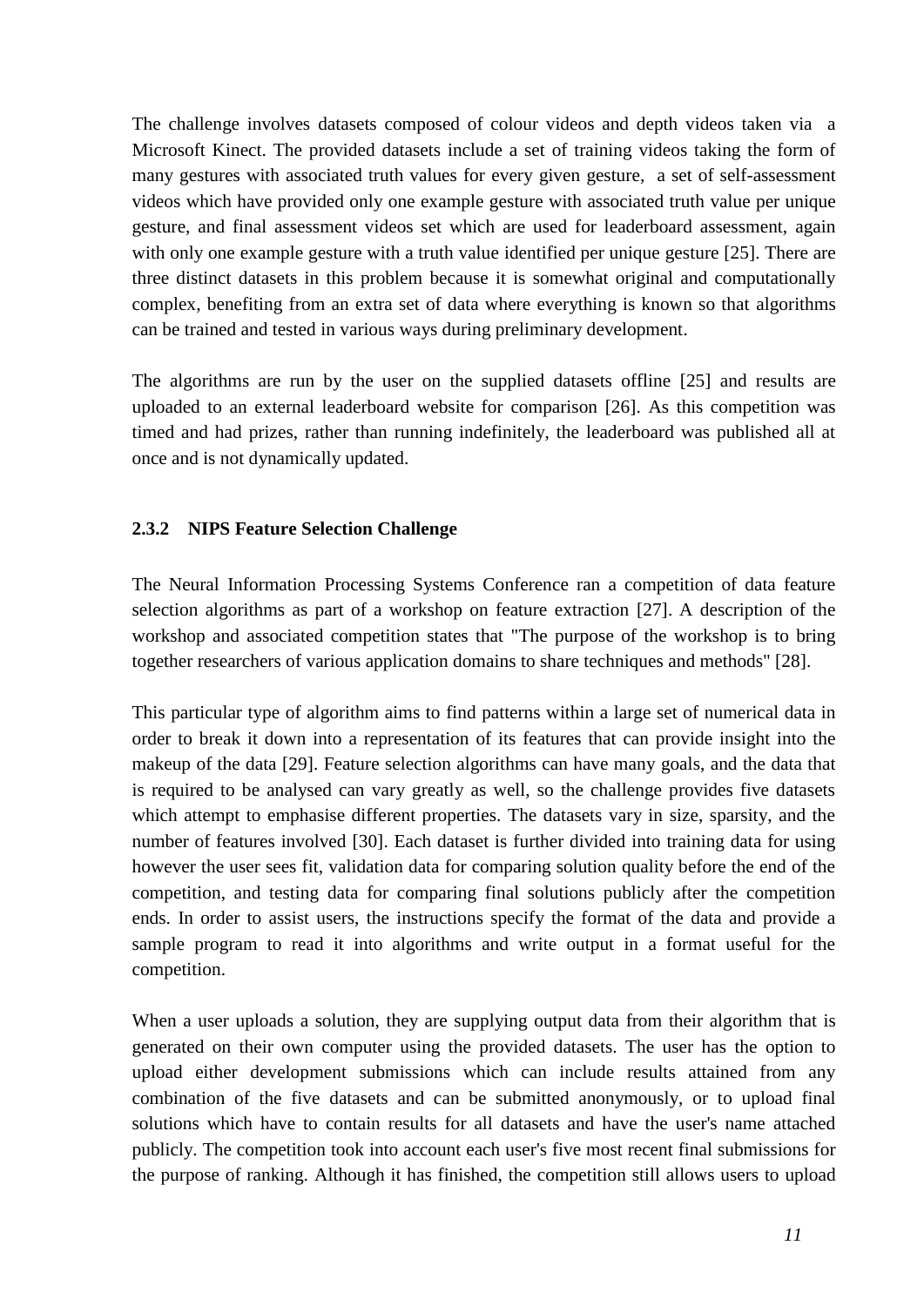The challenge involves datasets composed of colour videos and depth videos taken via a Microsoft Kinect. The provided datasets include a set of training videos taking the form of many gestures with associated truth values for every given gesture, a set of self-assessment videos which have provided only one example gesture with associated truth value per unique gesture, and final assessment videos set which are used for leaderboard assessment, again with only one example gesture with a truth value identified per unique gesture [25]. There are three distinct datasets in this problem because it is somewhat original and computationally complex, benefiting from an extra set of data where everything is known so that algorithms can be trained and tested in various ways during preliminary development.

The algorithms are run by the user on the supplied datasets offline [25] and results are uploaded to an external leaderboard website for comparison [26]. As this competition was timed and had prizes, rather than running indefinitely, the leaderboard was published all at once and is not dynamically updated.

### 2.3.2 NIPS Feature Selection Challenge

The Neural Information Processing Systems Conference ran a competition of data feature selection algorithms as part of a workshop on feature extraction [27]. A description of the workshop and associated competition states that "The purpose of the workshop is to bring together researchers of various application domains to share techniques and methods" [28].

This particular type of algorithm aims to find patterns within a large set of numerical data in order to break it down into a representation of its features that can provide insight into the makeup of the data [29]. Feature selection algorithms can have many goals, and the data that is required to be analysed can vary greatly as well, so the challenge provides five datasets which attempt to emphasise different properties. The datasets vary in size, sparsity, and the number of features involved [30]. Each dataset is further divided into training data for using however the user sees fit, validation data for comparing solution quality before the end of the competition, and testing data for comparing final solutions publicly after the competition ends. In order to assist users, the instructions specify the format of the data and provide a sample program to read it into algorithms and write output in a format useful for the competition.

When a user uploads a solution, they are supplying output data from their algorithm that is generated on their own computer using the provided datasets. The user has the option to upload either development submissions which can include results attained from any combination of the five datasets and can be submitted anonymously, or to upload final solutions which have to contain results for all datasets and have the user's name attached publicly. The competition took into account each user's five most recent final submissions for the purpose of ranking. Although it has finished, the competition still allows users to upload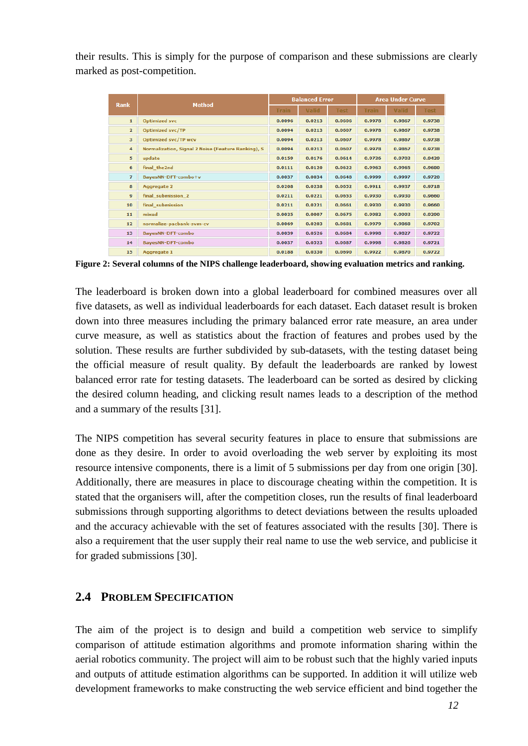their results. This is simply for the purpose of comparison and these submissions are clearly marked as post-competition.

| Rank | Method | Balanced Error | | | Area Under Curve | | |
|---|---|---|---|---|---|---|---|
| | | Train | Valid | Test | Train | Valid | Test |
| 1 | Optimized svc | 0.0096 | 0.0213 | 0.0606 | 0.9978 | 0.9867 | 0.9738 |
| 2 | Optimized svc/TP | 0.0094 | 0.0213 | 0.0607 | 0.9978 | 0.9867 | 0.9738 |
| 3 | Optimized svc/TP wcv | 0.0094 | 0.0213 | 0.0607 | 0.9978 | 0.9867 | 0.9738 |
| 4 | Normalization, Signal 2 Noise (Feature Ranking), S | 0.0094 | 0.0213 | 0.0607 | 0.9978 | 0.9867 | 0.9738 |
| 5 | update | 0.0159 | 0.0176 | 0.0614 | 0.9736 | 0.9703 | 0.9420 |
| 6 | final_the2nd | 0.0111 | 0.0120 | 0.0622 | 0.9963 | 0.9965 | 0.9680 |
| 7 | BayesNN-DFT-combo+v | 0.0037 | 0.0034 | 0.0648 | 0.9999 | 0.9997 | 0.9720 |
| 8 | Aggregate 2 | 0.0208 | 0.0238 | 0.0652 | 0.9911 | 0.9937 | 0.9718 |
| 9 | final_submission_2 | 0.0211 | 0.0221 | 0.0653 | 0.9930 | 0.9930 | 0.9660 |
| 10 | final_submission | 0.0211 | 0.0221 | 0.0661 | 0.9930 | 0.9930 | 0.9660 |
| 11 | mixed | 0.0025 | 0.0007 | 0.0675 | 0.9982 | 0.9993 | 0.9200 |
| 12 | normalize-pacbank-svm-cv | 0.0069 | 0.0203 | 0.0681 | 0.9979 | 0.9868 | 0.9702 |
| 13 | BayesNN-DFT-combo | 0.0039 | 0.0526 | 0.0684 | 0.9998 | 0.9827 | 0.9722 |
| 14 | BayesNN-DFT-combo | 0.0037 | 0.0323 | 0.0687 | 0.9998 | 0.9820 | 0.9721 |
| 15 | Aggregate 1 | 0.0188 | 0.0330 | 0.0690 | 0.9922 | 0.9870 | 0.9722 |

**Figure 2: Several columns of the NIPS challenge leaderboard, showing evaluation metrics and ranking.**

The leaderboard is broken down into a global leaderboard for combined measures over all five datasets, as well as individual leaderboards for each dataset. Each dataset result is broken down into three measures including the primary balanced error rate measure, an area under curve measure, as well as statistics about the fraction of features and probes used by the solution. These results are further subdivided by sub-datasets, with the testing dataset being the official measure of result quality. By default the leaderboards are ranked by lowest balanced error rate for testing datasets. The leaderboard can be sorted as desired by clicking the desired column heading, and clicking result names leads to a description of the method and a summary of the results [31].

The NIPS competition has several security features in place to ensure that submissions are done as they desire. In order to avoid overloading the web server by exploiting its most resource intensive components, there is a limit of 5 submissions per day from one origin [30]. Additionally, there are measures in place to discourage cheating within the competition. It is stated that the organisers will, after the competition closes, run the results of final leaderboard submissions through supporting algorithms to detect deviations between the results uploaded and the accuracy achievable with the set of features associated with the results [30]. There is also a requirement that the user supply their real name to use the web service, and publicise it for graded submissions [30].

## 2.4 Problem Specification

The aim of the project is to design and build a competition web service to simplify comparison of attitude estimation algorithms and promote information sharing within the aerial robotics community. The project will aim to be robust such that the highly varied inputs and outputs of attitude estimation algorithms can be supported. In addition it will utilize web development frameworks to make constructing the web service efficient and bind together the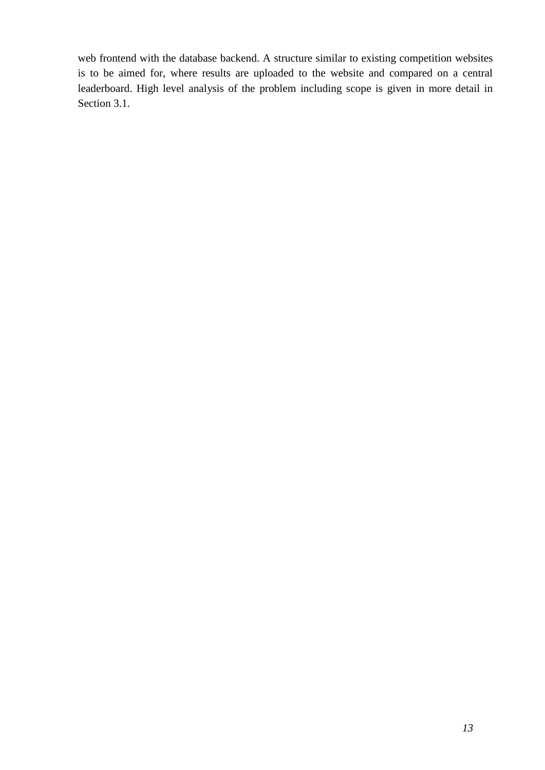web frontend with the database backend. A structure similar to existing competition websites is to be aimed for, where results are uploaded to the website and compared on a central leaderboard. High level analysis of the problem including scope is given in more detail in Section 3.1.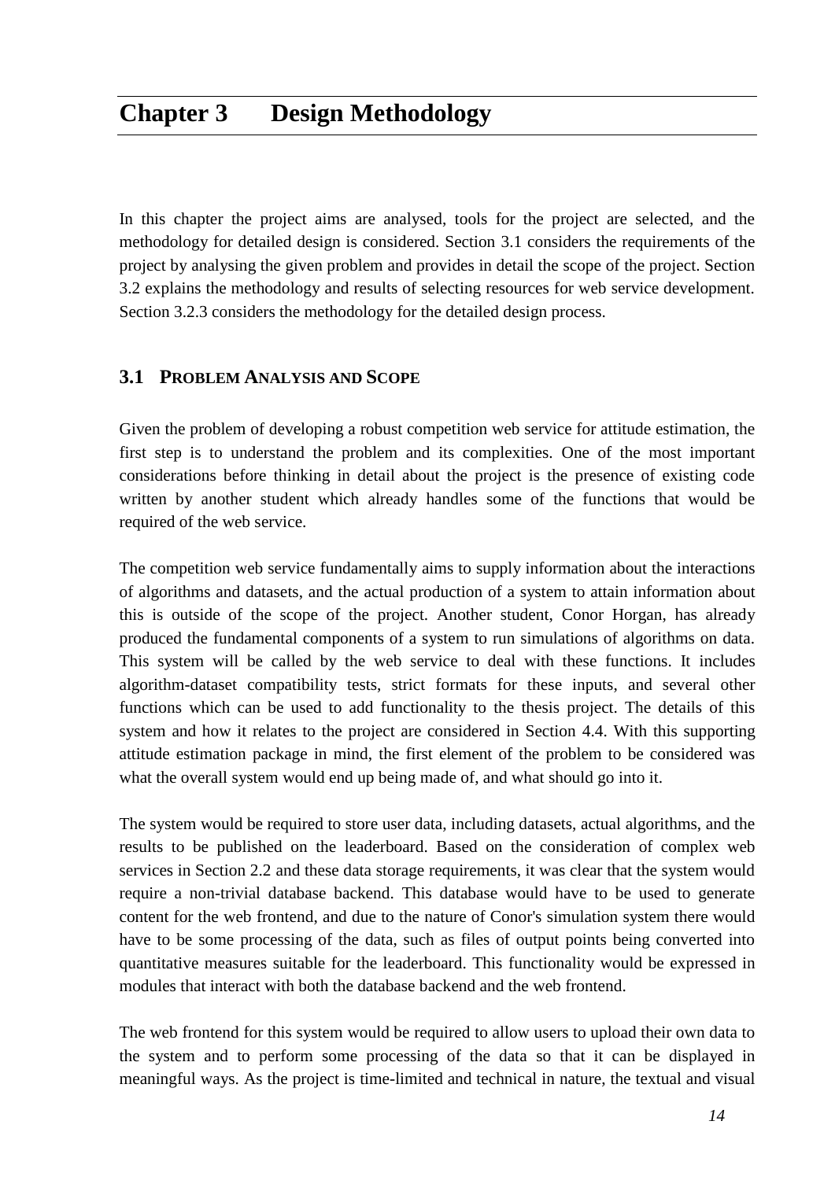# Chapter 3 Design Methodology

In this chapter the project aims are analysed, tools for the project are selected, and the methodology for detailed design is considered. Section 3.1 considers the requirements of the project by analysing the given problem and provides in detail the scope of the project. Section 3.2 explains the methodology and results of selecting resources for web service development. Section 3.2.3 considers the methodology for the detailed design process.

## 3.1 Problem Analysis and Scope

Given the problem of developing a robust competition web service for attitude estimation, the first step is to understand the problem and its complexities. One of the most important considerations before thinking in detail about the project is the presence of existing code written by another student which already handles some of the functions that would be required of the web service.

The competition web service fundamentally aims to supply information about the interactions of algorithms and datasets, and the actual production of a system to attain information about this is outside of the scope of the project. Another student, Conor Horgan, has already produced the fundamental components of a system to run simulations of algorithms on data. This system will be called by the web service to deal with these functions. It includes algorithm-dataset compatibility tests, strict formats for these inputs, and several other functions which can be used to add functionality to the thesis project. The details of this system and how it relates to the project are considered in Section 4.4. With this supporting attitude estimation package in mind, the first element of the problem to be considered was what the overall system would end up being made of, and what should go into it.

The system would be required to store user data, including datasets, actual algorithms, and the results to be published on the leaderboard. Based on the consideration of complex web services in Section 2.2 and these data storage requirements, it was clear that the system would require a non-trivial database backend. This database would have to be used to generate content for the web frontend, and due to the nature of Conor's simulation system there would have to be some processing of the data, such as files of output points being converted into quantitative measures suitable for the leaderboard. This functionality would be expressed in modules that interact with both the database backend and the web frontend.

The web frontend for this system would be required to allow users to upload their own data to the system and to perform some processing of the data so that it can be displayed in meaningful ways. As the project is time-limited and technical in nature, the textual and visual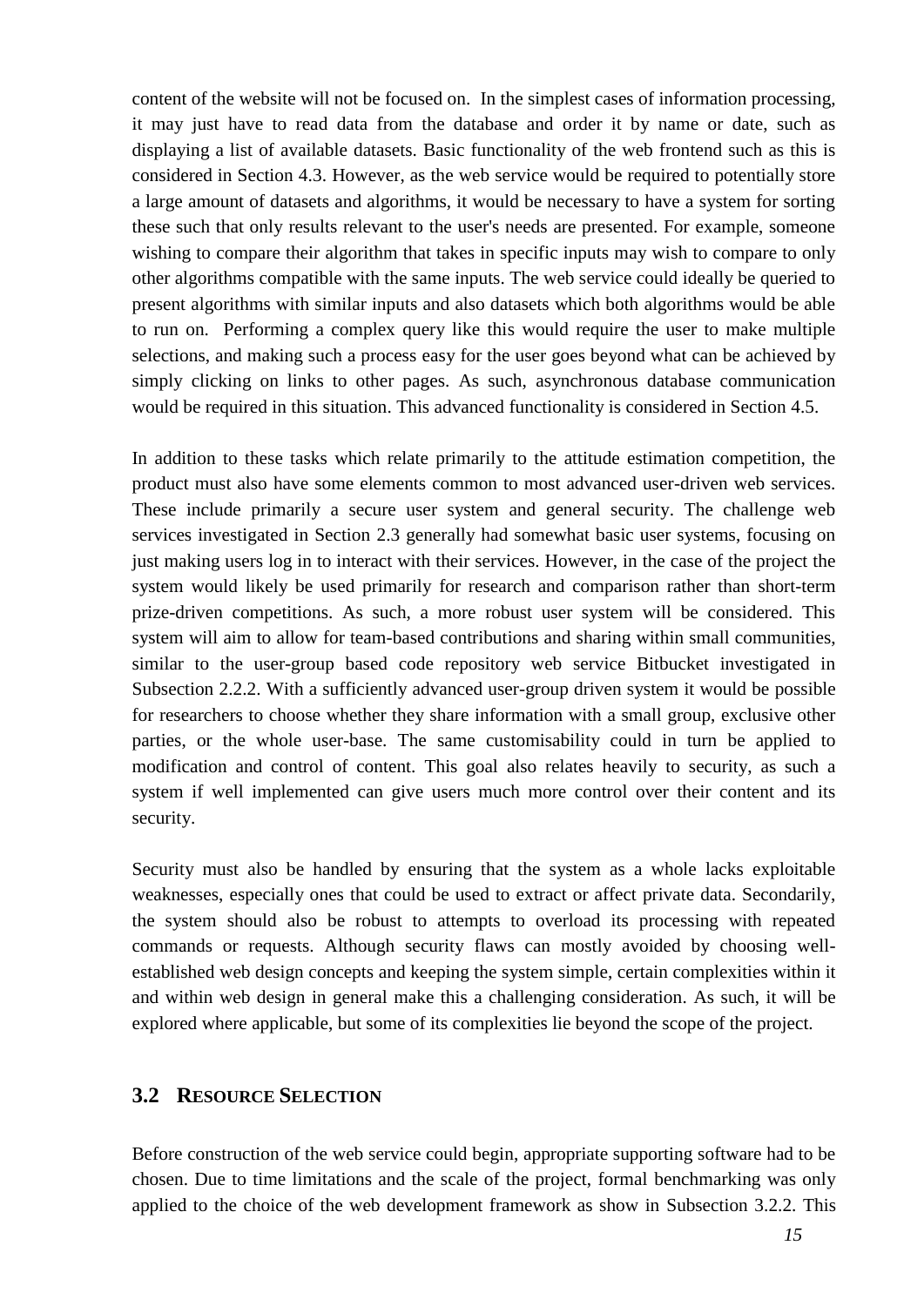content of the website will not be focused on. In the simplest cases of information processing, it may just have to read data from the database and order it by name or date, such as displaying a list of available datasets. Basic functionality of the web frontend such as this is considered in Section 4.3. However, as the web service would be required to potentially store a large amount of datasets and algorithms, it would be necessary to have a system for sorting these such that only results relevant to the user's needs are presented. For example, someone wishing to compare their algorithm that takes in specific inputs may wish to compare to only other algorithms compatible with the same inputs. The web service could ideally be queried to present algorithms with similar inputs and also datasets which both algorithms would be able to run on. Performing a complex query like this would require the user to make multiple selections, and making such a process easy for the user goes beyond what can be achieved by simply clicking on links to other pages. As such, asynchronous database communication would be required in this situation. This advanced functionality is considered in Section 4.5.

In addition to these tasks which relate primarily to the attitude estimation competition, the product must also have some elements common to most advanced user-driven web services. These include primarily a secure user system and general security. The challenge web services investigated in Section 2.3 generally had somewhat basic user systems, focusing on just making users log in to interact with their services. However, in the case of the project the system would likely be used primarily for research and comparison rather than short-term prize-driven competitions. As such, a more robust user system will be considered. This system will aim to allow for team-based contributions and sharing within small communities, similar to the user-group based code repository web service Bitbucket investigated in Subsection 2.2.2. With a sufficiently advanced user-group driven system it would be possible for researchers to choose whether they share information with a small group, exclusive other parties, or the whole user-base. The same customisability could in turn be applied to modification and control of content. This goal also relates heavily to security, as such a system if well implemented can give users much more control over their content and its security.

Security must also be handled by ensuring that the system as a whole lacks exploitable weaknesses, especially ones that could be used to extract or affect private data. Secondarily, the system should also be robust to attempts to overload its processing with repeated commands or requests. Although security flaws can mostly avoided by choosing well-established web design concepts and keeping the system simple, certain complexities within it and within web design in general make this a challenging consideration. As such, it will be explored where applicable, but some of its complexities lie beyond the scope of the project.

## 3.2 Resource Selection

Before construction of the web service could begin, appropriate supporting software had to be chosen. Due to time limitations and the scale of the project, formal benchmarking was only applied to the choice of the web development framework as show in Subsection 3.2.2. This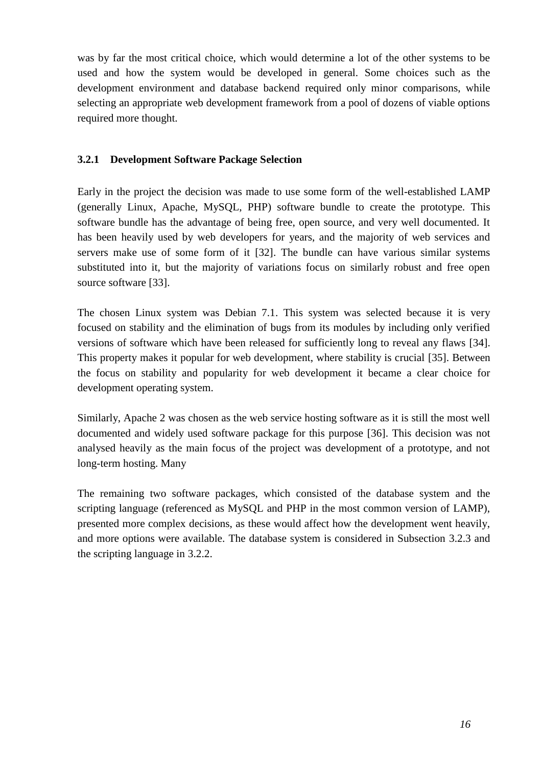was by far the most critical choice, which would determine a lot of the other systems to be used and how the system would be developed in general. Some choices such as the development environment and database backend required only minor comparisons, while selecting an appropriate web development framework from a pool of dozens of viable options required more thought.

### 3.2.1 Development Software Package Selection

Early in the project the decision was made to use some form of the well-established LAMP (generally Linux, Apache, MySQL, PHP) software bundle to create the prototype. This software bundle has the advantage of being free, open source, and very well documented. It has been heavily used by web developers for years, and the majority of web services and servers make use of some form of it [32]. The bundle can have various similar systems substituted into it, but the majority of variations focus on similarly robust and free open source software [33].

The chosen Linux system was Debian 7.1. This system was selected because it is very focused on stability and the elimination of bugs from its modules by including only verified versions of software which have been released for sufficiently long to reveal any flaws [34]. This property makes it popular for web development, where stability is crucial [35]. Between the focus on stability and popularity for web development it became a clear choice for development operating system.

Similarly, Apache 2 was chosen as the web service hosting software as it is still the most well documented and widely used software package for this purpose [36]. This decision was not analysed heavily as the main focus of the project was development of a prototype, and not long-term hosting. Many

The remaining two software packages, which consisted of the database system and the scripting language (referenced as MySQL and PHP in the most common version of LAMP), presented more complex decisions, as these would affect how the development went heavily, and more options were available. The database system is considered in Subsection 3.2.3 and the scripting language in 3.2.2.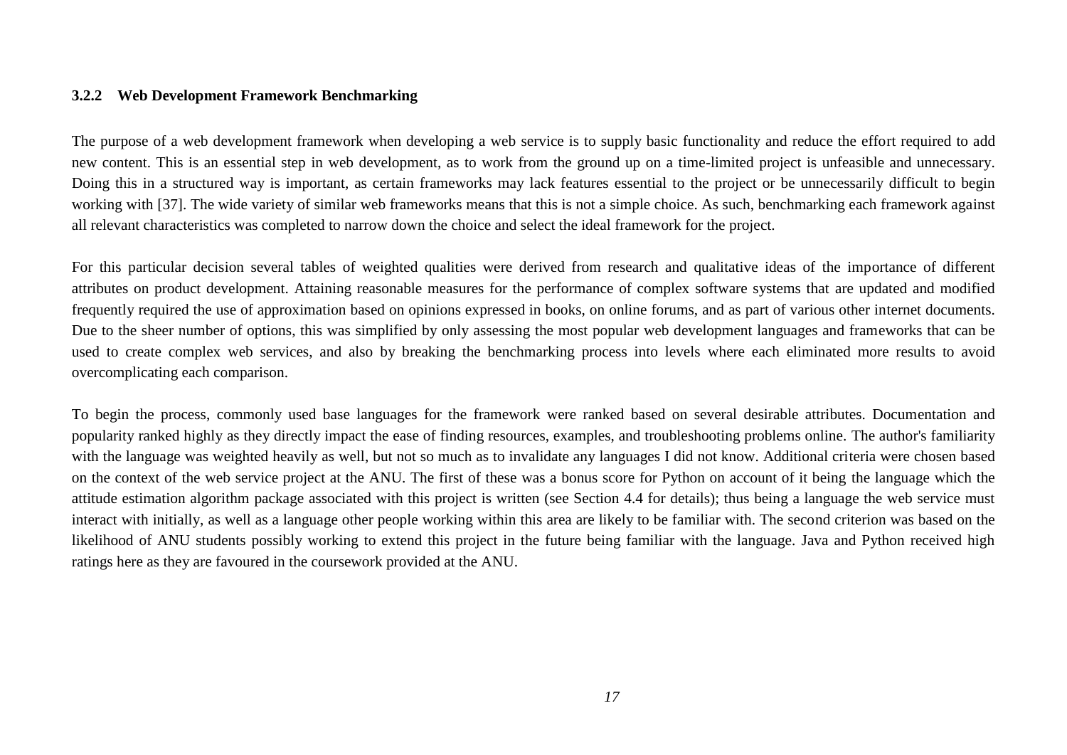### 3.2.2 Web Development Framework Benchmarking

The purpose of a web development framework when developing a web service is to supply basic functionality and reduce the effort required to add new content. This is an essential step in web development, as to work from the ground up on a time-limited project is unfeasible and unnecessary. Doing this in a structured way is important, as certain frameworks may lack features essential to the project or be unnecessarily difficult to begin working with [37]. The wide variety of similar web frameworks means that this is not a simple choice. As such, benchmarking each framework against all relevant characteristics was completed to narrow down the choice and select the ideal framework for the project.

For this particular decision several tables of weighted qualities were derived from research and qualitative ideas of the importance of different attributes on product development. Attaining reasonable measures for the performance of complex software systems that are updated and modified frequently required the use of approximation based on opinions expressed in books, on online forums, and as part of various other internet documents. Due to the sheer number of options, this was simplified by only assessing the most popular web development languages and frameworks that can be used to create complex web services, and also by breaking the benchmarking process into levels where each eliminated more results to avoid overcomplicating each comparison.

To begin the process, commonly used base languages for the framework were ranked based on several desirable attributes. Documentation and popularity ranked highly as they directly impact the ease of finding resources, examples, and troubleshooting problems online. The author's familiarity with the language was weighted heavily as well, but not so much as to invalidate any languages I did not know. Additional criteria were chosen based on the context of the web service project at the ANU. The first of these was a bonus score for Python on account of it being the language which the attitude estimation algorithm package associated with this project is written (see Section 4.4 for details); thus being a language the web service must interact with initially, as well as a language other people working within this area are likely to be familiar with. The second criterion was based on the likelihood of ANU students possibly working to extend this project in the future being familiar with the language. Java and Python received high ratings here as they are favoured in the coursework provided at the ANU.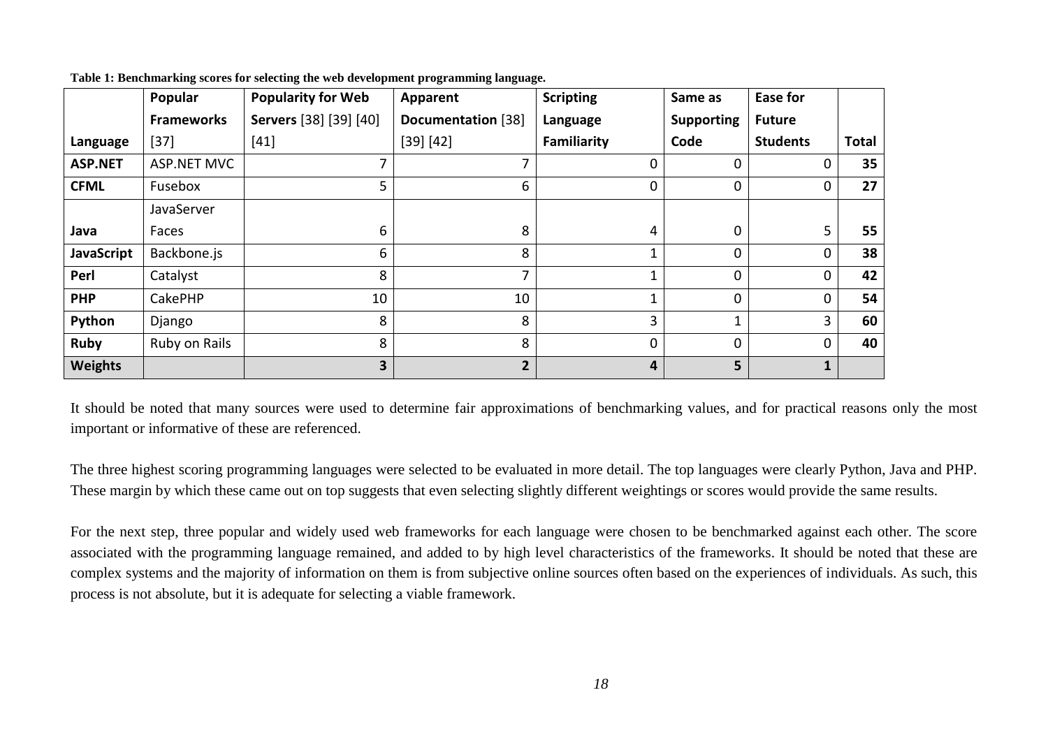**Table 1: Benchmarking scores for selecting the web development programming language.**

| Language | Popular Frameworks [37] | Popularity for Web Servers [38] [39] [40] [41] | Apparent Documentation [38] [39] [42] | Scripting Language Familiarity | Same as Supporting Code | Ease for Future Students | Total |
|---|---|---|---|---|---|---|---|
| **ASP.NET** | ASP.NET MVC | 7 | 7 | 0 | 0 | 0 | **35** |
| **CFML** | Fusebox | 5 | 6 | 0 | 0 | 0 | **27** |
| **Java** | JavaServer Faces | 6 | 8 | 4 | 0 | 5 | **55** |
| **JavaScript** | Backbone.js | 6 | 8 | 1 | 0 | 0 | **38** |
| **Perl** | Catalyst | 8 | 7 | 1 | 0 | 0 | **42** |
| **PHP** | CakePHP | 10 | 10 | 1 | 0 | 0 | **54** |
| **Python** | Django | 8 | 8 | 3 | 1 | 3 | **60** |
| **Ruby** | Ruby on Rails | 8 | 8 | 0 | 0 | 0 | **40** |
| **Weights** | | **3** | **2** | **4** | **5** | **1** | |

It should be noted that many sources were used to determine fair approximations of benchmarking values, and for practical reasons only the most important or informative of these are referenced.

The three highest scoring programming languages were selected to be evaluated in more detail. The top languages were clearly Python, Java and PHP. These margin by which these came out on top suggests that even selecting slightly different weightings or scores would provide the same results.

For the next step, three popular and widely used web frameworks for each language were chosen to be benchmarked against each other. The score associated with the programming language remained, and added to by high level characteristics of the frameworks. It should be noted that these are complex systems and the majority of information on them is from subjective online sources often based on the experiences of individuals. As such, this process is not absolute, but it is adequate for selecting a viable framework.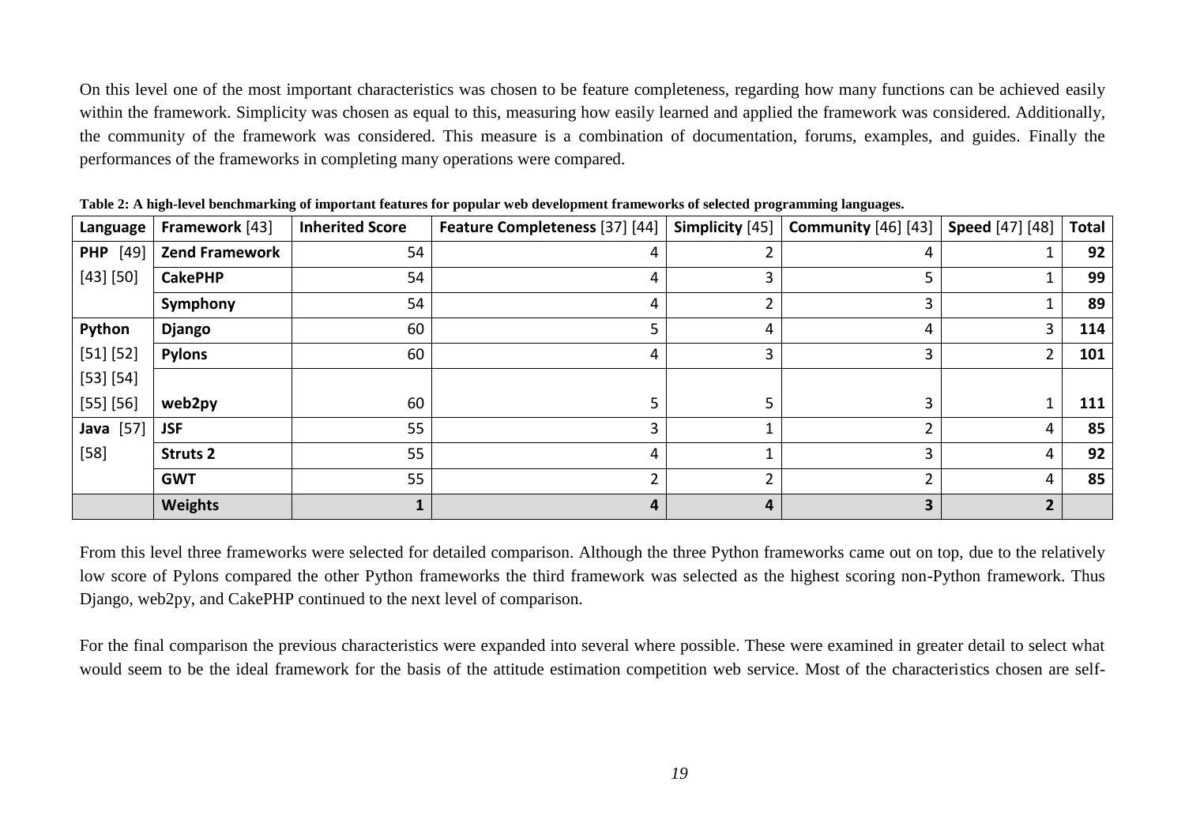On this level one of the most important characteristics was chosen to be feature completeness, regarding how many functions can be achieved easily within the framework. Simplicity was chosen as equal to this, measuring how easily learned and applied the framework was considered. Additionally, the community of the framework was considered. This measure is a combination of documentation, forums, examples, and guides. Finally the performances of the frameworks in completing many operations were compared.

**Table 2: A high-level benchmarking of important features for popular web development frameworks of selected programming languages.**

| Language | Framework [43] | Inherited Score | Feature Completeness [37] [44] | Simplicity [45] | Community [46] [43] | Speed [47] [48] | Total |
|---|---|---|---|---|---|---|---|
| **PHP** [49] [43] [50] | **Zend Framework** | 54 | 4 | 2 | 4 | 1 | **92** |
| | **CakePHP** | 54 | 4 | 3 | 5 | 1 | **99** |
| | **Symphony** | 54 | 4 | 2 | 3 | 1 | **89** |
| **Python** [51] [52] [53] [54] [55] [56] | **Django** | 60 | 5 | 4 | 4 | 3 | **114** |
| | **Pylons** | 60 | 4 | 3 | 3 | 2 | **101** |
| | **web2py** | 60 | 5 | 5 | 3 | 1 | **111** |
| **Java** [57] [58] | **JSF** | 55 | 3 | 1 | 2 | 4 | **85** |
| | **Struts 2** | 55 | 4 | 1 | 3 | 4 | **92** |
| | **GWT** | 55 | 2 | 2 | 2 | 4 | **85** |
| | **Weights** | **1** | **4** | **4** | **3** | **2** | |

From this level three frameworks were selected for detailed comparison. Although the three Python frameworks came out on top, due to the relatively low score of Pylons compared the other Python frameworks the third framework was selected as the highest scoring non-Python framework. Thus Django, web2py, and CakePHP continued to the next level of comparison.

For the final comparison the previous characteristics were expanded into several where possible. These were examined in greater detail to select what would seem to be the ideal framework for the basis of the attitude estimation competition web service. Most of the characteristics chosen are self-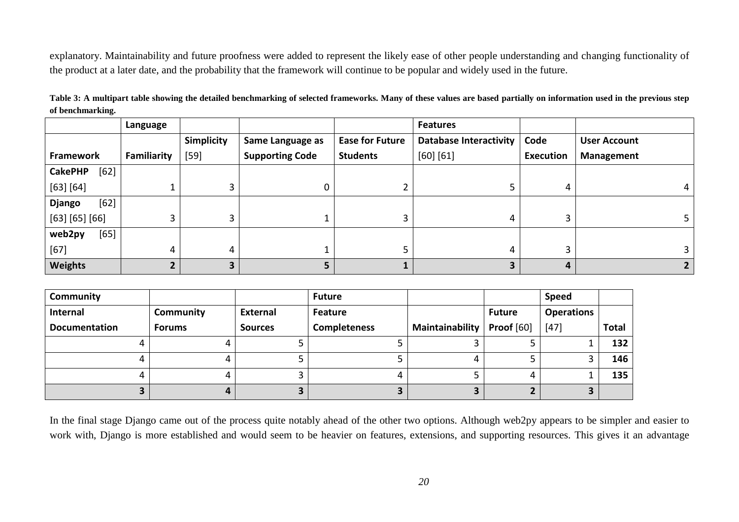explanatory. Maintainability and future proofness were added to represent the likely ease of other people understanding and changing functionality of the product at a later date, and the probability that the framework will continue to be popular and widely used in the future.

**Table 3: A multipart table showing the detailed benchmarking of selected frameworks. Many of these values are based partially on information used in the previous step of benchmarking.**

| | Language | | | | Features | | |
|---|---|---|---|---|---|---|---|
| **Framework** | **Familiarity** | **Simplicity** [59] | **Same Language as Supporting Code** | **Ease for Future Students** | **Database Interactivity** [60] [61] | **Code Execution** | **User Account Management** |
| **CakePHP** [62] [63] [64] | 1 | 3 | 0 | 2 | 5 | 4 | 4 |
| **Django** [62] [63] [65] [66] | 3 | 3 | 1 | 3 | 4 | 3 | 5 |
| **web2py** [65] [67] | 4 | 4 | 1 | 5 | 4 | 3 | 3 |
| **Weights** | **2** | **3** | **5** | **1** | **3** | **4** | **2** |

| Community | | | Future | | | Speed | |
|---|---|---|---|---|---|---|---|
| **Internal Documentation** | **Community Forums** | **External Sources** | **Feature Completeness** | **Maintainability** | **Future Proof** [60] | **Operations** [47] | **Total** |
| 4 | 4 | 5 | 5 | 3 | 5 | 1 | **132** |
| 4 | 4 | 5 | 5 | 4 | 5 | 3 | **146** |
| 4 | 4 | 3 | 4 | 5 | 4 | 1 | **135** |
| **3** | **4** | **3** | **3** | **3** | **2** | **3** | |

In the final stage Django came out of the process quite notably ahead of the other two options. Although web2py appears to be simpler and easier to work with, Django is more established and would seem to be heavier on features, extensions, and supporting resources. This gives it an advantage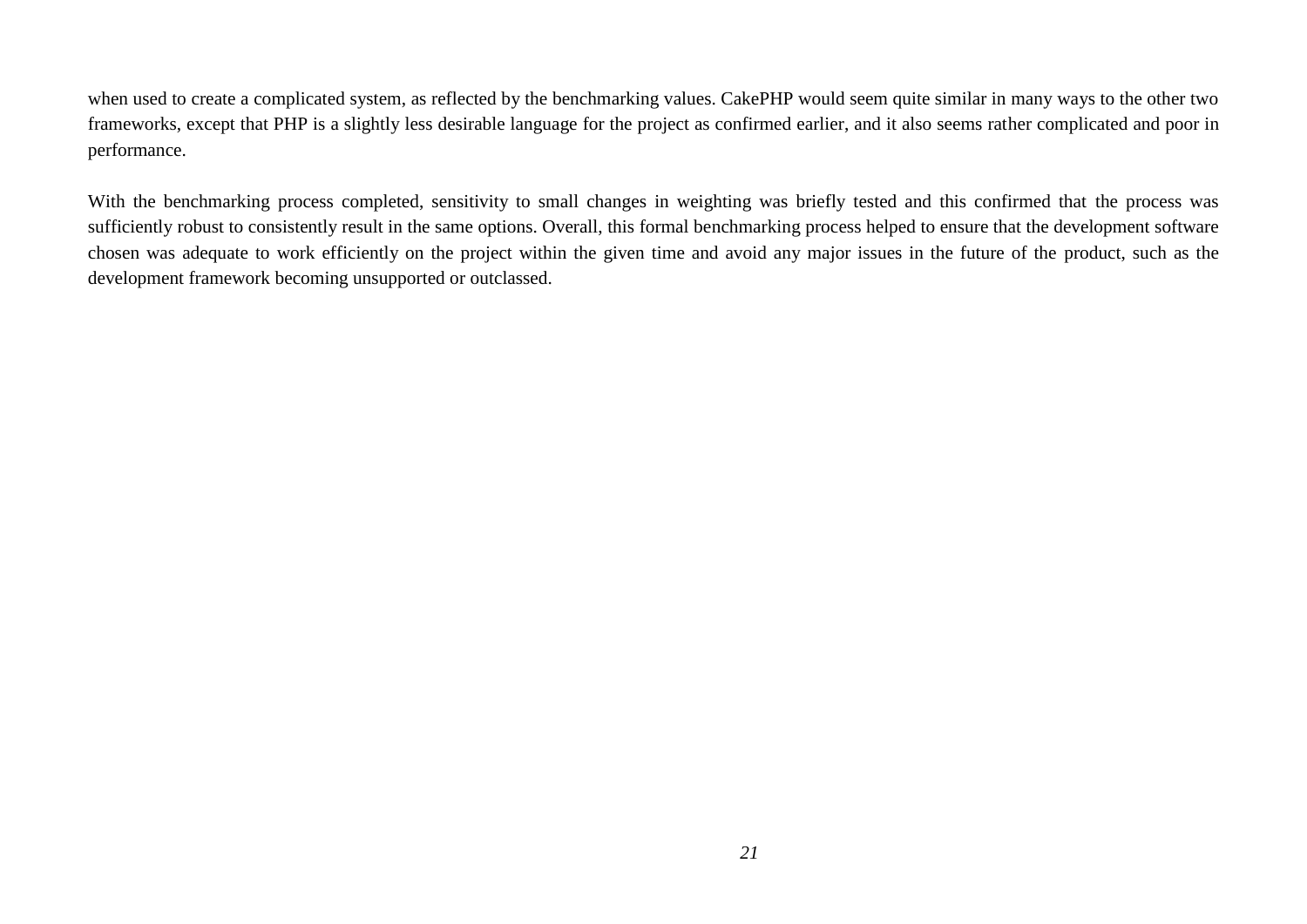when used to create a complicated system, as reflected by the benchmarking values. CakePHP would seem quite similar in many ways to the other two frameworks, except that PHP is a slightly less desirable language for the project as confirmed earlier, and it also seems rather complicated and poor in performance.

With the benchmarking process completed, sensitivity to small changes in weighting was briefly tested and this confirmed that the process was sufficiently robust to consistently result in the same options. Overall, this formal benchmarking process helped to ensure that the development software chosen was adequate to work efficiently on the project within the given time and avoid any major issues in the future of the product, such as the development framework becoming unsupported or outclassed.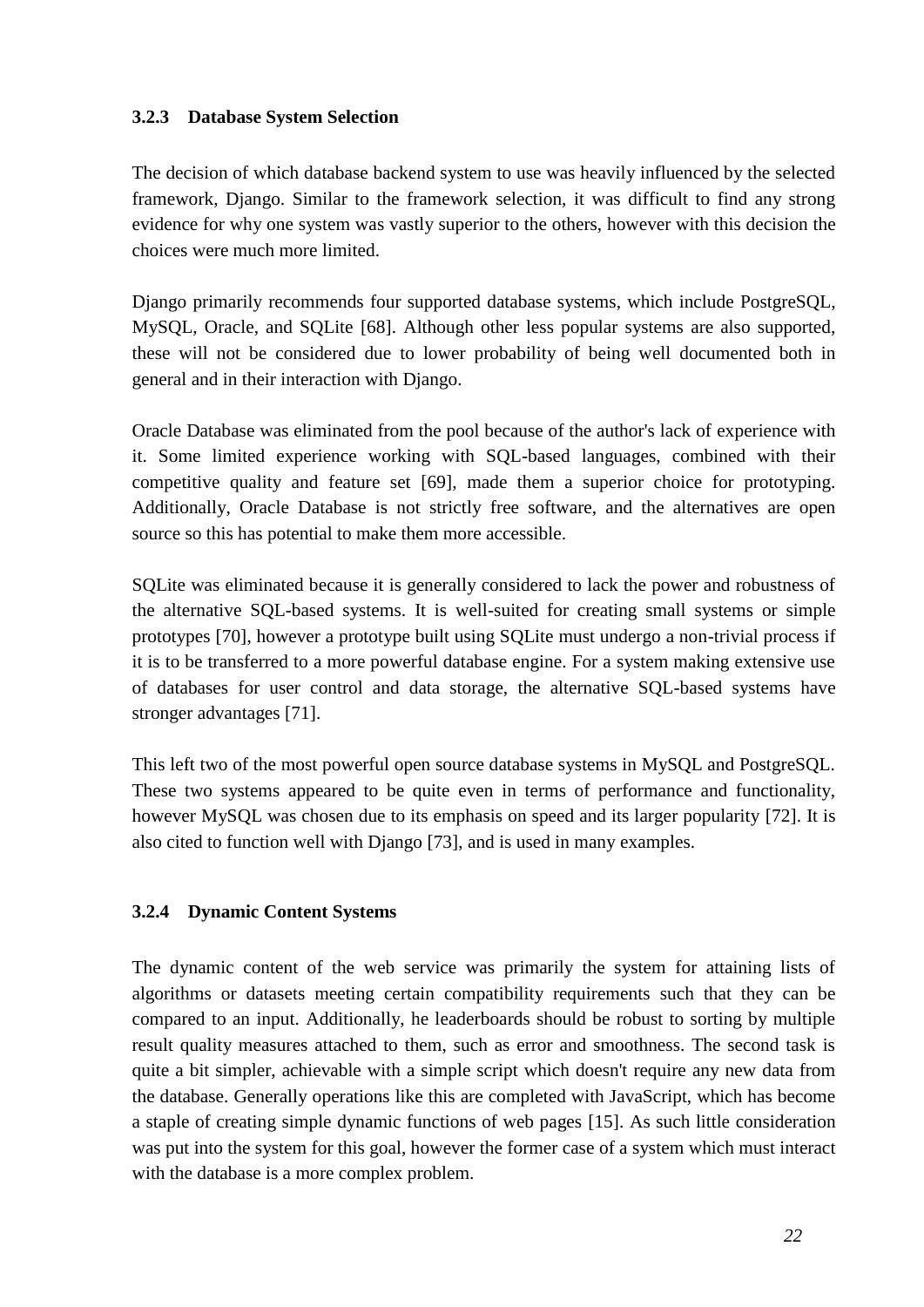### 3.2.3 Database System Selection

The decision of which database backend system to use was heavily influenced by the selected framework, Django. Similar to the framework selection, it was difficult to find any strong evidence for why one system was vastly superior to the others, however with this decision the choices were much more limited.

Django primarily recommends four supported database systems, which include PostgreSQL, MySQL, Oracle, and SQLite [68]. Although other less popular systems are also supported, these will not be considered due to lower probability of being well documented both in general and in their interaction with Django.

Oracle Database was eliminated from the pool because of the author's lack of experience with it. Some limited experience working with SQL-based languages, combined with their competitive quality and feature set [69], made them a superior choice for prototyping. Additionally, Oracle Database is not strictly free software, and the alternatives are open source so this has potential to make them more accessible.

SQLite was eliminated because it is generally considered to lack the power and robustness of the alternative SQL-based systems. It is well-suited for creating small systems or simple prototypes [70], however a prototype built using SQLite must undergo a non-trivial process if it is to be transferred to a more powerful database engine. For a system making extensive use of databases for user control and data storage, the alternative SQL-based systems have stronger advantages [71].

This left two of the most powerful open source database systems in MySQL and PostgreSQL. These two systems appeared to be quite even in terms of performance and functionality, however MySQL was chosen due to its emphasis on speed and its larger popularity [72]. It is also cited to function well with Django [73], and is used in many examples.

### 3.2.4 Dynamic Content Systems

The dynamic content of the web service was primarily the system for attaining lists of algorithms or datasets meeting certain compatibility requirements such that they can be compared to an input. Additionally, he leaderboards should be robust to sorting by multiple result quality measures attached to them, such as error and smoothness. The second task is quite a bit simpler, achievable with a simple script which doesn't require any new data from the database. Generally operations like this are completed with JavaScript, which has become a staple of creating simple dynamic functions of web pages [15]. As such little consideration was put into the system for this goal, however the former case of a system which must interact with the database is a more complex problem.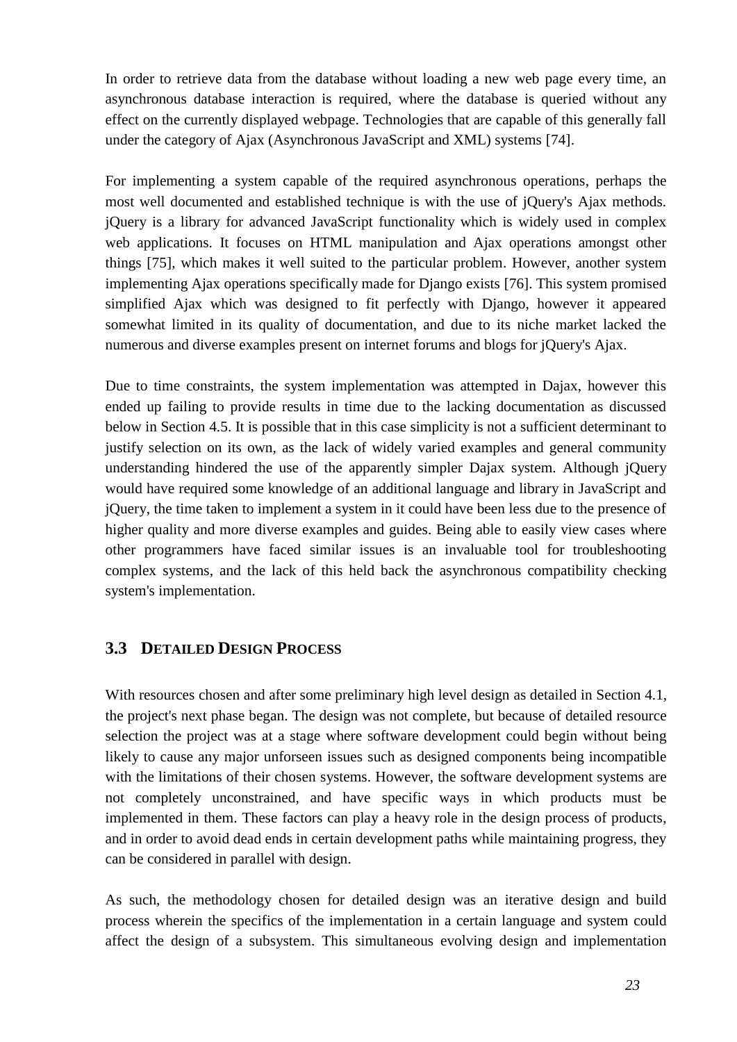In order to retrieve data from the database without loading a new web page every time, an asynchronous database interaction is required, where the database is queried without any effect on the currently displayed webpage. Technologies that are capable of this generally fall under the category of Ajax (Asynchronous JavaScript and XML) systems [74].

For implementing a system capable of the required asynchronous operations, perhaps the most well documented and established technique is with the use of jQuery's Ajax methods. jQuery is a library for advanced JavaScript functionality which is widely used in complex web applications. It focuses on HTML manipulation and Ajax operations amongst other things [75], which makes it well suited to the particular problem. However, another system implementing Ajax operations specifically made for Django exists [76]. This system promised simplified Ajax which was designed to fit perfectly with Django, however it appeared somewhat limited in its quality of documentation, and due to its niche market lacked the numerous and diverse examples present on internet forums and blogs for jQuery's Ajax.

Due to time constraints, the system implementation was attempted in Dajax, however this ended up failing to provide results in time due to the lacking documentation as discussed below in Section 4.5. It is possible that in this case simplicity is not a sufficient determinant to justify selection on its own, as the lack of widely varied examples and general community understanding hindered the use of the apparently simpler Dajax system. Although jQuery would have required some knowledge of an additional language and library in JavaScript and jQuery, the time taken to implement a system in it could have been less due to the presence of higher quality and more diverse examples and guides. Being able to easily view cases where other programmers have faced similar issues is an invaluable tool for troubleshooting complex systems, and the lack of this held back the asynchronous compatibility checking system's implementation.

## 3.3 Detailed Design Process

With resources chosen and after some preliminary high level design as detailed in Section 4.1, the project's next phase began. The design was not complete, but because of detailed resource selection the project was at a stage where software development could begin without being likely to cause any major unforseen issues such as designed components being incompatible with the limitations of their chosen systems. However, the software development systems are not completely unconstrained, and have specific ways in which products must be implemented in them. These factors can play a heavy role in the design process of products, and in order to avoid dead ends in certain development paths while maintaining progress, they can be considered in parallel with design.

As such, the methodology chosen for detailed design was an iterative design and build process wherein the specifics of the implementation in a certain language and system could affect the design of a subsystem. This simultaneous evolving design and implementation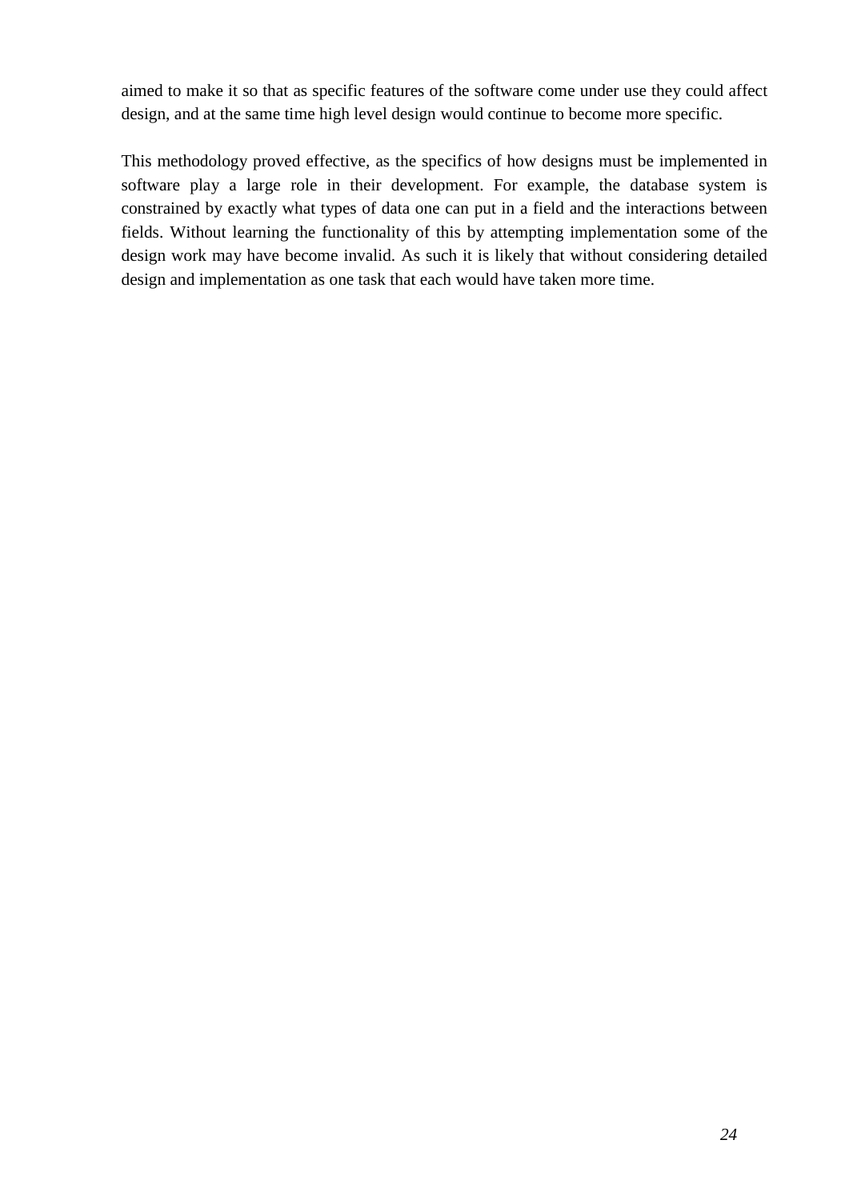aimed to make it so that as specific features of the software come under use they could affect design, and at the same time high level design would continue to become more specific.

This methodology proved effective, as the specifics of how designs must be implemented in software play a large role in their development. For example, the database system is constrained by exactly what types of data one can put in a field and the interactions between fields. Without learning the functionality of this by attempting implementation some of the design work may have become invalid. As such it is likely that without considering detailed design and implementation as one task that each would have taken more time.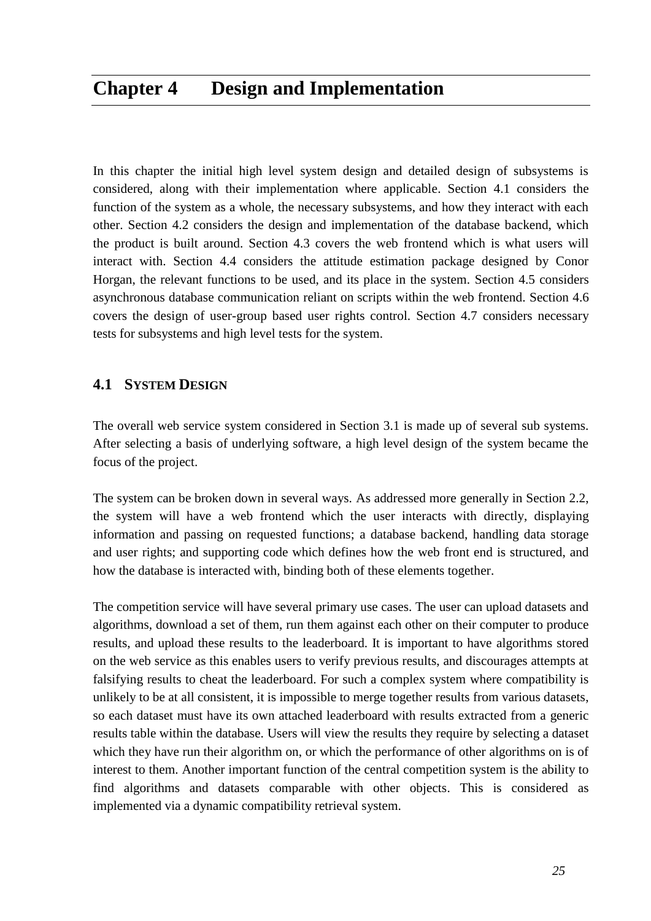# Chapter 4 Design and Implementation

In this chapter the initial high level system design and detailed design of subsystems is considered, along with their implementation where applicable. Section 4.1 considers the function of the system as a whole, the necessary subsystems, and how they interact with each other. Section 4.2 considers the design and implementation of the database backend, which the product is built around. Section 4.3 covers the web frontend which is what users will interact with. Section 4.4 considers the attitude estimation package designed by Conor Horgan, the relevant functions to be used, and its place in the system. Section 4.5 considers asynchronous database communication reliant on scripts within the web frontend. Section 4.6 covers the design of user-group based user rights control. Section 4.7 considers necessary tests for subsystems and high level tests for the system.

## 4.1 System Design

The overall web service system considered in Section 3.1 is made up of several sub systems. After selecting a basis of underlying software, a high level design of the system became the focus of the project.

The system can be broken down in several ways. As addressed more generally in Section 2.2, the system will have a web frontend which the user interacts with directly, displaying information and passing on requested functions; a database backend, handling data storage and user rights; and supporting code which defines how the web front end is structured, and how the database is interacted with, binding both of these elements together.

The competition service will have several primary use cases. The user can upload datasets and algorithms, download a set of them, run them against each other on their computer to produce results, and upload these results to the leaderboard. It is important to have algorithms stored on the web service as this enables users to verify previous results, and discourages attempts at falsifying results to cheat the leaderboard. For such a complex system where compatibility is unlikely to be at all consistent, it is impossible to merge together results from various datasets, so each dataset must have its own attached leaderboard with results extracted from a generic results table within the database. Users will view the results they require by selecting a dataset which they have run their algorithm on, or which the performance of other algorithms on is of interest to them. Another important function of the central competition system is the ability to find algorithms and datasets comparable with other objects. This is considered as implemented via a dynamic compatibility retrieval system.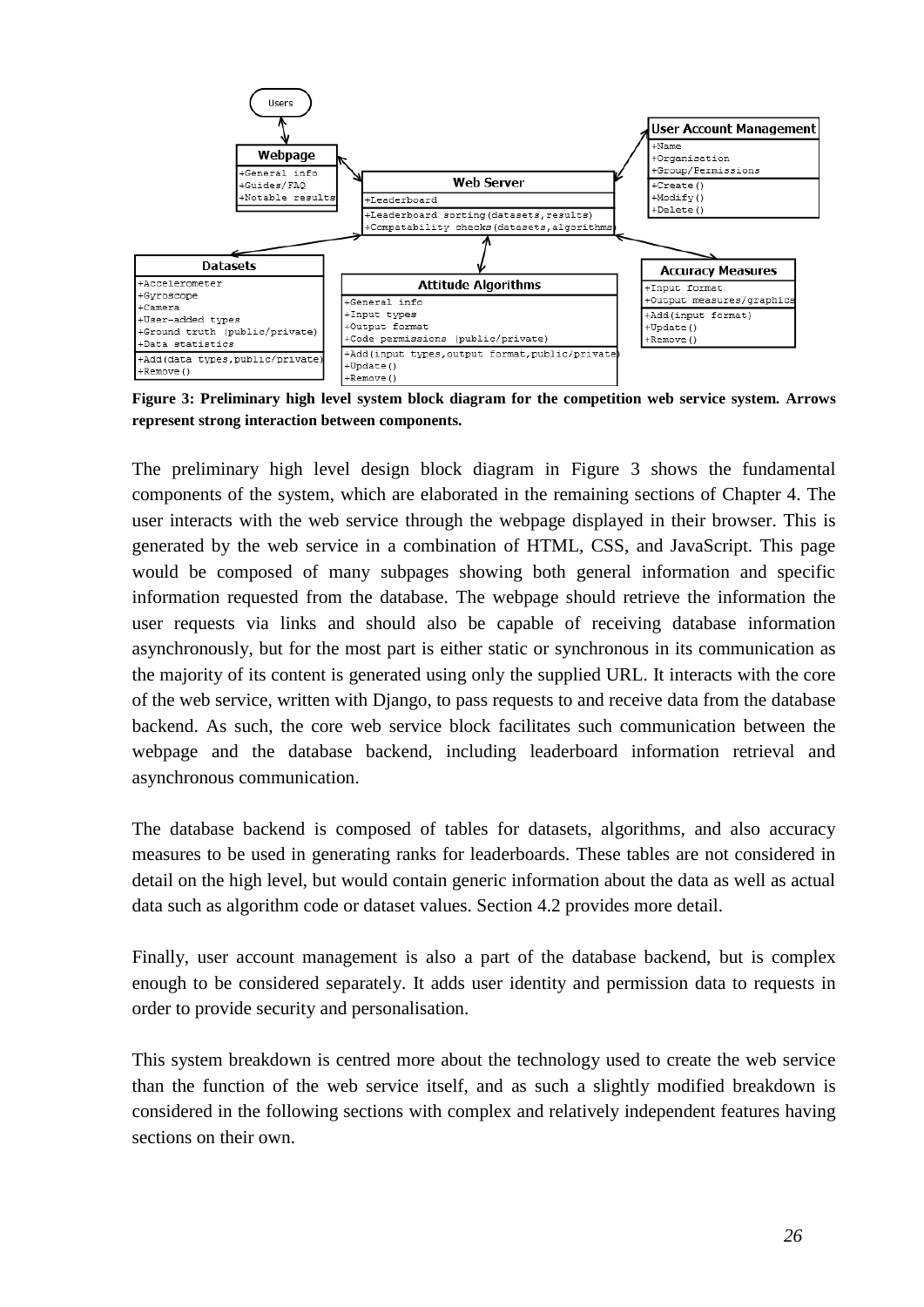Figure 3: Preliminary high level system block diagram for the competition web service system. Arrows represent strong interaction between components.

The preliminary high level design block diagram in Figure 3 shows the fundamental components of the system, which are elaborated in the remaining sections of Chapter 4. The user interacts with the web service through the webpage displayed in their browser. This is generated by the web service in a combination of HTML, CSS, and JavaScript. This page would be composed of many subpages showing both general information and specific information requested from the database. The webpage should retrieve the information the user requests via links and should also be capable of receiving database information asynchronously, but for the most part is either static or synchronous in its communication as the majority of its content is generated using only the supplied URL. It interacts with the core of the web service, written with Django, to pass requests to and receive data from the database backend. As such, the core web service block facilitates such communication between the webpage and the database backend, including leaderboard information retrieval and asynchronous communication.

The database backend is composed of tables for datasets, algorithms, and also accuracy measures to be used in generating ranks for leaderboards. These tables are not considered in detail on the high level, but would contain generic information about the data as well as actual data such as algorithm code or dataset values. Section 4.2 provides more detail.

Finally, user account management is also a part of the database backend, but is complex enough to be considered separately. It adds user identity and permission data to requests in order to provide security and personalisation.

This system breakdown is centred more about the technology used to create the web service than the function of the web service itself, and as such a slightly modified breakdown is considered in the following sections with complex and relatively independent features having sections on their own.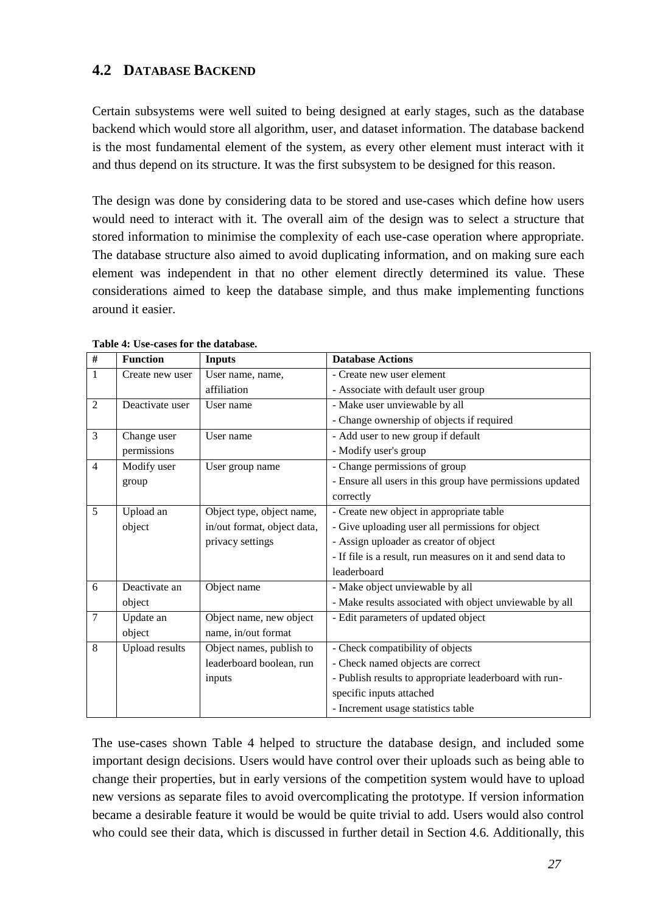## 4.2 Database Backend

Certain subsystems were well suited to being designed at early stages, such as the database backend which would store all algorithm, user, and dataset information. The database backend is the most fundamental element of the system, as every other element must interact with it and thus depend on its structure. It was the first subsystem to be designed for this reason.

The design was done by considering data to be stored and use-cases which define how users would need to interact with it. The overall aim of the design was to select a structure that stored information to minimise the complexity of each use-case operation where appropriate. The database structure also aimed to avoid duplicating information, and on making sure each element was independent in that no other element directly determined its value. These considerations aimed to keep the database simple, and thus make implementing functions around it easier.

**Table 4: Use-cases for the database.**

| # | Function | Inputs | Database Actions |
|---|---|---|---|
| 1 | Create new user | User name, name, affiliation | - Create new user element<br>- Associate with default user group |
| 2 | Deactivate user | User name | - Make user unviewable by all<br>- Change ownership of objects if required |
| 3 | Change user permissions | User name | - Add user to new group if default<br>- Modify user's group |
| 4 | Modify user group | User group name | - Change permissions of group<br>- Ensure all users in this group have permissions updated correctly |
| 5 | Upload an object | Object type, object name, in/out format, object data, privacy settings | - Create new object in appropriate table<br>- Give uploading user all permissions for object<br>- Assign uploader as creator of object<br>- If file is a result, run measures on it and send data to leaderboard |
| 6 | Deactivate an object | Object name | - Make object unviewable by all<br>- Make results associated with object unviewable by all |
| 7 | Update an object | Object name, new object name, in/out format | - Edit parameters of updated object |
| 8 | Upload results | Object names, publish to leaderboard boolean, run inputs | - Check compatibility of objects<br>- Check named objects are correct<br>- Publish results to appropriate leaderboard with run-specific inputs attached<br>- Increment usage statistics table |

The use-cases shown Table 4 helped to structure the database design, and included some important design decisions. Users would have control over their uploads such as being able to change their properties, but in early versions of the competition system would have to upload new versions as separate files to avoid overcomplicating the prototype. If version information became a desirable feature it would be would be quite trivial to add. Users would also control who could see their data, which is discussed in further detail in Section 4.6. Additionally, this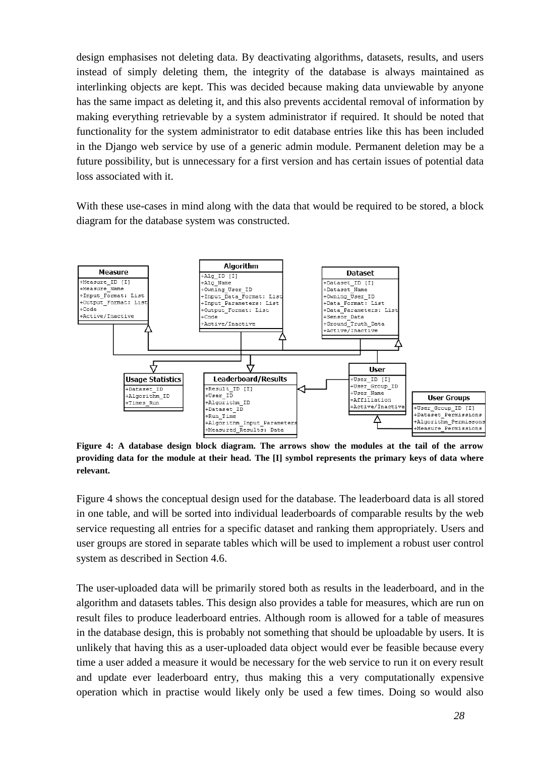design emphasises not deleting data. By deactivating algorithms, datasets, results, and users instead of simply deleting them, the integrity of the database is always maintained as interlinking objects are kept. This was decided because making data unviewable by anyone has the same impact as deleting it, and this also prevents accidental removal of information by making everything retrievable by a system administrator if required. It should be noted that functionality for the system administrator to edit database entries like this has been included in the Django web service by use of a generic admin module. Permanent deletion may be a future possibility, but is unnecessary for a first version and has certain issues of potential data loss associated with it.

With these use-cases in mind along with the data that would be required to be stored, a block diagram for the database system was constructed.

Measure
+Measure_ID [I]
+Measure_Name
+Input_Format: List
+Output_Format: List
+Code
+Active/Inactive

Algorithm
+Alg_ID [I]
+Alg_Name
+Owning_User_ID
+Input_Data_Format: List
+Input_Parameters: List
+Output_Format: List
+Code
+Active/Inactive

Dataset
+Dataset_ID [I]
+Dataset_Name
+Owning_User_ID
+Data_Format: List
+Data_Parameters: List
+Sensor_Data
+Ground_Truth_Data
+Active/Inactive

Usage Statistics
+Dataset_ID
+Algorithm_ID
+Times_Run

Leaderboard/Results
+Result_ID [I]
+User_ID
+Algorithm_ID
+Dataset_ID
+Run_Time
+Algorithm_Input_Parameters
+Measured_Results: Data

User
+User_ID [I]
+User_Group_ID
+User_Name
+Affiliation
+Active/Inactive

User Groups
+User_Group_ID [I]
+Dataset_Permissions
+Algorithm_Permissons
+Measure_Permissions

**Figure 4: A database design block diagram. The arrows show the modules at the tail of the arrow providing data for the module at their head. The [I] symbol represents the primary keys of data where relevant.**

Figure 4 shows the conceptual design used for the database. The leaderboard data is all stored in one table, and will be sorted into individual leaderboards of comparable results by the web service requesting all entries for a specific dataset and ranking them appropriately. Users and user groups are stored in separate tables which will be used to implement a robust user control system as described in Section 4.6.

The user-uploaded data will be primarily stored both as results in the leaderboard, and in the algorithm and datasets tables. This design also provides a table for measures, which are run on result files to produce leaderboard entries. Although room is allowed for a table of measures in the database design, this is probably not something that should be uploadable by users. It is unlikely that having this as a user-uploaded data object would ever be feasible because every time a user added a measure it would be necessary for the web service to run it on every result and update ever leaderboard entry, thus making this a very computationally expensive operation which in practise would likely only be used a few times. Doing so would also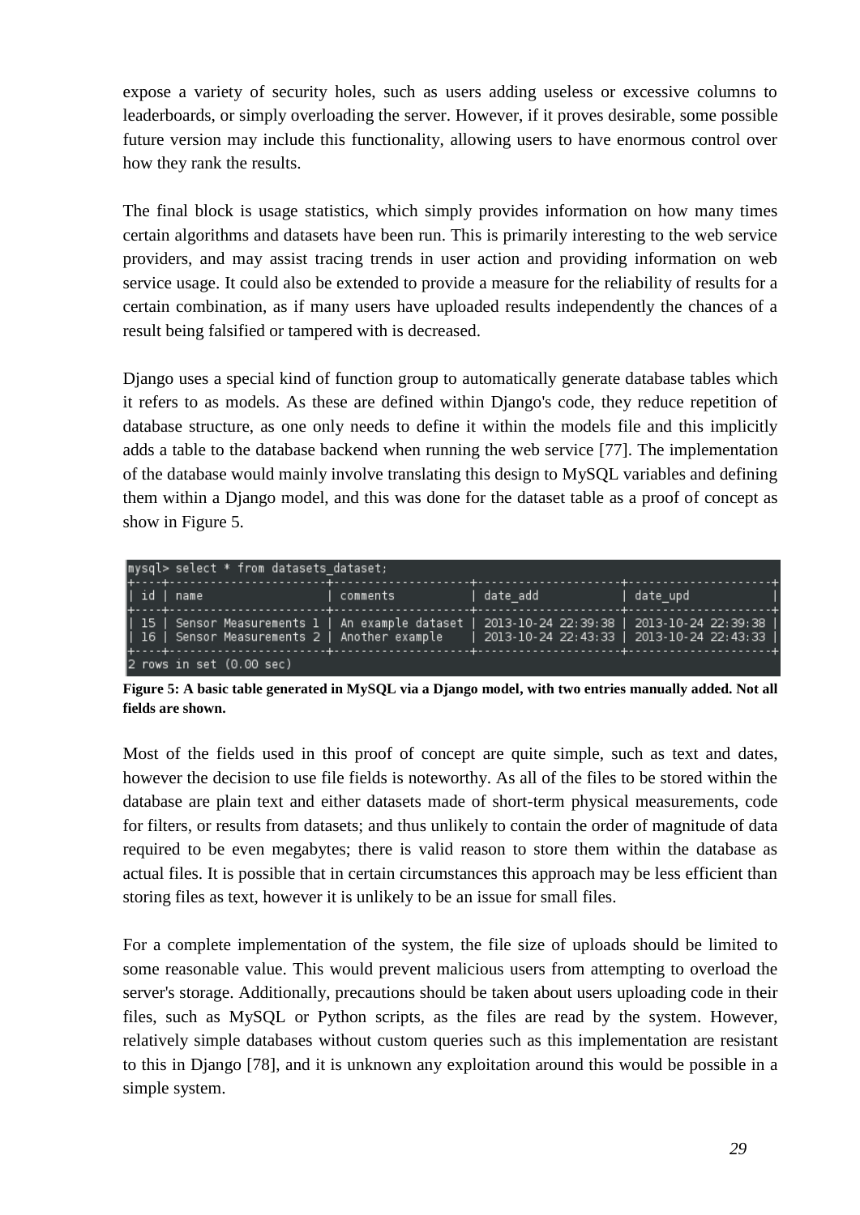expose a variety of security holes, such as users adding useless or excessive columns to leaderboards, or simply overloading the server. However, if it proves desirable, some possible future version may include this functionality, allowing users to have enormous control over how they rank the results.

The final block is usage statistics, which simply provides information on how many times certain algorithms and datasets have been run. This is primarily interesting to the web service providers, and may assist tracing trends in user action and providing information on web service usage. It could also be extended to provide a measure for the reliability of results for a certain combination, as if many users have uploaded results independently the chances of a result being falsified or tampered with is decreased.

Django uses a special kind of function group to automatically generate database tables which it refers to as models. As these are defined within Django's code, they reduce repetition of database structure, as one only needs to define it within the models file and this implicitly adds a table to the database backend when running the web service [77]. The implementation of the database would mainly involve translating this design to MySQL variables and defining them within a Django model, and this was done for the dataset table as a proof of concept as show in Figure 5.

```
mysql> select * from datasets_dataset;
+----+----------------------+--------------------+---------------------+---------------------+
| id | name                 | comments           | date_add            | date_upd            |
+----+----------------------+--------------------+---------------------+---------------------+
| 15 | Sensor Measurements 1 | An example dataset | 2013-10-24 22:39:38 | 2013-10-24 22:39:38 |
| 16 | Sensor Measurements 2 | Another example    | 2013-10-24 22:43:33 | 2013-10-24 22:43:33 |
+----+----------------------+--------------------+---------------------+---------------------+
2 rows in set (0.00 sec)
```

**Figure 5: A basic table generated in MySQL via a Django model, with two entries manually added. Not all fields are shown.**

Most of the fields used in this proof of concept are quite simple, such as text and dates, however the decision to use file fields is noteworthy. As all of the files to be stored within the database are plain text and either datasets made of short-term physical measurements, code for filters, or results from datasets; and thus unlikely to contain the order of magnitude of data required to be even megabytes; there is valid reason to store them within the database as actual files. It is possible that in certain circumstances this approach may be less efficient than storing files as text, however it is unlikely to be an issue for small files.

For a complete implementation of the system, the file size of uploads should be limited to some reasonable value. This would prevent malicious users from attempting to overload the server's storage. Additionally, precautions should be taken about users uploading code in their files, such as MySQL or Python scripts, as the files are read by the system. However, relatively simple databases without custom queries such as this implementation are resistant to this in Django [78], and it is unknown any exploitation around this would be possible in a simple system.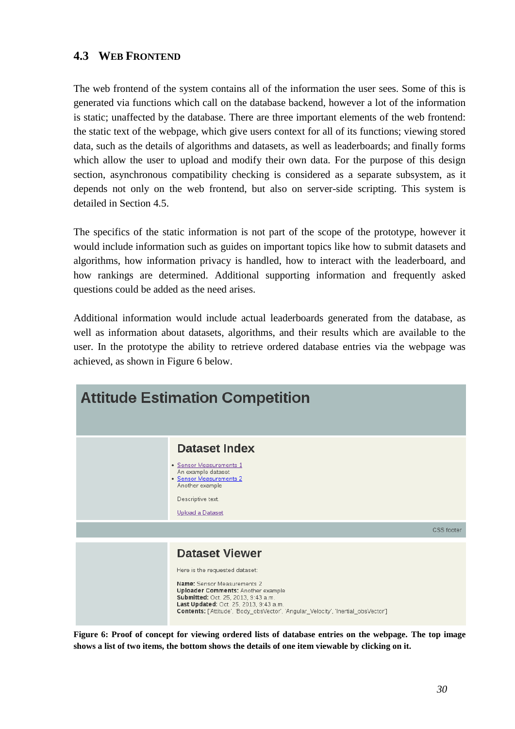## 4.3 Web Frontend

The web frontend of the system contains all of the information the user sees. Some of this is generated via functions which call on the database backend, however a lot of the information is static; unaffected by the database. There are three important elements of the web frontend: the static text of the webpage, which give users context for all of its functions; viewing stored data, such as the details of algorithms and datasets, as well as leaderboards; and finally forms which allow the user to upload and modify their own data. For the purpose of this design section, asynchronous compatibility checking is considered as a separate subsystem, as it depends not only on the web frontend, but also on server-side scripting. This system is detailed in Section 4.5.

The specifics of the static information is not part of the scope of the prototype, however it would include information such as guides on important topics like how to submit datasets and algorithms, how information privacy is handled, how to interact with the leaderboard, and how rankings are determined. Additional supporting information and frequently asked questions could be added as the need arises.

Additional information would include actual leaderboards generated from the database, as well as information about datasets, algorithms, and their results which are available to the user. In the prototype the ability to retrieve ordered database entries via the webpage was achieved, as shown in Figure 6 below.

Attitude Estimation Competition

Dataset Index

- Sensor Measurements 1
  An example dataset
- Sensor Measurements 2
  Another example

Descriptive text.

Upload a Dataset

CSS footer

Dataset Viewer

Here is the requested dataset:

**Name:** Sensor Measurements 2
**Uploader Comments:** Another example
**Submitted:** Oct. 25, 2013, 9:43 a.m.
**Last Updated:** Oct. 25, 2013, 9:43 a.m.
**Contents:** ['Attitude', 'Body_obsVector', 'Angular_Velocity', 'Inertial_obsVector']

**Figure 6: Proof of concept for viewing ordered lists of database entries on the webpage. The top image shows a list of two items, the bottom shows the details of one item viewable by clicking on it.**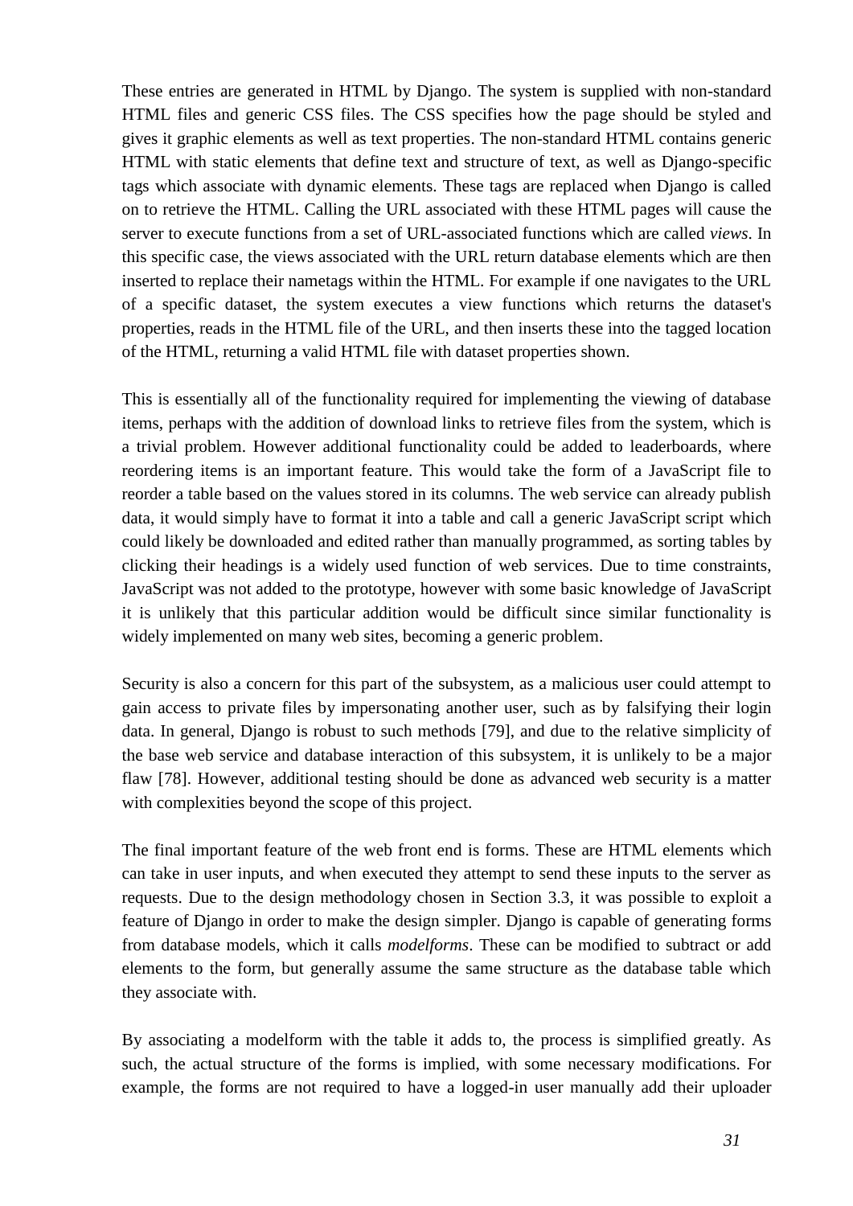These entries are generated in HTML by Django. The system is supplied with non-standard HTML files and generic CSS files. The CSS specifies how the page should be styled and gives it graphic elements as well as text properties. The non-standard HTML contains generic HTML with static elements that define text and structure of text, as well as Django-specific tags which associate with dynamic elements. These tags are replaced when Django is called on to retrieve the HTML. Calling the URL associated with these HTML pages will cause the server to execute functions from a set of URL-associated functions which are called *views*. In this specific case, the views associated with the URL return database elements which are then inserted to replace their nametags within the HTML. For example if one navigates to the URL of a specific dataset, the system executes a view functions which returns the dataset's properties, reads in the HTML file of the URL, and then inserts these into the tagged location of the HTML, returning a valid HTML file with dataset properties shown.

This is essentially all of the functionality required for implementing the viewing of database items, perhaps with the addition of download links to retrieve files from the system, which is a trivial problem. However additional functionality could be added to leaderboards, where reordering items is an important feature. This would take the form of a JavaScript file to reorder a table based on the values stored in its columns. The web service can already publish data, it would simply have to format it into a table and call a generic JavaScript script which could likely be downloaded and edited rather than manually programmed, as sorting tables by clicking their headings is a widely used function of web services. Due to time constraints, JavaScript was not added to the prototype, however with some basic knowledge of JavaScript it is unlikely that this particular addition would be difficult since similar functionality is widely implemented on many web sites, becoming a generic problem.

Security is also a concern for this part of the subsystem, as a malicious user could attempt to gain access to private files by impersonating another user, such as by falsifying their login data. In general, Django is robust to such methods [79], and due to the relative simplicity of the base web service and database interaction of this subsystem, it is unlikely to be a major flaw [78]. However, additional testing should be done as advanced web security is a matter with complexities beyond the scope of this project.

The final important feature of the web front end is forms. These are HTML elements which can take in user inputs, and when executed they attempt to send these inputs to the server as requests. Due to the design methodology chosen in Section 3.3, it was possible to exploit a feature of Django in order to make the design simpler. Django is capable of generating forms from database models, which it calls *modelforms*. These can be modified to subtract or add elements to the form, but generally assume the same structure as the database table which they associate with.

By associating a modelform with the table it adds to, the process is simplified greatly. As such, the actual structure of the forms is implied, with some necessary modifications. For example, the forms are not required to have a logged-in user manually add their uploader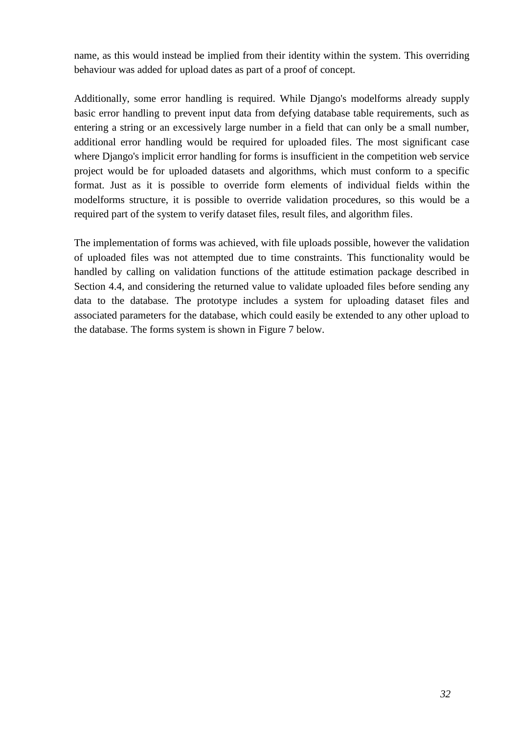name, as this would instead be implied from their identity within the system. This overriding behaviour was added for upload dates as part of a proof of concept.

Additionally, some error handling is required. While Django's modelforms already supply basic error handling to prevent input data from defying database table requirements, such as entering a string or an excessively large number in a field that can only be a small number, additional error handling would be required for uploaded files. The most significant case where Django's implicit error handling for forms is insufficient in the competition web service project would be for uploaded datasets and algorithms, which must conform to a specific format. Just as it is possible to override form elements of individual fields within the modelforms structure, it is possible to override validation procedures, so this would be a required part of the system to verify dataset files, result files, and algorithm files.

The implementation of forms was achieved, with file uploads possible, however the validation of uploaded files was not attempted due to time constraints. This functionality would be handled by calling on validation functions of the attitude estimation package described in Section 4.4, and considering the returned value to validate uploaded files before sending any data to the database. The prototype includes a system for uploading dataset files and associated parameters for the database, which could easily be extended to any other upload to the database. The forms system is shown in Figure 7 below.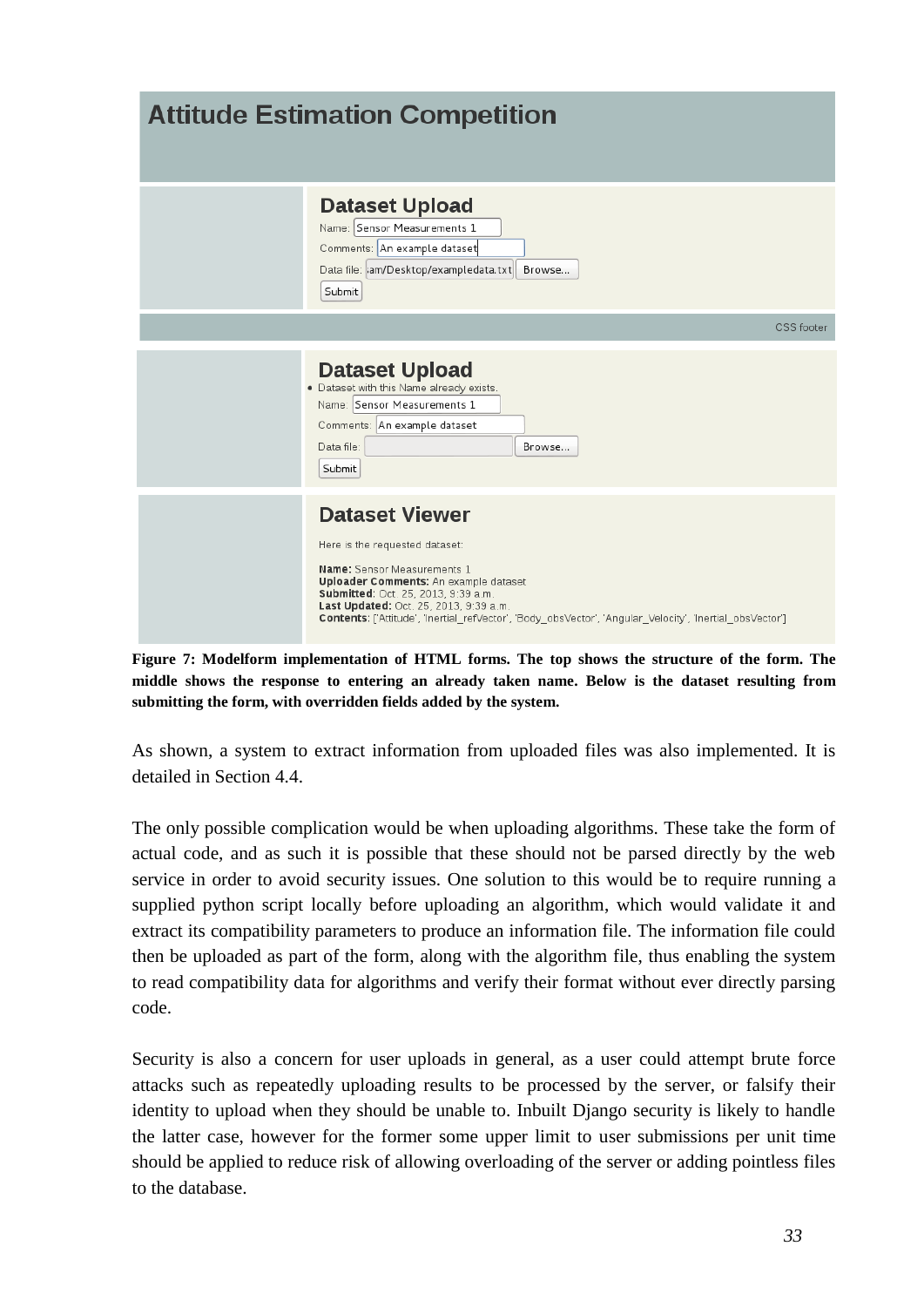Attitude Estimation Competition

Dataset Upload

Name: Sensor Measurements 1

Comments: An example dataset

Data file: am/Desktop/exampledata.txt Browse...

Submit

CSS footer

Dataset Upload

- Dataset with this Name already exists.

Name: Sensor Measurements 1

Comments: An example dataset

Data file: Browse...

Submit

Dataset Viewer

Here is the requested dataset:

**Name:** Sensor Measurements 1
**Uploader Comments:** An example dataset
**Submitted:** Oct. 25, 2013, 9:39 a.m.
**Last Updated:** Oct. 25, 2013, 9:39 a.m.
**Contents:** ['Attitude', 'Inertial_refVector', 'Body_obsVector', 'Angular_Velocity', 'Inertial_obsVector']

**Figure 7: Modelform implementation of HTML forms. The top shows the structure of the form. The middle shows the response to entering an already taken name. Below is the dataset resulting from submitting the form, with overridden fields added by the system.**

As shown, a system to extract information from uploaded files was also implemented. It is detailed in Section 4.4.

The only possible complication would be when uploading algorithms. These take the form of actual code, and as such it is possible that these should not be parsed directly by the web service in order to avoid security issues. One solution to this would be to require running a supplied python script locally before uploading an algorithm, which would validate it and extract its compatibility parameters to produce an information file. The information file could then be uploaded as part of the form, along with the algorithm file, thus enabling the system to read compatibility data for algorithms and verify their format without ever directly parsing code.

Security is also a concern for user uploads in general, as a user could attempt brute force attacks such as repeatedly uploading results to be processed by the server, or falsify their identity to upload when they should be unable to. Inbuilt Django security is likely to handle the latter case, however for the former some upper limit to user submissions per unit time should be applied to reduce risk of allowing overloading of the server or adding pointless files to the database.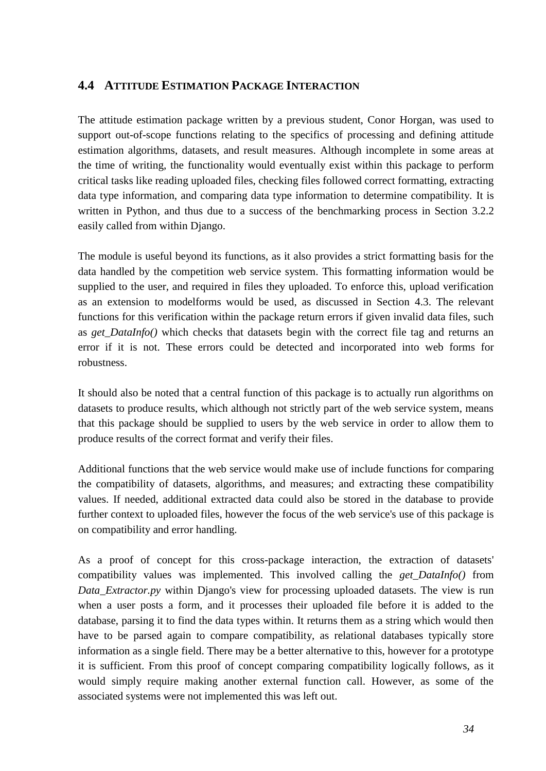## 4.4 Attitude Estimation Package Interaction

The attitude estimation package written by a previous student, Conor Horgan, was used to support out-of-scope functions relating to the specifics of processing and defining attitude estimation algorithms, datasets, and result measures. Although incomplete in some areas at the time of writing, the functionality would eventually exist within this package to perform critical tasks like reading uploaded files, checking files followed correct formatting, extracting data type information, and comparing data type information to determine compatibility. It is written in Python, and thus due to a success of the benchmarking process in Section 3.2.2 easily called from within Django.

The module is useful beyond its functions, as it also provides a strict formatting basis for the data handled by the competition web service system. This formatting information would be supplied to the user, and required in files they uploaded. To enforce this, upload verification as an extension to modelforms would be used, as discussed in Section 4.3. The relevant functions for this verification within the package return errors if given invalid data files, such as *get_DataInfo()* which checks that datasets begin with the correct file tag and returns an error if it is not. These errors could be detected and incorporated into web forms for robustness.

It should also be noted that a central function of this package is to actually run algorithms on datasets to produce results, which although not strictly part of the web service system, means that this package should be supplied to users by the web service in order to allow them to produce results of the correct format and verify their files.

Additional functions that the web service would make use of include functions for comparing the compatibility of datasets, algorithms, and measures; and extracting these compatibility values. If needed, additional extracted data could also be stored in the database to provide further context to uploaded files, however the focus of the web service's use of this package is on compatibility and error handling.

As a proof of concept for this cross-package interaction, the extraction of datasets' compatibility values was implemented. This involved calling the *get_DataInfo()* from *Data_Extractor.py* within Django's view for processing uploaded datasets. The view is run when a user posts a form, and it processes their uploaded file before it is added to the database, parsing it to find the data types within. It returns them as a string which would then have to be parsed again to compare compatibility, as relational databases typically store information as a single field. There may be a better alternative to this, however for a prototype it is sufficient. From this proof of concept comparing compatibility logically follows, as it would simply require making another external function call. However, as some of the associated systems were not implemented this was left out.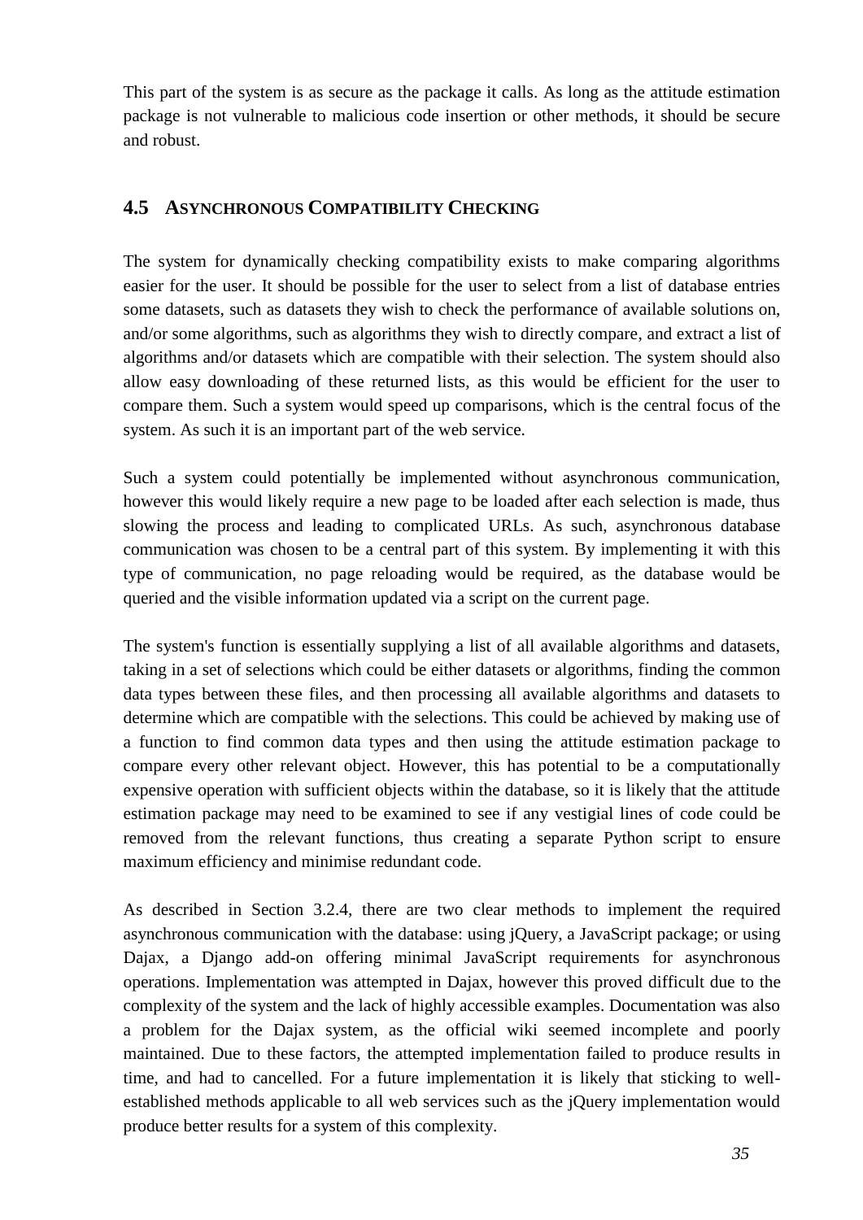This part of the system is as secure as the package it calls. As long as the attitude estimation package is not vulnerable to malicious code insertion or other methods, it should be secure and robust.

## 4.5 Asynchronous Compatibility Checking

The system for dynamically checking compatibility exists to make comparing algorithms easier for the user. It should be possible for the user to select from a list of database entries some datasets, such as datasets they wish to check the performance of available solutions on, and/or some algorithms, such as algorithms they wish to directly compare, and extract a list of algorithms and/or datasets which are compatible with their selection. The system should also allow easy downloading of these returned lists, as this would be efficient for the user to compare them. Such a system would speed up comparisons, which is the central focus of the system. As such it is an important part of the web service.

Such a system could potentially be implemented without asynchronous communication, however this would likely require a new page to be loaded after each selection is made, thus slowing the process and leading to complicated URLs. As such, asynchronous database communication was chosen to be a central part of this system. By implementing it with this type of communication, no page reloading would be required, as the database would be queried and the visible information updated via a script on the current page.

The system's function is essentially supplying a list of all available algorithms and datasets, taking in a set of selections which could be either datasets or algorithms, finding the common data types between these files, and then processing all available algorithms and datasets to determine which are compatible with the selections. This could be achieved by making use of a function to find common data types and then using the attitude estimation package to compare every other relevant object. However, this has potential to be a computationally expensive operation with sufficient objects within the database, so it is likely that the attitude estimation package may need to be examined to see if any vestigial lines of code could be removed from the relevant functions, thus creating a separate Python script to ensure maximum efficiency and minimise redundant code.

As described in Section 3.2.4, there are two clear methods to implement the required asynchronous communication with the database: using jQuery, a JavaScript package; or using Dajax, a Django add-on offering minimal JavaScript requirements for asynchronous operations. Implementation was attempted in Dajax, however this proved difficult due to the complexity of the system and the lack of highly accessible examples. Documentation was also a problem for the Dajax system, as the official wiki seemed incomplete and poorly maintained. Due to these factors, the attempted implementation failed to produce results in time, and had to cancelled. For a future implementation it is likely that sticking to well-established methods applicable to all web services such as the jQuery implementation would produce better results for a system of this complexity.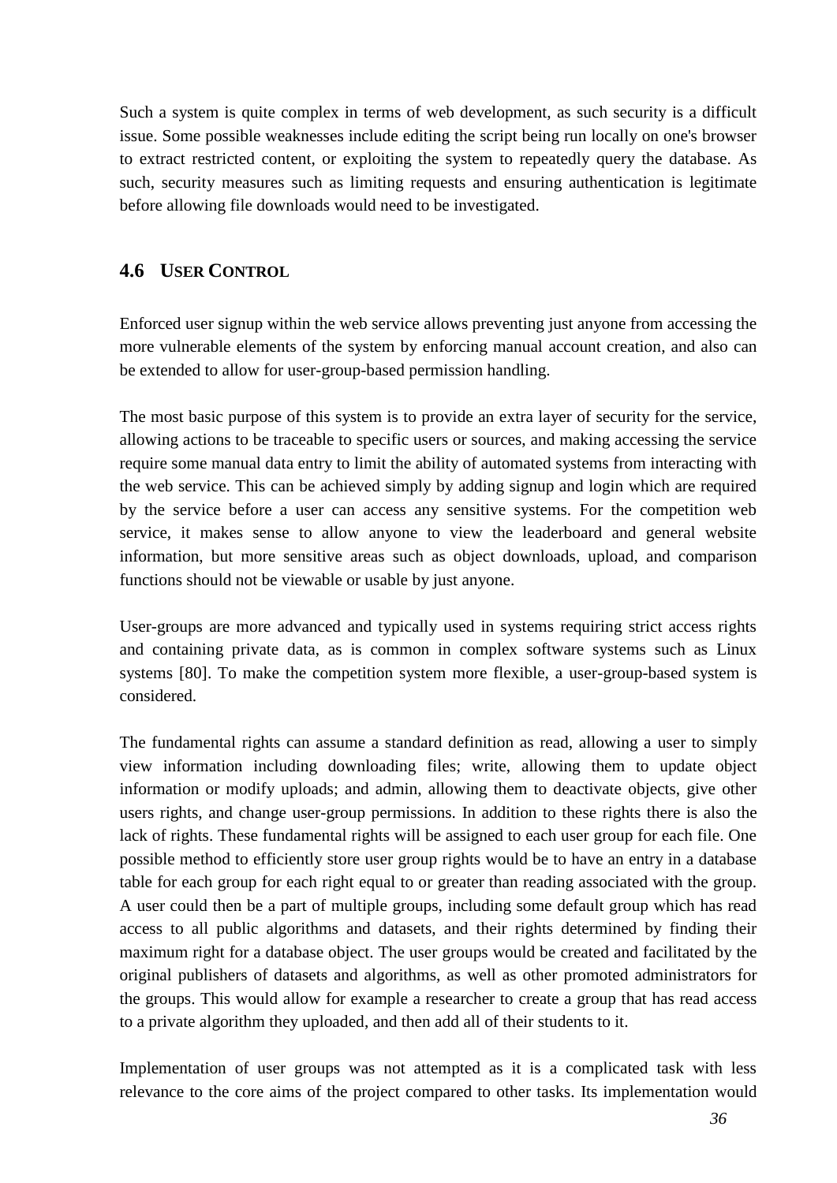Such a system is quite complex in terms of web development, as such security is a difficult issue. Some possible weaknesses include editing the script being run locally on one's browser to extract restricted content, or exploiting the system to repeatedly query the database. As such, security measures such as limiting requests and ensuring authentication is legitimate before allowing file downloads would need to be investigated.

## 4.6 USER CONTROL

Enforced user signup within the web service allows preventing just anyone from accessing the more vulnerable elements of the system by enforcing manual account creation, and also can be extended to allow for user-group-based permission handling.

The most basic purpose of this system is to provide an extra layer of security for the service, allowing actions to be traceable to specific users or sources, and making accessing the service require some manual data entry to limit the ability of automated systems from interacting with the web service. This can be achieved simply by adding signup and login which are required by the service before a user can access any sensitive systems. For the competition web service, it makes sense to allow anyone to view the leaderboard and general website information, but more sensitive areas such as object downloads, upload, and comparison functions should not be viewable or usable by just anyone.

User-groups are more advanced and typically used in systems requiring strict access rights and containing private data, as is common in complex software systems such as Linux systems [80]. To make the competition system more flexible, a user-group-based system is considered.

The fundamental rights can assume a standard definition as read, allowing a user to simply view information including downloading files; write, allowing them to update object information or modify uploads; and admin, allowing them to deactivate objects, give other users rights, and change user-group permissions. In addition to these rights there is also the lack of rights. These fundamental rights will be assigned to each user group for each file. One possible method to efficiently store user group rights would be to have an entry in a database table for each group for each right equal to or greater than reading associated with the group. A user could then be a part of multiple groups, including some default group which has read access to all public algorithms and datasets, and their rights determined by finding their maximum right for a database object. The user groups would be created and facilitated by the original publishers of datasets and algorithms, as well as other promoted administrators for the groups. This would allow for example a researcher to create a group that has read access to a private algorithm they uploaded, and then add all of their students to it.

Implementation of user groups was not attempted as it is a complicated task with less relevance to the core aims of the project compared to other tasks. Its implementation would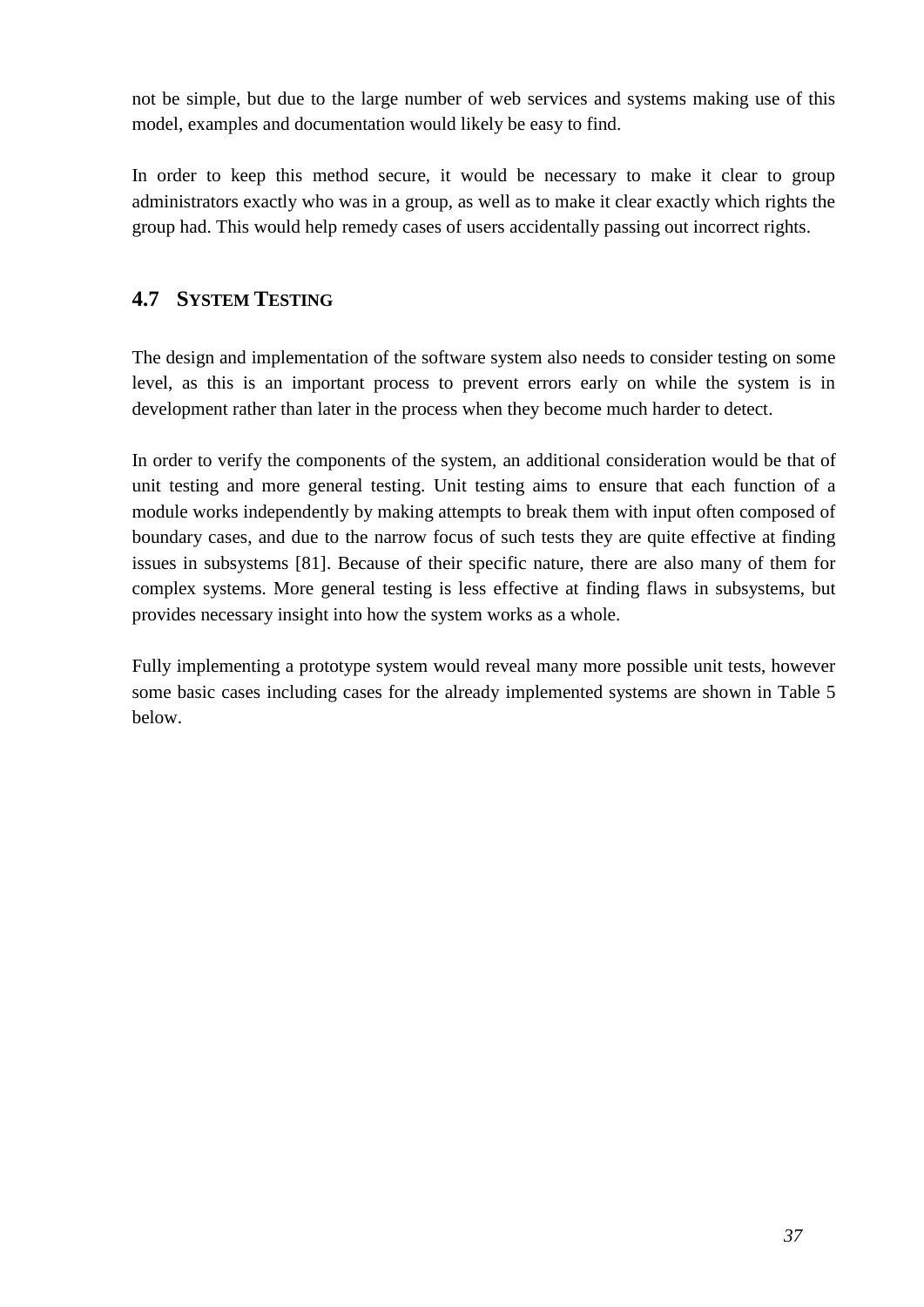not be simple, but due to the large number of web services and systems making use of this model, examples and documentation would likely be easy to find.

In order to keep this method secure, it would be necessary to make it clear to group administrators exactly who was in a group, as well as to make it clear exactly which rights the group had. This would help remedy cases of users accidentally passing out incorrect rights.

## 4.7 SYSTEM TESTING

The design and implementation of the software system also needs to consider testing on some level, as this is an important process to prevent errors early on while the system is in development rather than later in the process when they become much harder to detect.

In order to verify the components of the system, an additional consideration would be that of unit testing and more general testing. Unit testing aims to ensure that each function of a module works independently by making attempts to break them with input often composed of boundary cases, and due to the narrow focus of such tests they are quite effective at finding issues in subsystems [81]. Because of their specific nature, there are also many of them for complex systems. More general testing is less effective at finding flaws in subsystems, but provides necessary insight into how the system works as a whole.

Fully implementing a prototype system would reveal many more possible unit tests, however some basic cases including cases for the already implemented systems are shown in Table 5 below.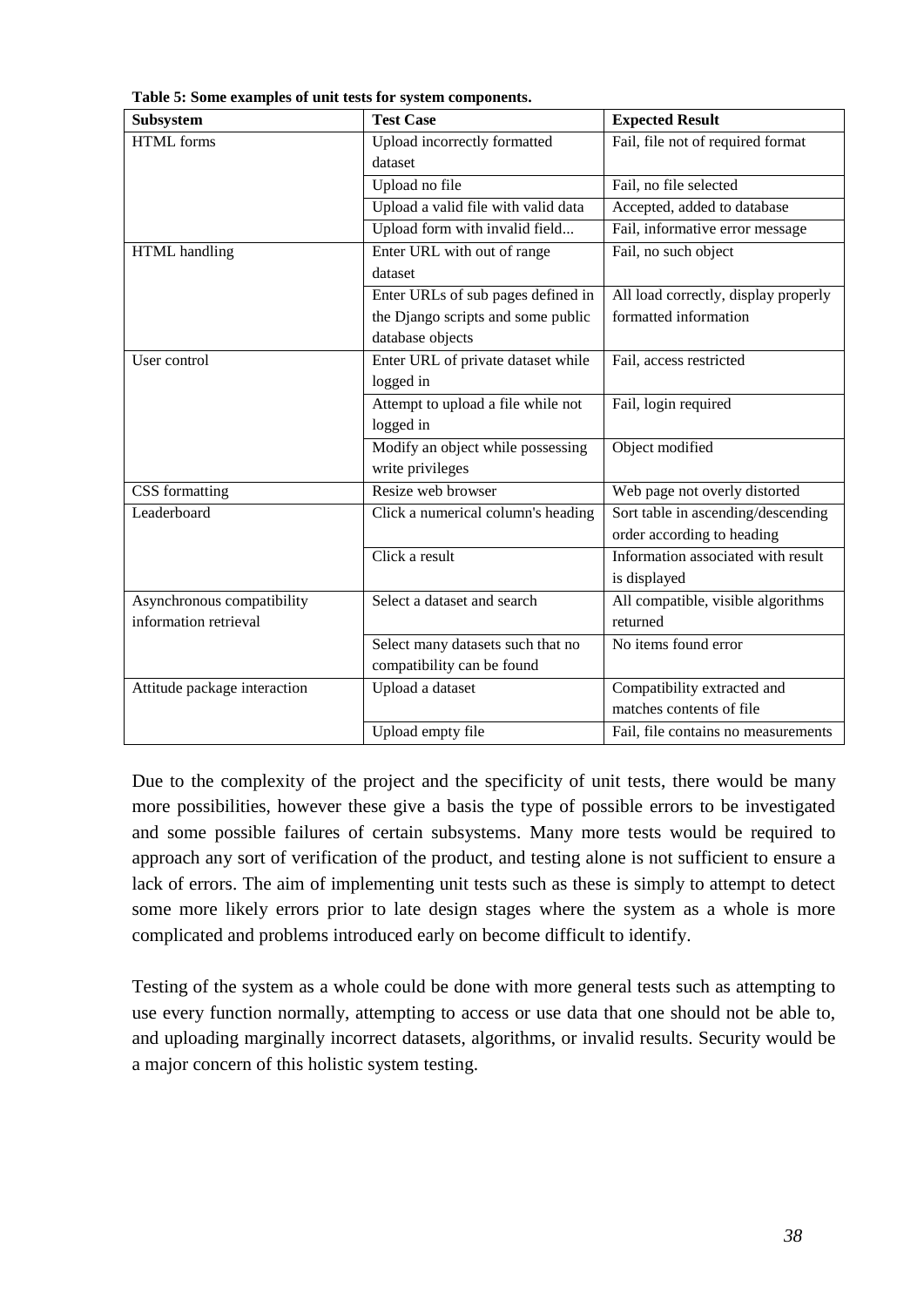**Table 5: Some examples of unit tests for system components.**

| Subsystem | Test Case | Expected Result |
| --- | --- | --- |
| HTML forms | Upload incorrectly formatted dataset | Fail, file not of required format |
| | Upload no file | Fail, no file selected |
| | Upload a valid file with valid data | Accepted, added to database |
| | Upload form with invalid field... | Fail, informative error message |
| HTML handling | Enter URL with out of range dataset | Fail, no such object |
| | Enter URLs of sub pages defined in the Django scripts and some public database objects | All load correctly, display properly formatted information |
| User control | Enter URL of private dataset while logged in | Fail, access restricted |
| | Attempt to upload a file while not logged in | Fail, login required |
| | Modify an object while possessing write privileges | Object modified |
| CSS formatting | Resize web browser | Web page not overly distorted |
| Leaderboard | Click a numerical column's heading | Sort table in ascending/descending order according to heading |
| | Click a result | Information associated with result is displayed |
| Asynchronous compatibility information retrieval | Select a dataset and search | All compatible, visible algorithms returned |
| | Select many datasets such that no compatibility can be found | No items found error |
| Attitude package interaction | Upload a dataset | Compatibility extracted and matches contents of file |
| | Upload empty file | Fail, file contains no measurements |

Due to the complexity of the project and the specificity of unit tests, there would be many more possibilities, however these give a basis the type of possible errors to be investigated and some possible failures of certain subsystems. Many more tests would be required to approach any sort of verification of the product, and testing alone is not sufficient to ensure a lack of errors. The aim of implementing unit tests such as these is simply to attempt to detect some more likely errors prior to late design stages where the system as a whole is more complicated and problems introduced early on become difficult to identify.

Testing of the system as a whole could be done with more general tests such as attempting to use every function normally, attempting to access or use data that one should not be able to, and uploading marginally incorrect datasets, algorithms, or invalid results. Security would be a major concern of this holistic system testing.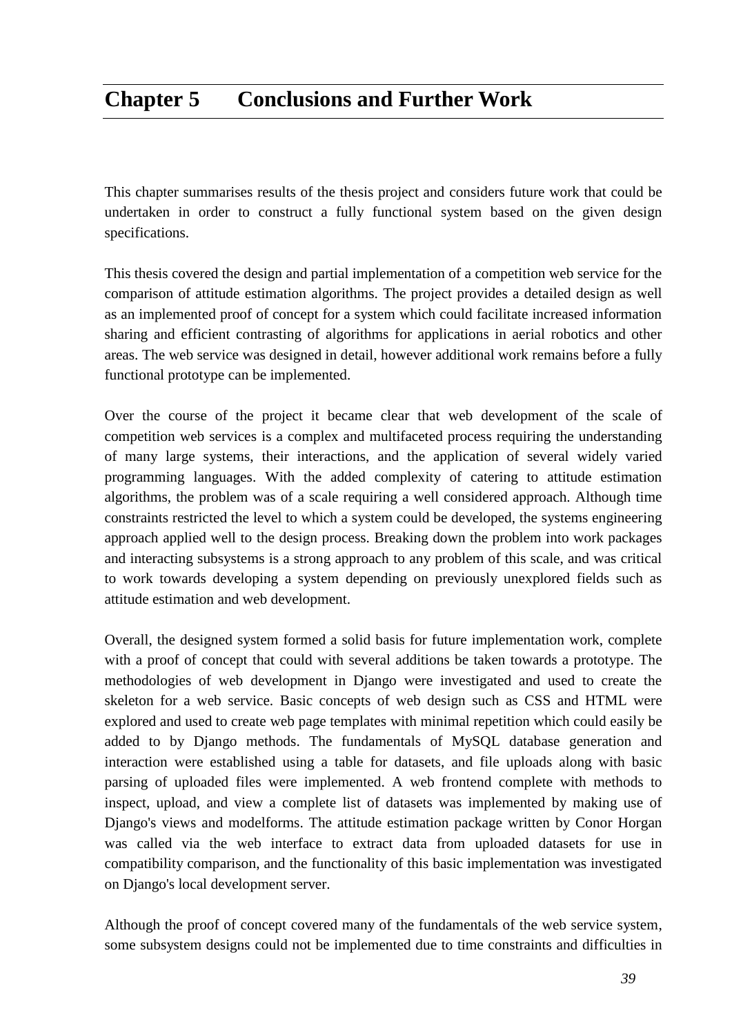# Chapter 5 Conclusions and Further Work

This chapter summarises results of the thesis project and considers future work that could be undertaken in order to construct a fully functional system based on the given design specifications.

This thesis covered the design and partial implementation of a competition web service for the comparison of attitude estimation algorithms. The project provides a detailed design as well as an implemented proof of concept for a system which could facilitate increased information sharing and efficient contrasting of algorithms for applications in aerial robotics and other areas. The web service was designed in detail, however additional work remains before a fully functional prototype can be implemented.

Over the course of the project it became clear that web development of the scale of competition web services is a complex and multifaceted process requiring the understanding of many large systems, their interactions, and the application of several widely varied programming languages. With the added complexity of catering to attitude estimation algorithms, the problem was of a scale requiring a well considered approach. Although time constraints restricted the level to which a system could be developed, the systems engineering approach applied well to the design process. Breaking down the problem into work packages and interacting subsystems is a strong approach to any problem of this scale, and was critical to work towards developing a system depending on previously unexplored fields such as attitude estimation and web development.

Overall, the designed system formed a solid basis for future implementation work, complete with a proof of concept that could with several additions be taken towards a prototype. The methodologies of web development in Django were investigated and used to create the skeleton for a web service. Basic concepts of web design such as CSS and HTML were explored and used to create web page templates with minimal repetition which could easily be added to by Django methods. The fundamentals of MySQL database generation and interaction were established using a table for datasets, and file uploads along with basic parsing of uploaded files were implemented. A web frontend complete with methods to inspect, upload, and view a complete list of datasets was implemented by making use of Django's views and modelforms. The attitude estimation package written by Conor Horgan was called via the web interface to extract data from uploaded datasets for use in compatibility comparison, and the functionality of this basic implementation was investigated on Django's local development server.

Although the proof of concept covered many of the fundamentals of the web service system, some subsystem designs could not be implemented due to time constraints and difficulties in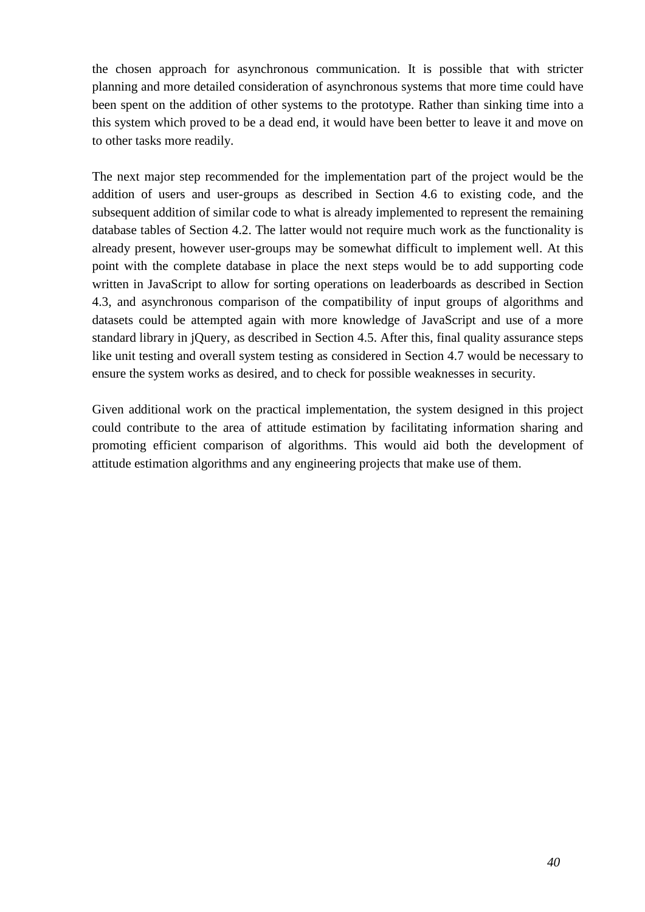the chosen approach for asynchronous communication. It is possible that with stricter planning and more detailed consideration of asynchronous systems that more time could have been spent on the addition of other systems to the prototype. Rather than sinking time into a this system which proved to be a dead end, it would have been better to leave it and move on to other tasks more readily.

The next major step recommended for the implementation part of the project would be the addition of users and user-groups as described in Section 4.6 to existing code, and the subsequent addition of similar code to what is already implemented to represent the remaining database tables of Section 4.2. The latter would not require much work as the functionality is already present, however user-groups may be somewhat difficult to implement well. At this point with the complete database in place the next steps would be to add supporting code written in JavaScript to allow for sorting operations on leaderboards as described in Section 4.3, and asynchronous comparison of the compatibility of input groups of algorithms and datasets could be attempted again with more knowledge of JavaScript and use of a more standard library in jQuery, as described in Section 4.5. After this, final quality assurance steps like unit testing and overall system testing as considered in Section 4.7 would be necessary to ensure the system works as desired, and to check for possible weaknesses in security.

Given additional work on the practical implementation, the system designed in this project could contribute to the area of attitude estimation by facilitating information sharing and promoting efficient comparison of algorithms. This would aid both the development of attitude estimation algorithms and any engineering projects that make use of them.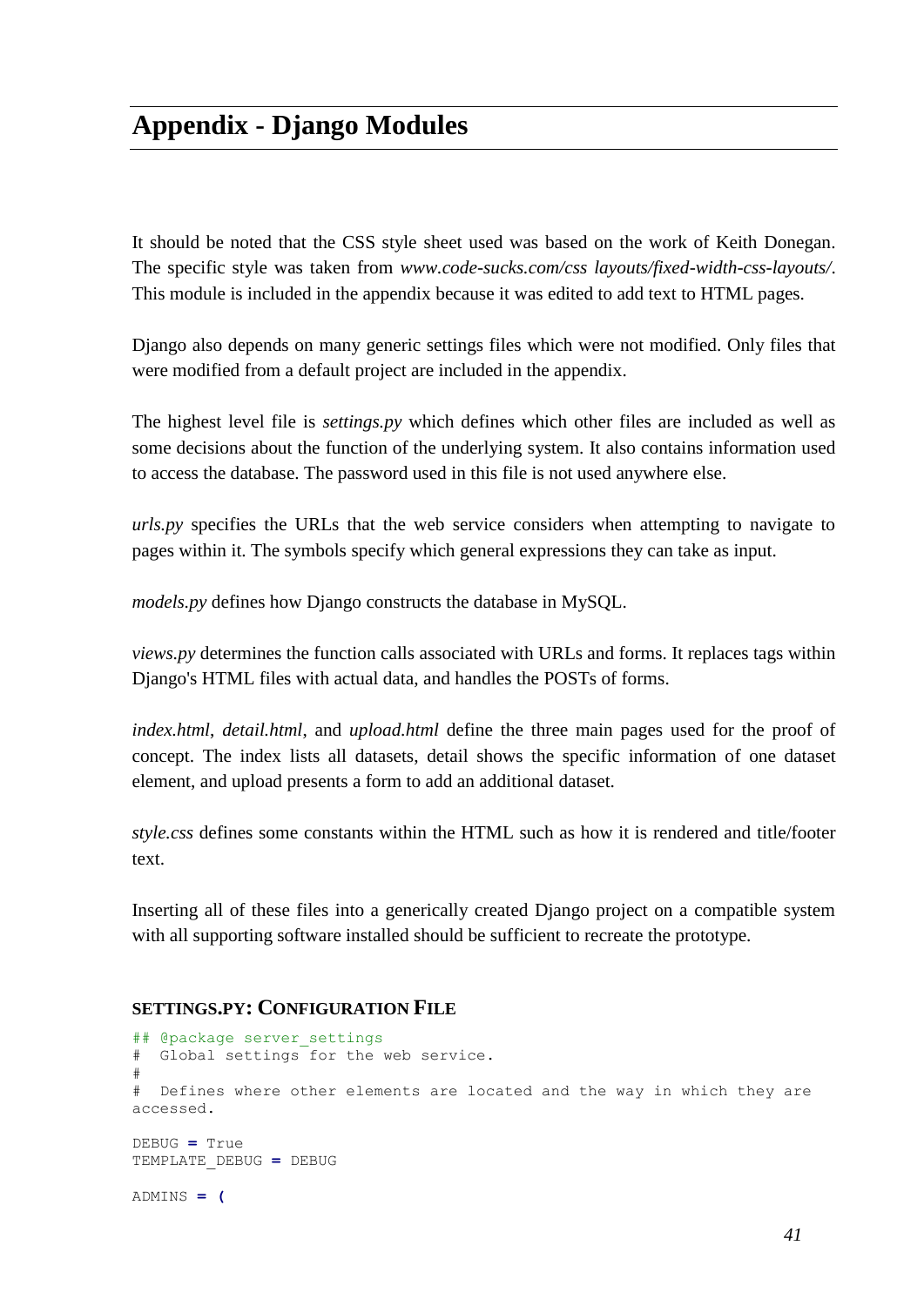# Appendix - Django Modules

It should be noted that the CSS style sheet used was based on the work of Keith Donegan. The specific style was taken from *www.code-sucks.com/css layouts/fixed-width-css-layouts/*. This module is included in the appendix because it was edited to add text to HTML pages.

Django also depends on many generic settings files which were not modified. Only files that were modified from a default project are included in the appendix.

The highest level file is *settings.py* which defines which other files are included as well as some decisions about the function of the underlying system. It also contains information used to access the database. The password used in this file is not used anywhere else.

*urls.py* specifies the URLs that the web service considers when attempting to navigate to pages within it. The symbols specify which general expressions they can take as input.

*models.py* defines how Django constructs the database in MySQL.

*views.py* determines the function calls associated with URLs and forms. It replaces tags within Django's HTML files with actual data, and handles the POSTs of forms.

*index.html*, *detail.html*, and *upload.html* define the three main pages used for the proof of concept. The index lists all datasets, detail shows the specific information of one dataset element, and upload presents a form to add an additional dataset.

*style.css* defines some constants within the HTML such as how it is rendered and title/footer text.

Inserting all of these files into a generically created Django project on a compatible system with all supporting software installed should be sufficient to recreate the prototype.

### SETTINGS.PY: CONFIGURATION FILE

```
## @package server_settings
#  Global settings for the web service.
#
#  Defines where other elements are located and the way in which they are
accessed.

DEBUG = True
TEMPLATE_DEBUG = DEBUG

ADMINS = (
```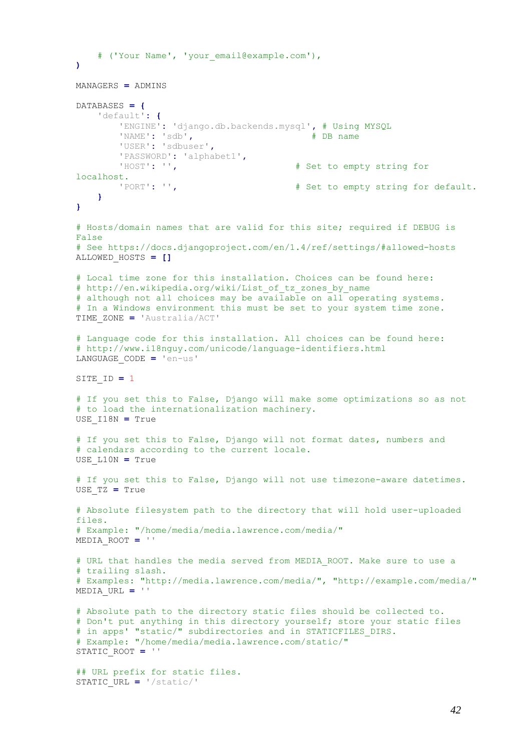```
    # ('Your Name', 'your_email@example.com'),
)

MANAGERS = ADMINS

DATABASES = {
    'default': {
        'ENGINE': 'django.db.backends.mysql', # Using MYSQL
        'NAME': 'sdb',                      # DB name
        'USER': 'sdbuser',
        'PASSWORD': 'alphabet1',
        'HOST': '',                      # Set to empty string for
localhost.
        'PORT': '',                      # Set to empty string for default.
    }
}

# Hosts/domain names that are valid for this site; required if DEBUG is
False
# See https://docs.djangoproject.com/en/1.4/ref/settings/#allowed-hosts
ALLOWED_HOSTS = []

# Local time zone for this installation. Choices can be found here:
# http://en.wikipedia.org/wiki/List_of_tz_zones_by_name
# although not all choices may be available on all operating systems.
# In a Windows environment this must be set to your system time zone.
TIME_ZONE = 'Australia/ACT'

# Language code for this installation. All choices can be found here:
# http://www.i18nguy.com/unicode/language-identifiers.html
LANGUAGE_CODE = 'en-us'

SITE_ID = 1

# If you set this to False, Django will make some optimizations so as not
# to load the internationalization machinery.
USE_I18N = True

# If you set this to False, Django will not format dates, numbers and
# calendars according to the current locale.
USE_L10N = True

# If you set this to False, Django will not use timezone-aware datetimes.
USE_TZ = True

# Absolute filesystem path to the directory that will hold user-uploaded
files.
# Example: "/home/media/media.lawrence.com/media/"
MEDIA_ROOT = ''

# URL that handles the media served from MEDIA_ROOT. Make sure to use a
# trailing slash.
# Examples: "http://media.lawrence.com/media/", "http://example.com/media/"
MEDIA_URL = ''

# Absolute path to the directory static files should be collected to.
# Don't put anything in this directory yourself; store your static files
# in apps' "static/" subdirectories and in STATICFILES_DIRS.
# Example: "/home/media/media.lawrence.com/static/"
STATIC_ROOT = ''

## URL prefix for static files.
STATIC_URL = '/static/'
```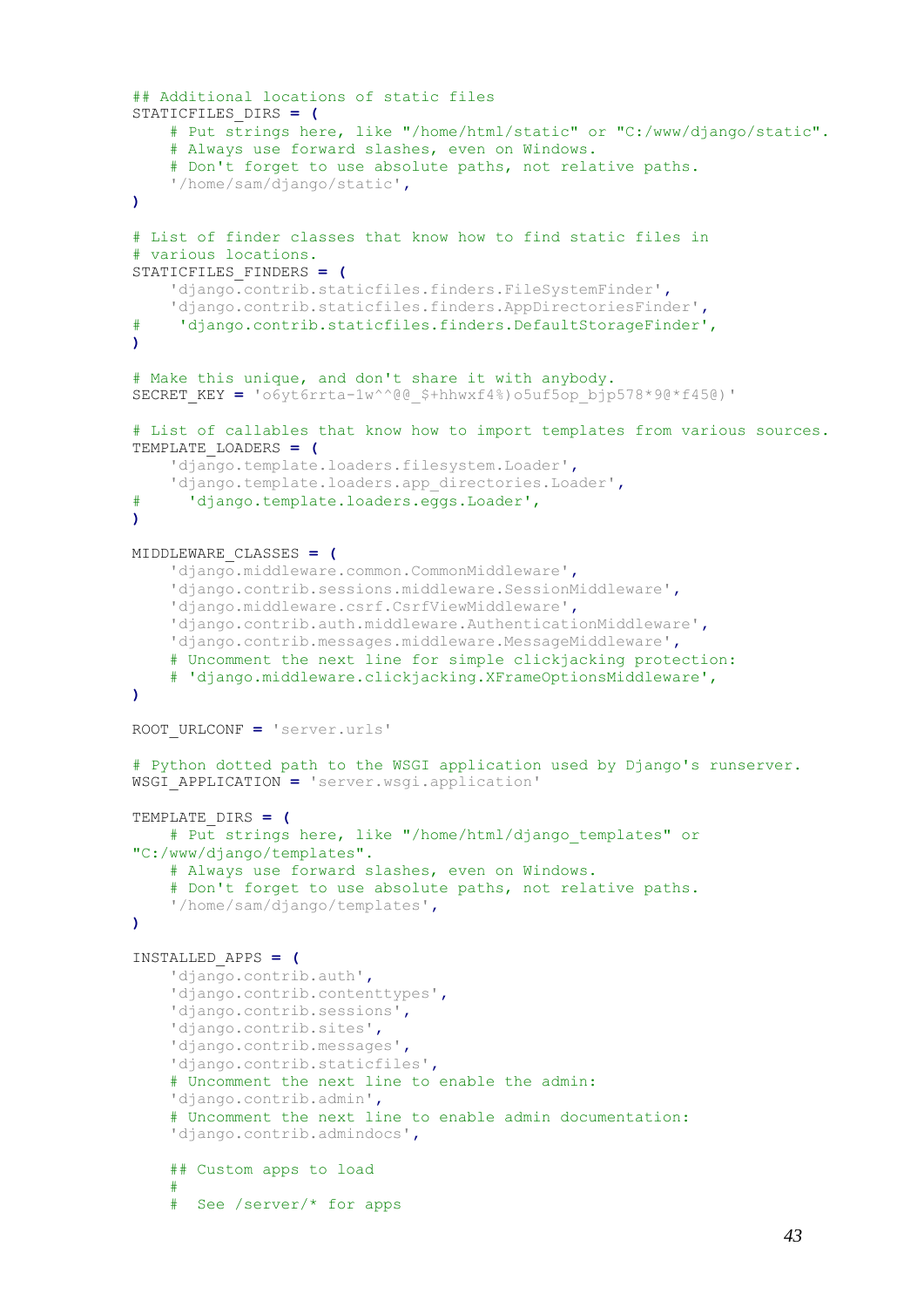```
## Additional locations of static files
STATICFILES_DIRS = (
    # Put strings here, like "/home/html/static" or "C:/www/django/static".
    # Always use forward slashes, even on Windows.
    # Don't forget to use absolute paths, not relative paths.
    '/home/sam/django/static',
)

# List of finder classes that know how to find static files in
# various locations.
STATICFILES_FINDERS = (
    'django.contrib.staticfiles.finders.FileSystemFinder',
    'django.contrib.staticfiles.finders.AppDirectoriesFinder',
#    'django.contrib.staticfiles.finders.DefaultStorageFinder',
)

# Make this unique, and don't share it with anybody.
SECRET_KEY = 'o6yt6rrta-1w^^@@_$+hhwxf4%)o5uf5op_bjp578*9@*f45@)'

# List of callables that know how to import templates from various sources.
TEMPLATE_LOADERS = (
    'django.template.loaders.filesystem.Loader',
    'django.template.loaders.app_directories.Loader',
#     'django.template.loaders.eggs.Loader',
)

MIDDLEWARE_CLASSES = (
    'django.middleware.common.CommonMiddleware',
    'django.contrib.sessions.middleware.SessionMiddleware',
    'django.middleware.csrf.CsrfViewMiddleware',
    'django.contrib.auth.middleware.AuthenticationMiddleware',
    'django.contrib.messages.middleware.MessageMiddleware',
    # Uncomment the next line for simple clickjacking protection:
    # 'django.middleware.clickjacking.XFrameOptionsMiddleware',
)

ROOT_URLCONF = 'server.urls'

# Python dotted path to the WSGI application used by Django's runserver.
WSGI_APPLICATION = 'server.wsgi.application'

TEMPLATE_DIRS = (
    # Put strings here, like "/home/html/django_templates" or
"C:/www/django/templates".
    # Always use forward slashes, even on Windows.
    # Don't forget to use absolute paths, not relative paths.
    '/home/sam/django/templates',
)

INSTALLED_APPS = (
    'django.contrib.auth',
    'django.contrib.contenttypes',
    'django.contrib.sessions',
    'django.contrib.sites',
    'django.contrib.messages',
    'django.contrib.staticfiles',
    # Uncomment the next line to enable the admin:
    'django.contrib.admin',
    # Uncomment the next line to enable admin documentation:
    'django.contrib.admindocs',

    ## Custom apps to load
    #
    #  See /server/* for apps
```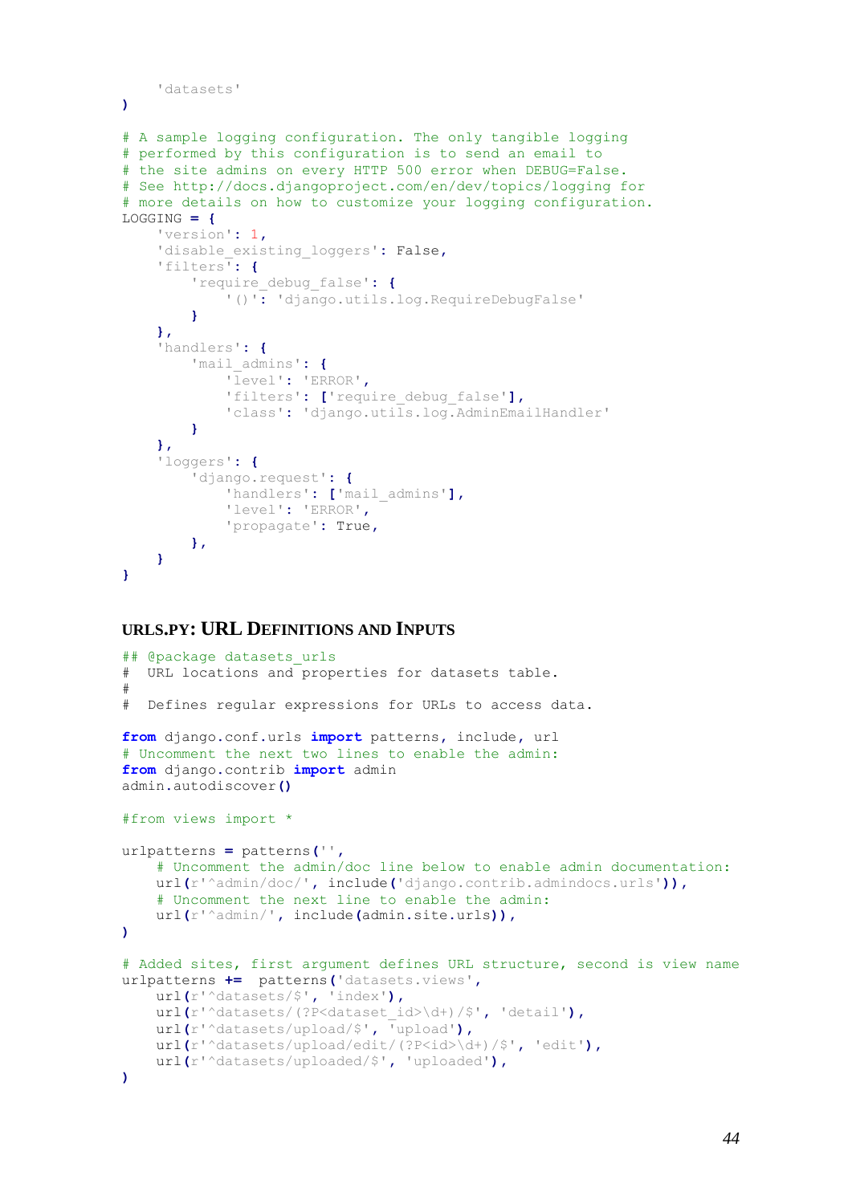```
    'datasets'
)

# A sample logging configuration. The only tangible logging
# performed by this configuration is to send an email to
# the site admins on every HTTP 500 error when DEBUG=False.
# See http://docs.djangoproject.com/en/dev/topics/logging for
# more details on how to customize your logging configuration.
LOGGING = {
    'version': 1,
    'disable_existing_loggers': False,
    'filters': {
        'require_debug_false': {
            '()': 'django.utils.log.RequireDebugFalse'
        }
    },
    'handlers': {
        'mail_admins': {
            'level': 'ERROR',
            'filters': ['require_debug_false'],
            'class': 'django.utils.log.AdminEmailHandler'
        }
    },
    'loggers': {
        'django.request': {
            'handlers': ['mail_admins'],
            'level': 'ERROR',
            'propagate': True,
        },
    }
}
```

### URLS.PY: URL DEFINITIONS AND INPUTS

```
## @package datasets_urls
#  URL locations and properties for datasets table.
#
#  Defines regular expressions for URLs to access data.

from django.conf.urls import patterns, include, url
# Uncomment the next two lines to enable the admin:
from django.contrib import admin
admin.autodiscover()

#from views import *

urlpatterns = patterns('',
    # Uncomment the admin/doc line below to enable admin documentation:
    url(r'^admin/doc/', include('django.contrib.admindocs.urls')),
    # Uncomment the next line to enable the admin:
    url(r'^admin/', include(admin.site.urls)),
)

# Added sites, first argument defines URL structure, second is view name
urlpatterns +=  patterns('datasets.views',
    url(r'^datasets/$', 'index'),
    url(r'^datasets/(?P<dataset_id>\d+)/$', 'detail'),
    url(r'^datasets/upload/$', 'upload'),
    url(r'^datasets/upload/edit/(?P<id>\d+)/$', 'edit'),
    url(r'^datasets/uploaded/$', 'uploaded'),
)
```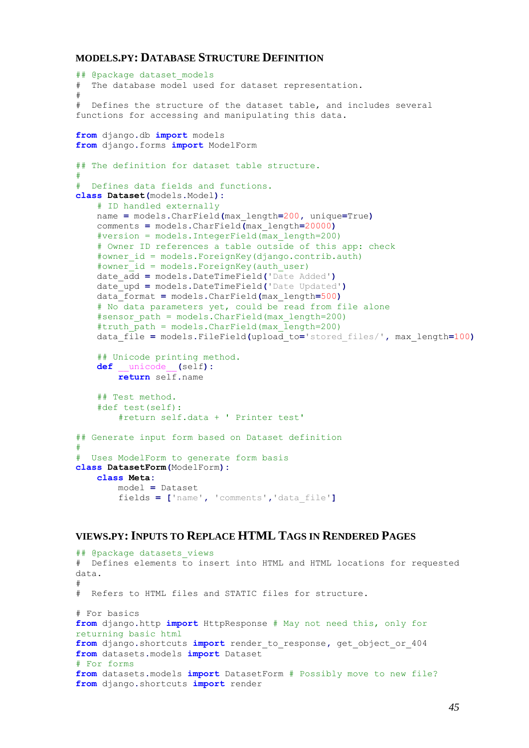### MODELS.PY: DATABASE STRUCTURE DEFINITION

```
## @package dataset_models
#  The database model used for dataset representation.
#
#  Defines the structure of the dataset table, and includes several
functions for accessing and manipulating this data.

from django.db import models
from django.forms import ModelForm

## The definition for dataset table structure.
#
#  Defines data fields and functions.
class Dataset(models.Model):
    # ID handled externally
    name = models.CharField(max_length=200, unique=True)
    comments = models.CharField(max_length=20000)
    #version = models.IntegerField(max_length=200)
    # Owner ID references a table outside of this app: check
    #owner_id = models.ForeignKey(django.contrib.auth)
    #owner_id = models.ForeignKey(auth_user)
    date_add = models.DateTimeField('Date Added')
    date_upd = models.DateTimeField('Date Updated')
    data_format = models.CharField(max_length=500)
    # No data parameters yet, could be read from file alone
    #sensor_path = models.CharField(max_length=200)
    #truth_path = models.CharField(max_length=200)
    data_file = models.FileField(upload_to='stored_files/', max_length=100)

    ## Unicode printing method.
    def __unicode__(self):
        return self.name

    ## Test method.
    #def test(self):
        #return self.data + ' Printer test'

## Generate input form based on Dataset definition
#
#  Uses ModelForm to generate form basis
class DatasetForm(ModelForm):
    class Meta:
        model = Dataset
        fields = ['name', 'comments','data_file']
```

### VIEWS.PY: INPUTS TO REPLACE HTML TAGS IN RENDERED PAGES

```
## @package datasets_views
#  Defines elements to insert into HTML and HTML locations for requested
data.
#
#  Refers to HTML files and STATIC files for structure.

# For basics
from django.http import HttpResponse # May not need this, only for
returning basic html
from django.shortcuts import render_to_response, get_object_or_404
from datasets.models import Dataset
# For forms
from datasets.models import DatasetForm # Possibly move to new file?
from django.shortcuts import render
```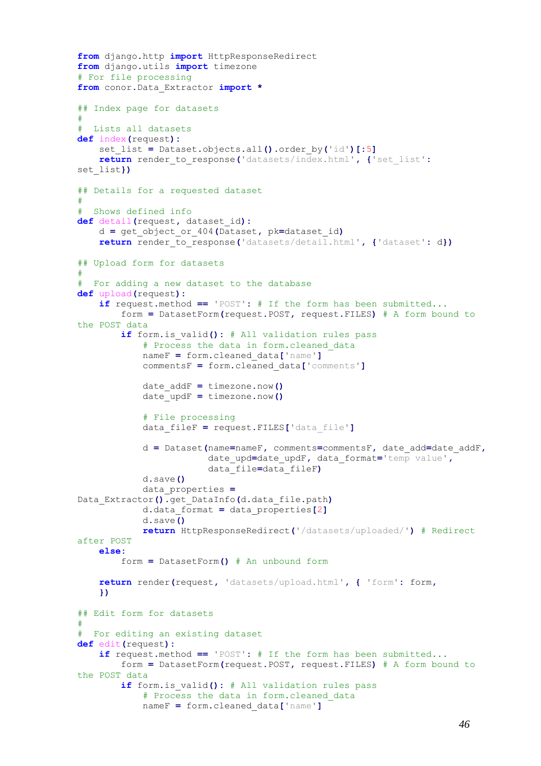```python
from django.http import HttpResponseRedirect
from django.utils import timezone
# For file processing
from conor.Data_Extractor import *

## Index page for datasets
#
#  Lists all datasets
def index(request):
    set_list = Dataset.objects.all().order_by('id')[:5]
    return render_to_response('datasets/index.html', {'set_list':
set_list})

## Details for a requested dataset
#
#  Shows defined info
def detail(request, dataset_id):
    d = get_object_or_404(Dataset, pk=dataset_id)
    return render_to_response('datasets/detail.html', {'dataset': d})

## Upload form for datasets
#
#  For adding a new dataset to the database
def upload(request):
    if request.method == 'POST': # If the form has been submitted...
        form = DatasetForm(request.POST, request.FILES) # A form bound to
the POST data
        if form.is_valid(): # All validation rules pass
            # Process the data in form.cleaned_data
            nameF = form.cleaned_data['name']
            commentsF = form.cleaned_data['comments']

            date_addF = timezone.now()
            date_updF = timezone.now()

            # File processing
            data_fileF = request.FILES['data_file']

            d = Dataset(name=nameF, comments=commentsF, date_add=date_addF,
                        date_upd=date_updF, data_format='temp value',
                        data_file=data_fileF)
            d.save()
            data_properties =
Data_Extractor().get_DataInfo(d.data_file.path)
            d.data_format = data_properties[2]
            d.save()
            return HttpResponseRedirect('/datasets/uploaded/') # Redirect
after POST
    else:
        form = DatasetForm() # An unbound form

    return render(request, 'datasets/upload.html', { 'form': form,
    })

## Edit form for datasets
#
#  For editing an existing dataset
def edit(request):
    if request.method == 'POST': # If the form has been submitted...
        form = DatasetForm(request.POST, request.FILES) # A form bound to
the POST data
        if form.is_valid(): # All validation rules pass
            # Process the data in form.cleaned_data
            nameF = form.cleaned_data['name']
```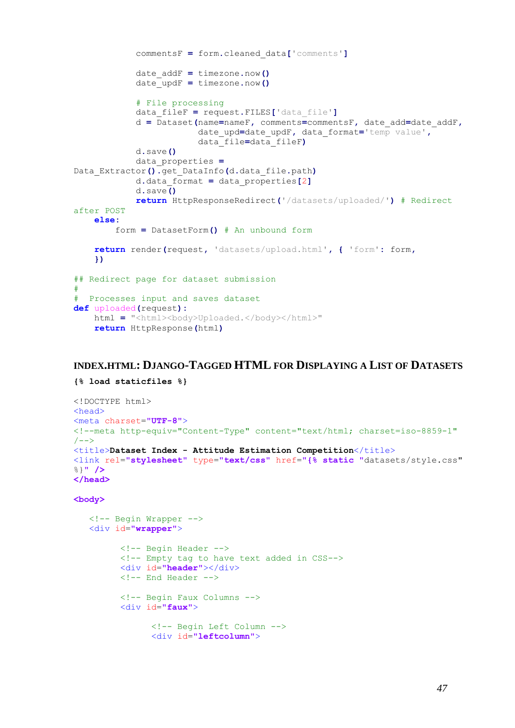```
            commentsF = form.cleaned_data['comments']

            date_addF = timezone.now()
            date_updF = timezone.now()

            # File processing
            data_fileF = request.FILES['data_file']
            d = Dataset(name=nameF, comments=commentsF, date_add=date_addF,
                        date_upd=date_updF, data_format='temp value',
                        data_file=data_fileF)
            d.save()
            data_properties =
Data_Extractor().get_DataInfo(d.data_file.path)
            d.data_format = data_properties[2]
            d.save()
            return HttpResponseRedirect('/datasets/uploaded/') # Redirect
after POST
    else:
        form = DatasetForm() # An unbound form

    return render(request, 'datasets/upload.html', { 'form': form,
    })

## Redirect page for dataset submission
#
#  Processes input and saves dataset
def uploaded(request):
    html = "<html><body>Uploaded.</body></html>"
    return HttpResponse(html)
```

### INDEX.HTML: DJANGO-TAGGED HTML FOR DISPLAYING A LIST OF DATASETS

```
{% load staticfiles %}

<!DOCTYPE html>
<head>
<meta charset="UTF-8">
<!--meta http-equiv="Content-Type" content="text/html; charset=iso-8859-1"
/-->
<title>Dataset Index - Attitude Estimation Competition</title>
<link rel="stylesheet" type="text/css" href="{% static "datasets/style.css"
%}" />
</head>

<body>

   <!-- Begin Wrapper -->
   <div id="wrapper">

         <!-- Begin Header -->
         <!-- Empty tag to have text added in CSS-->
         <div id="header"></div>
         <!-- End Header -->

         <!-- Begin Faux Columns -->
         <div id="faux">

               <!-- Begin Left Column -->
               <div id="leftcolumn">
```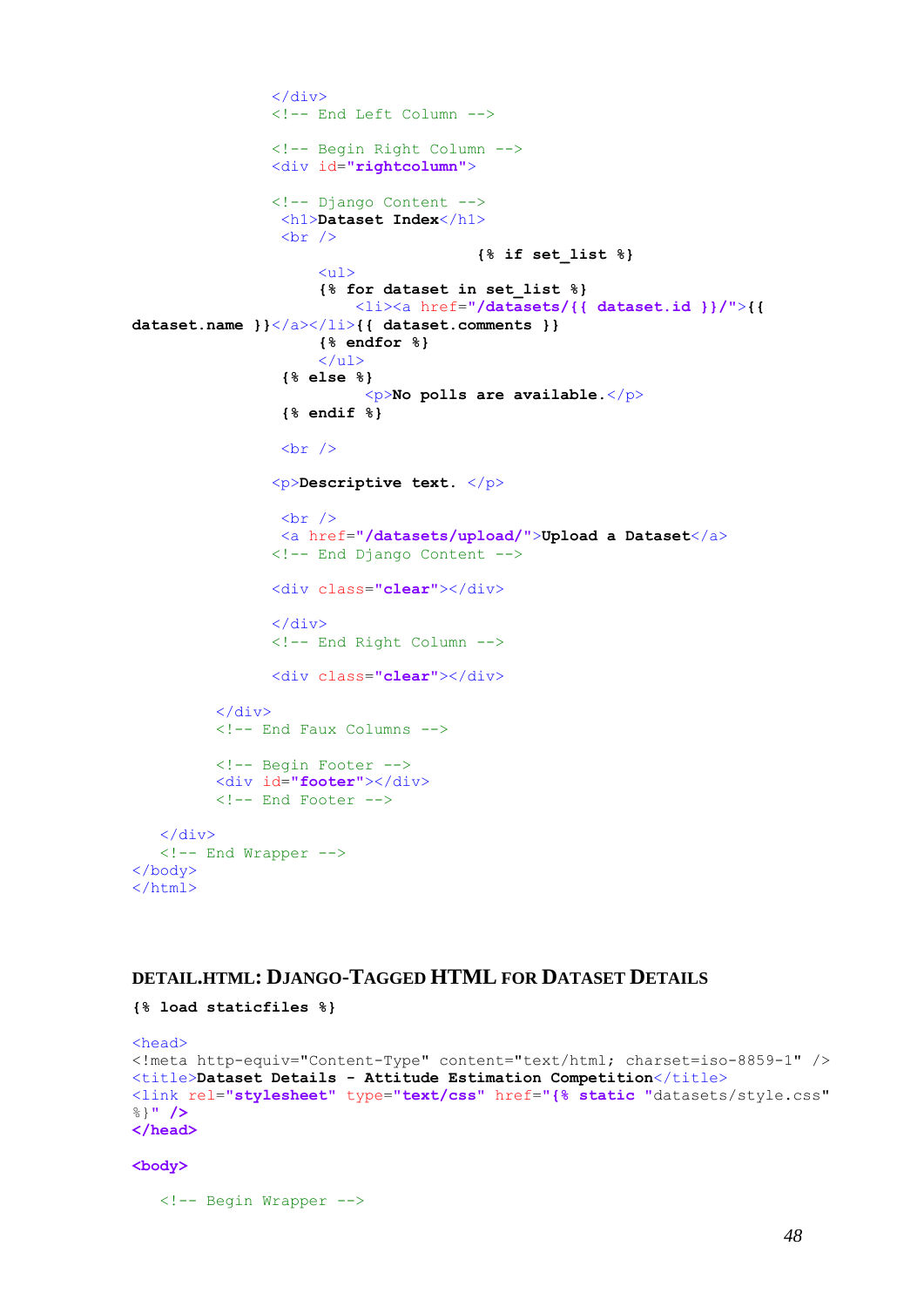```
                </div>
                <!-- End Left Column -->

                <!-- Begin Right Column -->
                <div id="rightcolumn">

                <!-- Django Content -->
                 <h1>Dataset Index</h1>
                 <br />
                                      {% if set_list %}
                     <ul>
                     {% for dataset in set_list %}
                         <li><a href="/datasets/{{ dataset.id }}/">{{
dataset.name }}</a></li>{{ dataset.comments }}
                     {% endfor %}
                     </ul>
                 {% else %}
                          <p>No polls are available.</p>
                 {% endif %}

                 <br />

                <p>Descriptive text. </p>

                 <br />
                 <a href="/datasets/upload/">Upload a Dataset</a>
                <!-- End Django Content -->

                <div class="clear"></div>

                </div>
                <!-- End Right Column -->

                <div class="clear"></div>

          </div>
          <!-- End Faux Columns -->

          <!-- Begin Footer -->
          <div id="footer"></div>
          <!-- End Footer -->

    </div>
    <!-- End Wrapper -->
</body>
</html>
```

## DETAIL.HTML: DJANGO-TAGGED HTML FOR DATASET DETAILS

```
{% load staticfiles %}

<head>
<!meta http-equiv="Content-Type" content="text/html; charset=iso-8859-1" />
<title>Dataset Details - Attitude Estimation Competition</title>
<link rel="stylesheet" type="text/css" href="{% static "datasets/style.css"
%}" />
</head>

<body>

   <!-- Begin Wrapper -->
```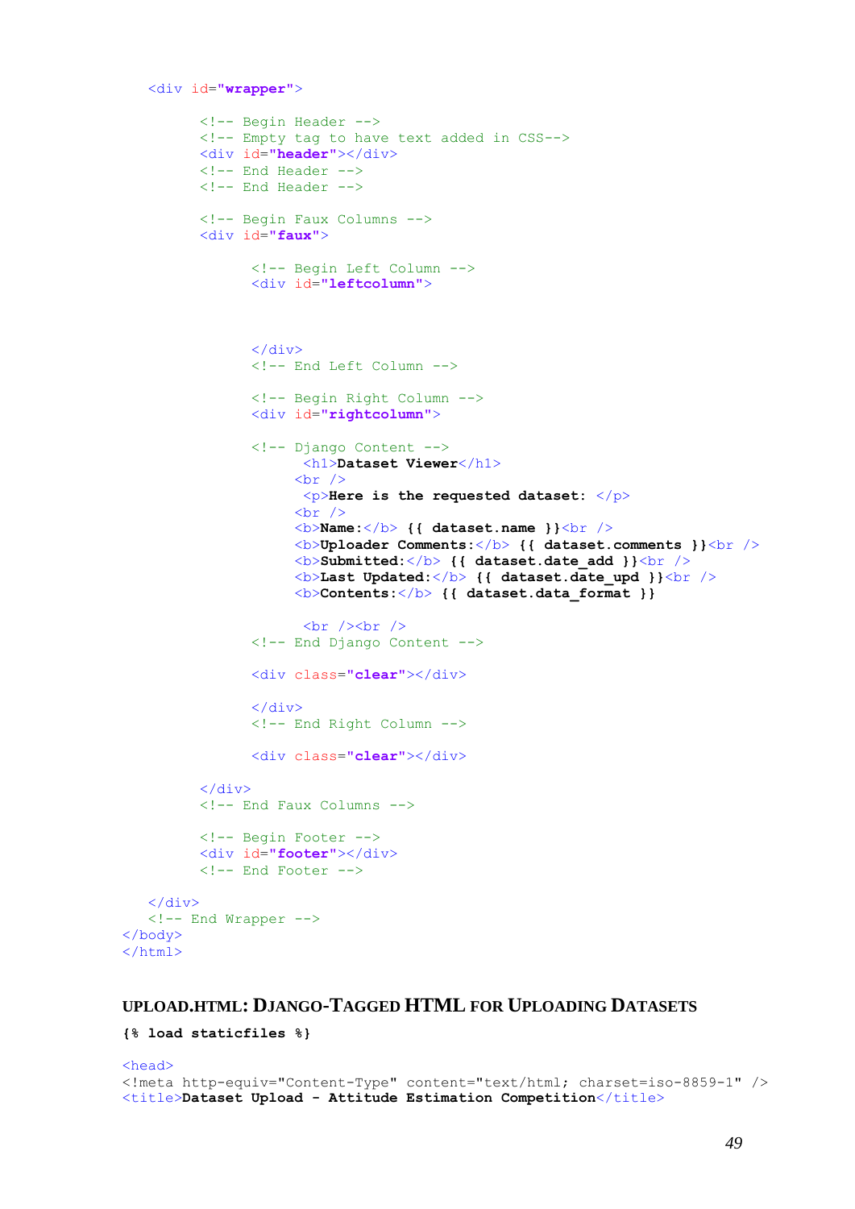```
<div id="wrapper">

        <!-- Begin Header -->
        <!-- Empty tag to have text added in CSS-->
        <div id="header"></div>
        <!-- End Header -->
        <!-- End Header -->

        <!-- Begin Faux Columns -->
        <div id="faux">

                <!-- Begin Left Column -->
                <div id="leftcolumn">



                </div>
                <!-- End Left Column -->

                <!-- Begin Right Column -->
                <div id="rightcolumn">

                <!-- Django Content -->
                        <h1>Dataset Viewer</h1>
                       <br />
                        <p>Here is the requested dataset: </p>
                       <br />
                       <b>Name:</b> {{ dataset.name }}<br />
                       <b>Uploader Comments:</b> {{ dataset.comments }}<br />
                       <b>Submitted:</b> {{ dataset.date_add }}<br />
                       <b>Last Updated:</b> {{ dataset.date_upd }}<br />
                       <b>Contents:</b> {{ dataset.data_format }}

                        <br /><br />
                <!-- End Django Content -->

                <div class="clear"></div>

                </div>
                <!-- End Right Column -->

                <div class="clear"></div>

        </div>
        <!-- End Faux Columns -->

        <!-- Begin Footer -->
        <div id="footer"></div>
        <!-- End Footer -->

   </div>
   <!-- End Wrapper -->
</body>
</html>
```

## UPLOAD.HTML: DJANGO-TAGGED HTML FOR UPLOADING DATASETS

```
{% load staticfiles %}

<head>
<!meta http-equiv="Content-Type" content="text/html; charset=iso-8859-1" />
<title>Dataset Upload - Attitude Estimation Competition</title>
```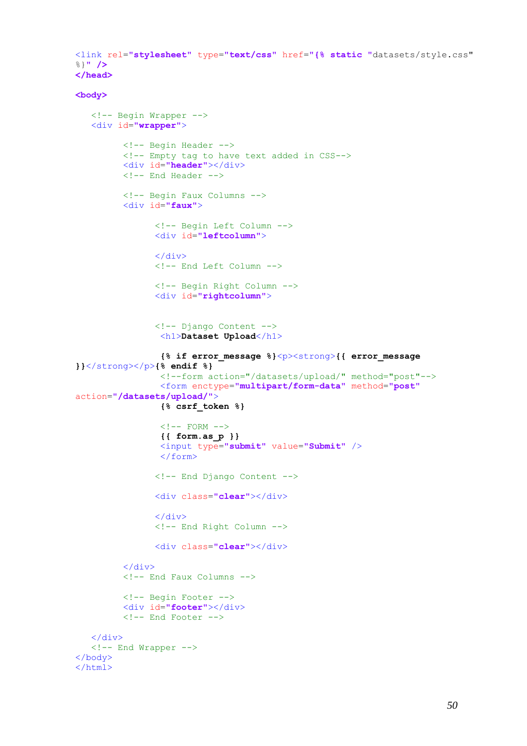```
<link rel="stylesheet" type="text/css" href="{% static "datasets/style.css"
%}" />
</head>

<body>

   <!-- Begin Wrapper -->
   <div id="wrapper">

         <!-- Begin Header -->
         <!-- Empty tag to have text added in CSS-->
         <div id="header"></div>
         <!-- End Header -->

         <!-- Begin Faux Columns -->
         <div id="faux">

               <!-- Begin Left Column -->
               <div id="leftcolumn">

               </div>
               <!-- End Left Column -->

               <!-- Begin Right Column -->
               <div id="rightcolumn">


               <!-- Django Content -->
                <h1>Dataset Upload</h1>

                {% if error_message %}<p><strong>{{ error_message
}}</strong></p>{% endif %}
                <!--form action="/datasets/upload/" method="post"-->
                <form enctype="multipart/form-data" method="post"
action="/datasets/upload/">
                {% csrf_token %}

                <!-- FORM -->
                {{ form.as_p }}
                <input type="submit" value="Submit" />
                </form>

               <!-- End Django Content -->

               <div class="clear"></div>

               </div>
               <!-- End Right Column -->

               <div class="clear"></div>

         </div>
         <!-- End Faux Columns -->

         <!-- Begin Footer -->
         <div id="footer"></div>
         <!-- End Footer -->

   </div>
   <!-- End Wrapper -->
</body>
</html>
```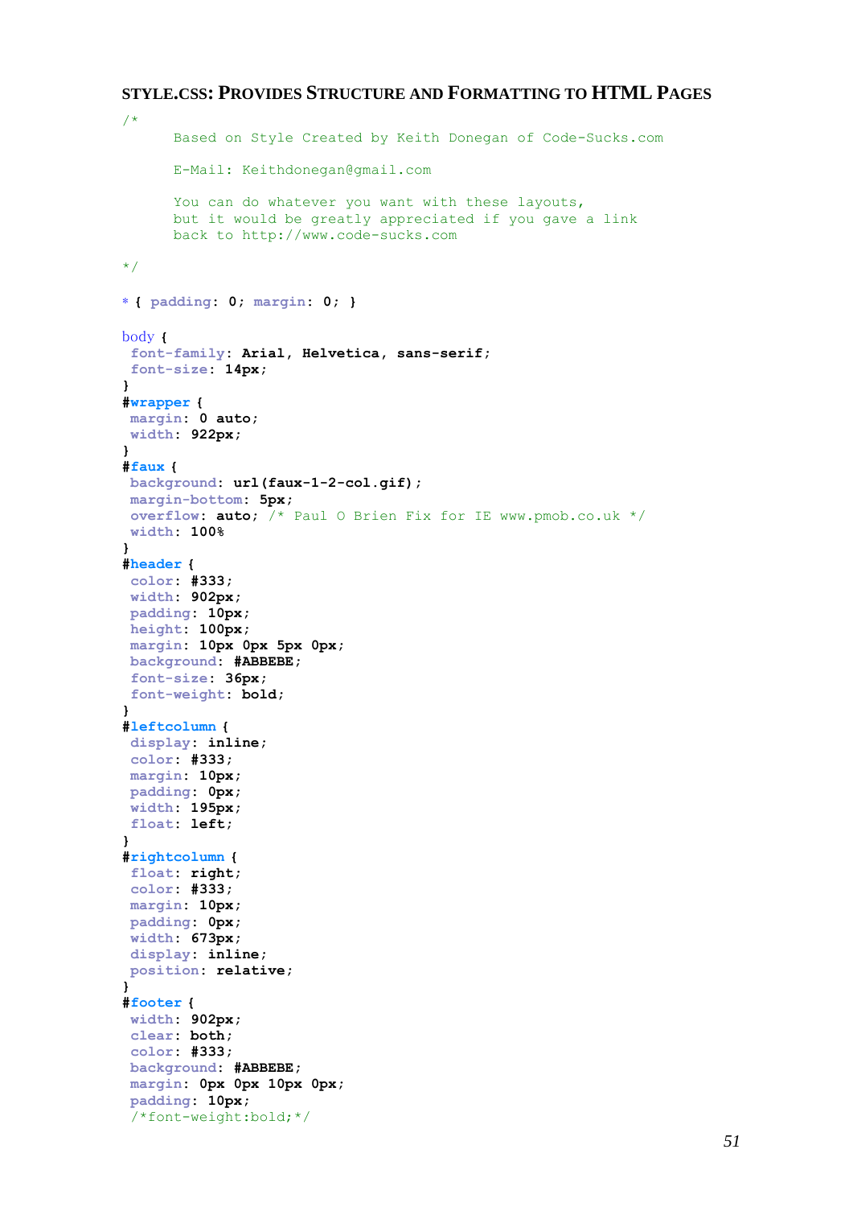### STYLE.CSS: PROVIDES STRUCTURE AND FORMATTING TO HTML PAGES

```css
/*
      Based on Style Created by Keith Donegan of Code-Sucks.com

      E-Mail: Keithdonegan@gmail.com

      You can do whatever you want with these layouts,
      but it would be greatly appreciated if you gave a link
      back to http://www.code-sucks.com

*/

* { padding: 0; margin: 0; }

body {
 font-family: Arial, Helvetica, sans-serif;
 font-size: 14px;
}
#wrapper {
 margin: 0 auto;
 width: 922px;
}
#faux {
 background: url(faux-1-2-col.gif);
 margin-bottom: 5px;
 overflow: auto; /* Paul O Brien Fix for IE www.pmob.co.uk */
 width: 100%
}
#header {
 color: #333;
 width: 902px;
 padding: 10px;
 height: 100px;
 margin: 10px 0px 5px 0px;
 background: #ABBEBE;
 font-size: 36px;
 font-weight: bold;
}
#leftcolumn {
 display: inline;
 color: #333;
 margin: 10px;
 padding: 0px;
 width: 195px;
 float: left;
}
#rightcolumn {
 float: right;
 color: #333;
 margin: 10px;
 padding: 0px;
 width: 673px;
 display: inline;
 position: relative;
}
#footer {
 width: 902px;
 clear: both;
 color: #333;
 background: #ABBEBE;
 margin: 0px 0px 10px 0px;
 padding: 10px;
 /*font-weight:bold;*/
```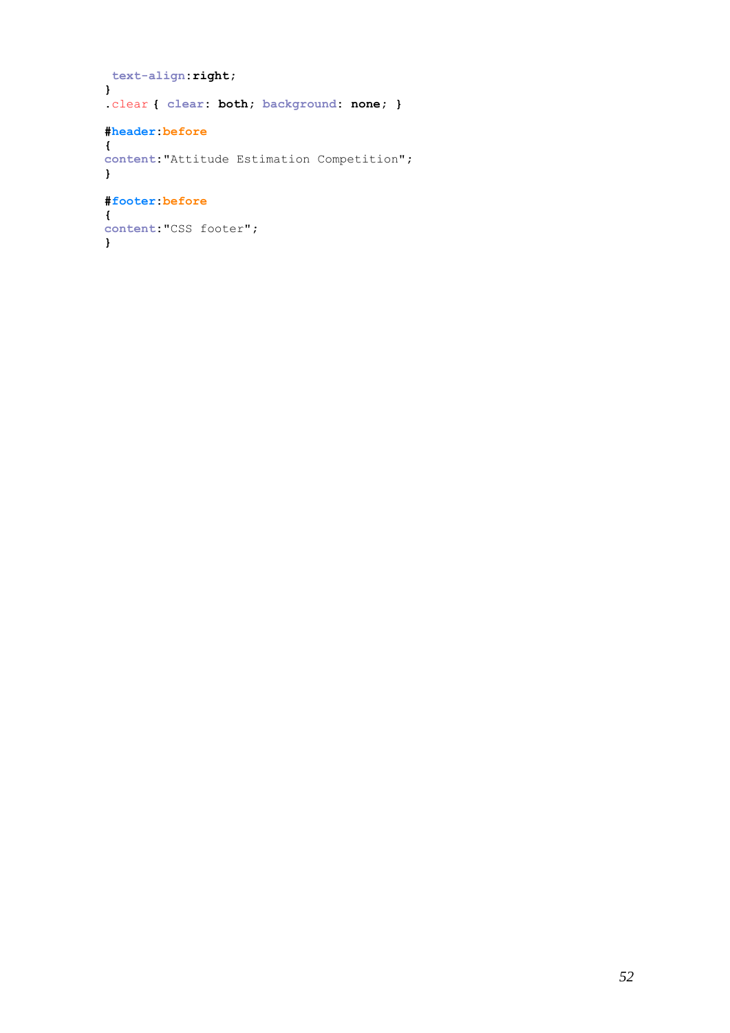```
 text-align:right;
}
.clear { clear: both; background: none; }

#header:before
{
content:"Attitude Estimation Competition";
}

#footer:before
{
content:"CSS footer";
}
```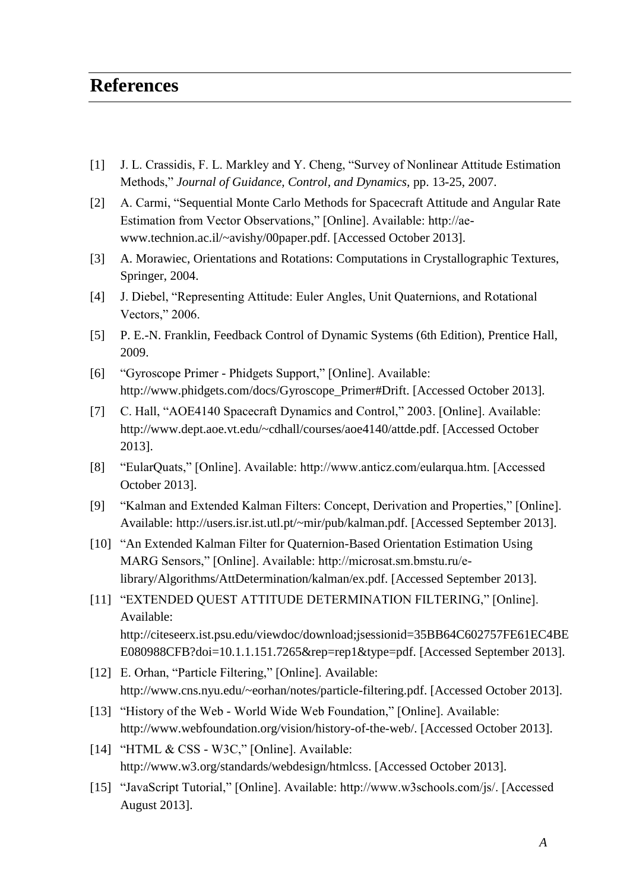# References

[1] J. L. Crassidis, F. L. Markley and Y. Cheng, "Survey of Nonlinear Attitude Estimation Methods," *Journal of Guidance, Control, and Dynamics,* pp. 13-25, 2007.

[2] A. Carmi, "Sequential Monte Carlo Methods for Spacecraft Attitude and Angular Rate Estimation from Vector Observations," [Online]. Available: http://ae-www.technion.ac.il/~avishy/00paper.pdf. [Accessed October 2013].

[3] A. Morawiec, Orientations and Rotations: Computations in Crystallographic Textures, Springer, 2004.

[4] J. Diebel, "Representing Attitude: Euler Angles, Unit Quaternions, and Rotational Vectors," 2006.

[5] P. E.-N. Franklin, Feedback Control of Dynamic Systems (6th Edition), Prentice Hall, 2009.

[6] "Gyroscope Primer - Phidgets Support," [Online]. Available: http://www.phidgets.com/docs/Gyroscope_Primer#Drift. [Accessed October 2013].

[7] C. Hall, "AOE4140 Spacecraft Dynamics and Control," 2003. [Online]. Available: http://www.dept.aoe.vt.edu/~cdhall/courses/aoe4140/attde.pdf. [Accessed October 2013].

[8] "EularQuats," [Online]. Available: http://www.anticz.com/eularqua.htm. [Accessed October 2013].

[9] "Kalman and Extended Kalman Filters: Concept, Derivation and Properties," [Online]. Available: http://users.isr.ist.utl.pt/~mir/pub/kalman.pdf. [Accessed September 2013].

[10] "An Extended Kalman Filter for Quaternion-Based Orientation Estimation Using MARG Sensors," [Online]. Available: http://microsat.sm.bmstu.ru/e-library/Algorithms/AttDetermination/kalman/ex.pdf. [Accessed September 2013].

[11] "EXTENDED QUEST ATTITUDE DETERMINATION FILTERING," [Online]. Available: http://citeseerx.ist.psu.edu/viewdoc/download;jsessionid=35BB64C602757FE61EC4BEE080988CFB?doi=10.1.1.151.7265&rep=rep1&type=pdf. [Accessed September 2013].

[12] E. Orhan, "Particle Filtering," [Online]. Available: http://www.cns.nyu.edu/~eorhan/notes/particle-filtering.pdf. [Accessed October 2013].

[13] "History of the Web - World Wide Web Foundation," [Online]. Available: http://www.webfoundation.org/vision/history-of-the-web/. [Accessed October 2013].

[14] "HTML & CSS - W3C," [Online]. Available: http://www.w3.org/standards/webdesign/htmlcss. [Accessed October 2013].

[15] "JavaScript Tutorial," [Online]. Available: http://www.w3schools.com/js/. [Accessed August 2013].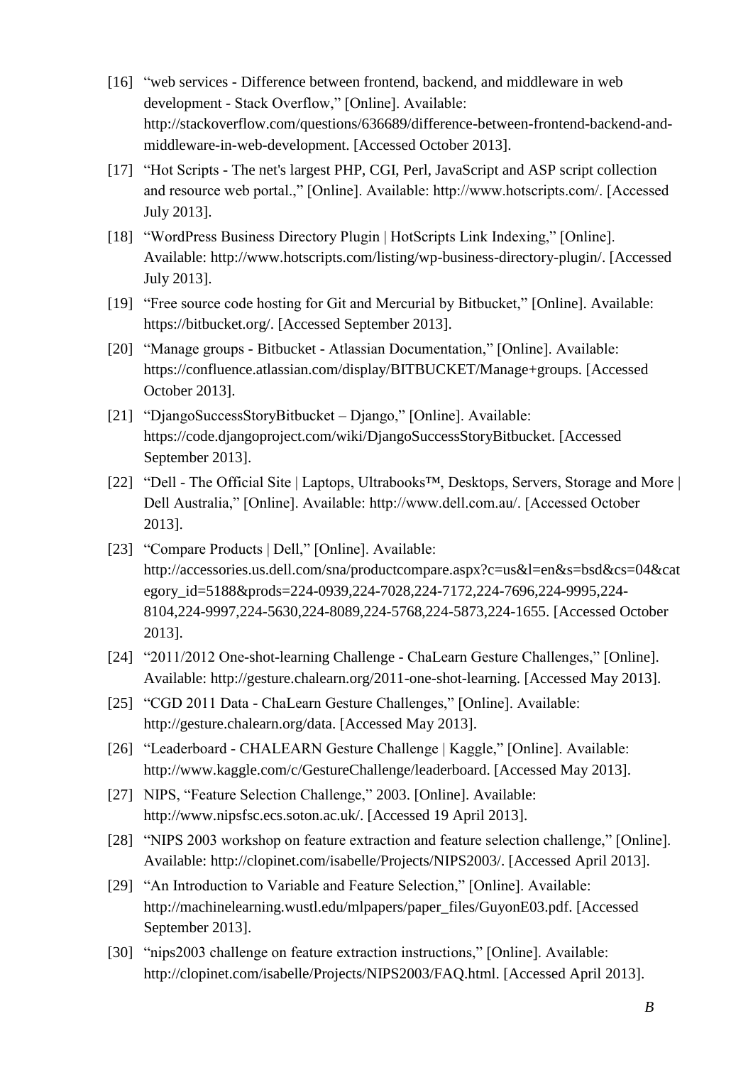[16] "web services - Difference between frontend, backend, and middleware in web development - Stack Overflow," [Online]. Available: http://stackoverflow.com/questions/636689/difference-between-frontend-backend-and-middleware-in-web-development. [Accessed October 2013].

[17] "Hot Scripts - The net's largest PHP, CGI, Perl, JavaScript and ASP script collection and resource web portal.," [Online]. Available: http://www.hotscripts.com/. [Accessed July 2013].

[18] "WordPress Business Directory Plugin | HotScripts Link Indexing," [Online]. Available: http://www.hotscripts.com/listing/wp-business-directory-plugin/. [Accessed July 2013].

[19] "Free source code hosting for Git and Mercurial by Bitbucket," [Online]. Available: https://bitbucket.org/. [Accessed September 2013].

[20] "Manage groups - Bitbucket - Atlassian Documentation," [Online]. Available: https://confluence.atlassian.com/display/BITBUCKET/Manage+groups. [Accessed October 2013].

[21] "DjangoSuccessStoryBitbucket – Django," [Online]. Available: https://code.djangoproject.com/wiki/DjangoSuccessStoryBitbucket. [Accessed September 2013].

[22] "Dell - The Official Site | Laptops, Ultrabooks™, Desktops, Servers, Storage and More | Dell Australia," [Online]. Available: http://www.dell.com.au/. [Accessed October 2013].

[23] "Compare Products | Dell," [Online]. Available: http://accessories.us.dell.com/sna/productcompare.aspx?c=us&l=en&s=bsd&cs=04&category_id=5188&prods=224-0939,224-7028,224-7172,224-7696,224-9995,224-8104,224-9997,224-5630,224-8089,224-5768,224-5873,224-1655. [Accessed October 2013].

[24] "2011/2012 One-shot-learning Challenge - ChaLearn Gesture Challenges," [Online]. Available: http://gesture.chalearn.org/2011-one-shot-learning. [Accessed May 2013].

[25] "CGD 2011 Data - ChaLearn Gesture Challenges," [Online]. Available: http://gesture.chalearn.org/data. [Accessed May 2013].

[26] "Leaderboard - CHALEARN Gesture Challenge | Kaggle," [Online]. Available: http://www.kaggle.com/c/GestureChallenge/leaderboard. [Accessed May 2013].

[27] NIPS, "Feature Selection Challenge," 2003. [Online]. Available: http://www.nipsfsc.ecs.soton.ac.uk/. [Accessed 19 April 2013].

[28] "NIPS 2003 workshop on feature extraction and feature selection challenge," [Online]. Available: http://clopinet.com/isabelle/Projects/NIPS2003/. [Accessed April 2013].

[29] "An Introduction to Variable and Feature Selection," [Online]. Available: http://machinelearning.wustl.edu/mlpapers/paper_files/GuyonE03.pdf. [Accessed September 2013].

[30] "nips2003 challenge on feature extraction instructions," [Online]. Available: http://clopinet.com/isabelle/Projects/NIPS2003/FAQ.html. [Accessed April 2013].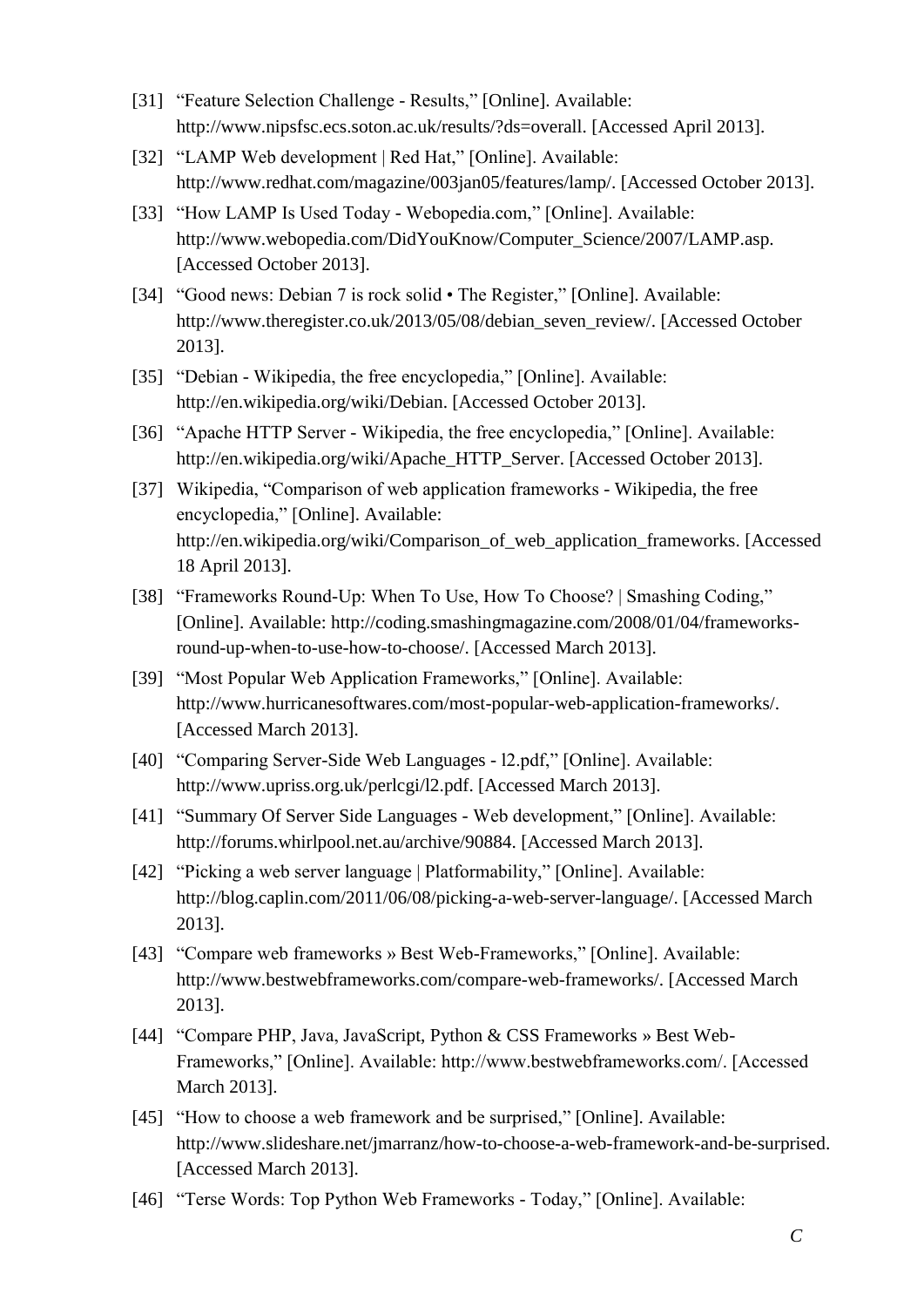[31] "Feature Selection Challenge - Results," [Online]. Available: http://www.nipsfsc.ecs.soton.ac.uk/results/?ds=overall. [Accessed April 2013].

[32] "LAMP Web development | Red Hat," [Online]. Available: http://www.redhat.com/magazine/003jan05/features/lamp/. [Accessed October 2013].

[33] "How LAMP Is Used Today - Webopedia.com," [Online]. Available: http://www.webopedia.com/DidYouKnow/Computer_Science/2007/LAMP.asp. [Accessed October 2013].

[34] "Good news: Debian 7 is rock solid • The Register," [Online]. Available: http://www.theregister.co.uk/2013/05/08/debian_seven_review/. [Accessed October 2013].

[35] "Debian - Wikipedia, the free encyclopedia," [Online]. Available: http://en.wikipedia.org/wiki/Debian. [Accessed October 2013].

[36] "Apache HTTP Server - Wikipedia, the free encyclopedia," [Online]. Available: http://en.wikipedia.org/wiki/Apache_HTTP_Server. [Accessed October 2013].

[37] Wikipedia, "Comparison of web application frameworks - Wikipedia, the free encyclopedia," [Online]. Available: http://en.wikipedia.org/wiki/Comparison_of_web_application_frameworks. [Accessed 18 April 2013].

[38] "Frameworks Round-Up: When To Use, How To Choose? | Smashing Coding," [Online]. Available: http://coding.smashingmagazine.com/2008/01/04/frameworks-round-up-when-to-use-how-to-choose/. [Accessed March 2013].

[39] "Most Popular Web Application Frameworks," [Online]. Available: http://www.hurricanesoftwares.com/most-popular-web-application-frameworks/. [Accessed March 2013].

[40] "Comparing Server-Side Web Languages - l2.pdf," [Online]. Available: http://www.upriss.org.uk/perlcgi/l2.pdf. [Accessed March 2013].

[41] "Summary Of Server Side Languages - Web development," [Online]. Available: http://forums.whirlpool.net.au/archive/90884. [Accessed March 2013].

[42] "Picking a web server language | Platformability," [Online]. Available: http://blog.caplin.com/2011/06/08/picking-a-web-server-language/. [Accessed March 2013].

[43] "Compare web frameworks » Best Web-Frameworks," [Online]. Available: http://www.bestwebframeworks.com/compare-web-frameworks/. [Accessed March 2013].

[44] "Compare PHP, Java, JavaScript, Python & CSS Frameworks » Best Web-Frameworks," [Online]. Available: http://www.bestwebframeworks.com/. [Accessed March 2013].

[45] "How to choose a web framework and be surprised," [Online]. Available: http://www.slideshare.net/jmarranz/how-to-choose-a-web-framework-and-be-surprised. [Accessed March 2013].

[46] "Terse Words: Top Python Web Frameworks - Today," [Online]. Available: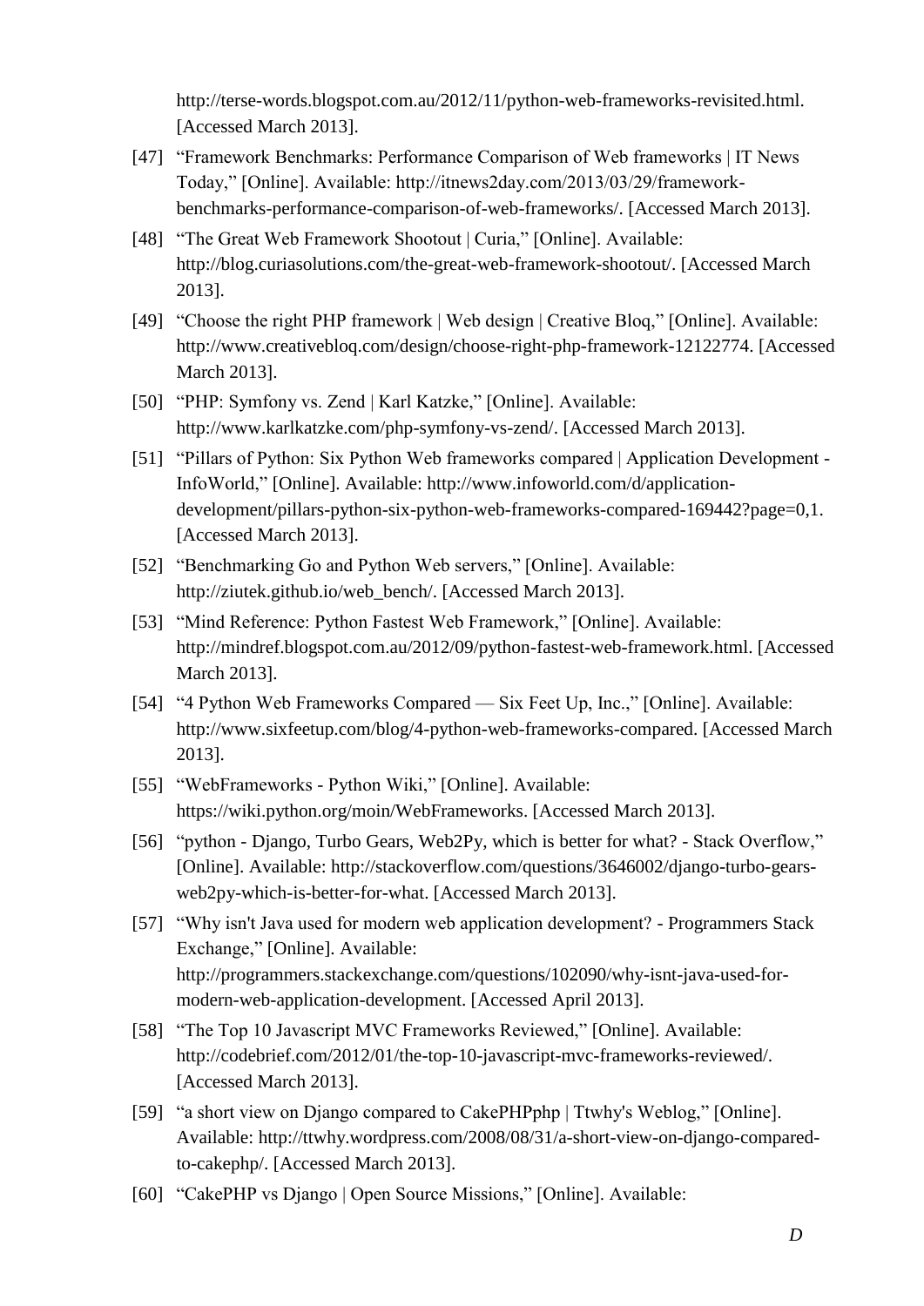http://terse-words.blogspot.com.au/2012/11/python-web-frameworks-revisited.html. [Accessed March 2013].

[47] "Framework Benchmarks: Performance Comparison of Web frameworks | IT News Today," [Online]. Available: http://itnews2day.com/2013/03/29/framework-benchmarks-performance-comparison-of-web-frameworks/. [Accessed March 2013].

[48] "The Great Web Framework Shootout | Curia," [Online]. Available: http://blog.curiasolutions.com/the-great-web-framework-shootout/. [Accessed March 2013].

[49] "Choose the right PHP framework | Web design | Creative Bloq," [Online]. Available: http://www.creativebloq.com/design/choose-right-php-framework-12122774. [Accessed March 2013].

[50] "PHP: Symfony vs. Zend | Karl Katzke," [Online]. Available: http://www.karlkatzke.com/php-symfony-vs-zend/. [Accessed March 2013].

[51] "Pillars of Python: Six Python Web frameworks compared | Application Development - InfoWorld," [Online]. Available: http://www.infoworld.com/d/application-development/pillars-python-six-python-web-frameworks-compared-169442?page=0,1. [Accessed March 2013].

[52] "Benchmarking Go and Python Web servers," [Online]. Available: http://ziutek.github.io/web_bench/. [Accessed March 2013].

[53] "Mind Reference: Python Fastest Web Framework," [Online]. Available: http://mindref.blogspot.com.au/2012/09/python-fastest-web-framework.html. [Accessed March 2013].

[54] "4 Python Web Frameworks Compared — Six Feet Up, Inc.," [Online]. Available: http://www.sixfeetup.com/blog/4-python-web-frameworks-compared. [Accessed March 2013].

[55] "WebFrameworks - Python Wiki," [Online]. Available: https://wiki.python.org/moin/WebFrameworks. [Accessed March 2013].

[56] "python - Django, Turbo Gears, Web2Py, which is better for what? - Stack Overflow," [Online]. Available: http://stackoverflow.com/questions/3646002/django-turbo-gears-web2py-which-is-better-for-what. [Accessed March 2013].

[57] "Why isn't Java used for modern web application development? - Programmers Stack Exchange," [Online]. Available: http://programmers.stackexchange.com/questions/102090/why-isnt-java-used-for-modern-web-application-development. [Accessed April 2013].

[58] "The Top 10 Javascript MVC Frameworks Reviewed," [Online]. Available: http://codebrief.com/2012/01/the-top-10-javascript-mvc-frameworks-reviewed/. [Accessed March 2013].

[59] "a short view on Django compared to CakePHPphp | Ttwhy's Weblog," [Online]. Available: http://ttwhy.wordpress.com/2008/08/31/a-short-view-on-django-compared-to-cakephp/. [Accessed March 2013].

[60] "CakePHP vs Django | Open Source Missions," [Online]. Available: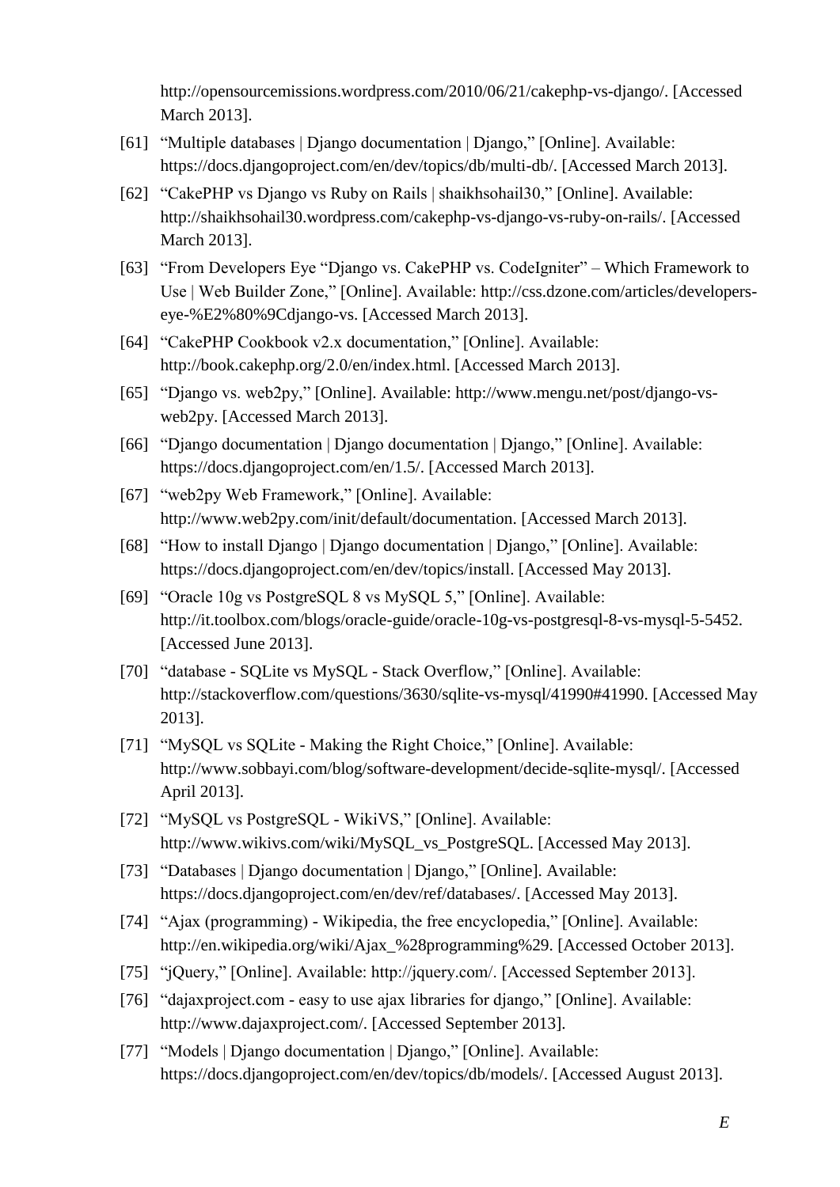http://opensourcemissions.wordpress.com/2010/06/21/cakephp-vs-django/. [Accessed March 2013].

[61] "Multiple databases | Django documentation | Django," [Online]. Available: https://docs.djangoproject.com/en/dev/topics/db/multi-db/. [Accessed March 2013].

[62] "CakePHP vs Django vs Ruby on Rails | shaikhsohail30," [Online]. Available: http://shaikhsohail30.wordpress.com/cakephp-vs-django-vs-ruby-on-rails/. [Accessed March 2013].

[63] "From Developers Eye "Django vs. CakePHP vs. CodeIgniter" – Which Framework to Use | Web Builder Zone," [Online]. Available: http://css.dzone.com/articles/developers-eye-%E2%80%9Cdjango-vs. [Accessed March 2013].

[64] "CakePHP Cookbook v2.x documentation," [Online]. Available: http://book.cakephp.org/2.0/en/index.html. [Accessed March 2013].

[65] "Django vs. web2py," [Online]. Available: http://www.mengu.net/post/django-vs-web2py. [Accessed March 2013].

[66] "Django documentation | Django documentation | Django," [Online]. Available: https://docs.djangoproject.com/en/1.5/. [Accessed March 2013].

[67] "web2py Web Framework," [Online]. Available: http://www.web2py.com/init/default/documentation. [Accessed March 2013].

[68] "How to install Django | Django documentation | Django," [Online]. Available: https://docs.djangoproject.com/en/dev/topics/install. [Accessed May 2013].

[69] "Oracle 10g vs PostgreSQL 8 vs MySQL 5," [Online]. Available: http://it.toolbox.com/blogs/oracle-guide/oracle-10g-vs-postgresql-8-vs-mysql-5-5452. [Accessed June 2013].

[70] "database - SQLite vs MySQL - Stack Overflow," [Online]. Available: http://stackoverflow.com/questions/3630/sqlite-vs-mysql/41990#41990. [Accessed May 2013].

[71] "MySQL vs SQLite - Making the Right Choice," [Online]. Available: http://www.sobbayi.com/blog/software-development/decide-sqlite-mysql/. [Accessed April 2013].

[72] "MySQL vs PostgreSQL - WikiVS," [Online]. Available: http://www.wikivs.com/wiki/MySQL_vs_PostgreSQL. [Accessed May 2013].

[73] "Databases | Django documentation | Django," [Online]. Available: https://docs.djangoproject.com/en/dev/ref/databases/. [Accessed May 2013].

[74] "Ajax (programming) - Wikipedia, the free encyclopedia," [Online]. Available: http://en.wikipedia.org/wiki/Ajax_%28programming%29. [Accessed October 2013].

[75] "jQuery," [Online]. Available: http://jquery.com/. [Accessed September 2013].

[76] "dajaxproject.com - easy to use ajax libraries for django," [Online]. Available: http://www.dajaxproject.com/. [Accessed September 2013].

[77] "Models | Django documentation | Django," [Online]. Available: https://docs.djangoproject.com/en/dev/topics/db/models/. [Accessed August 2013].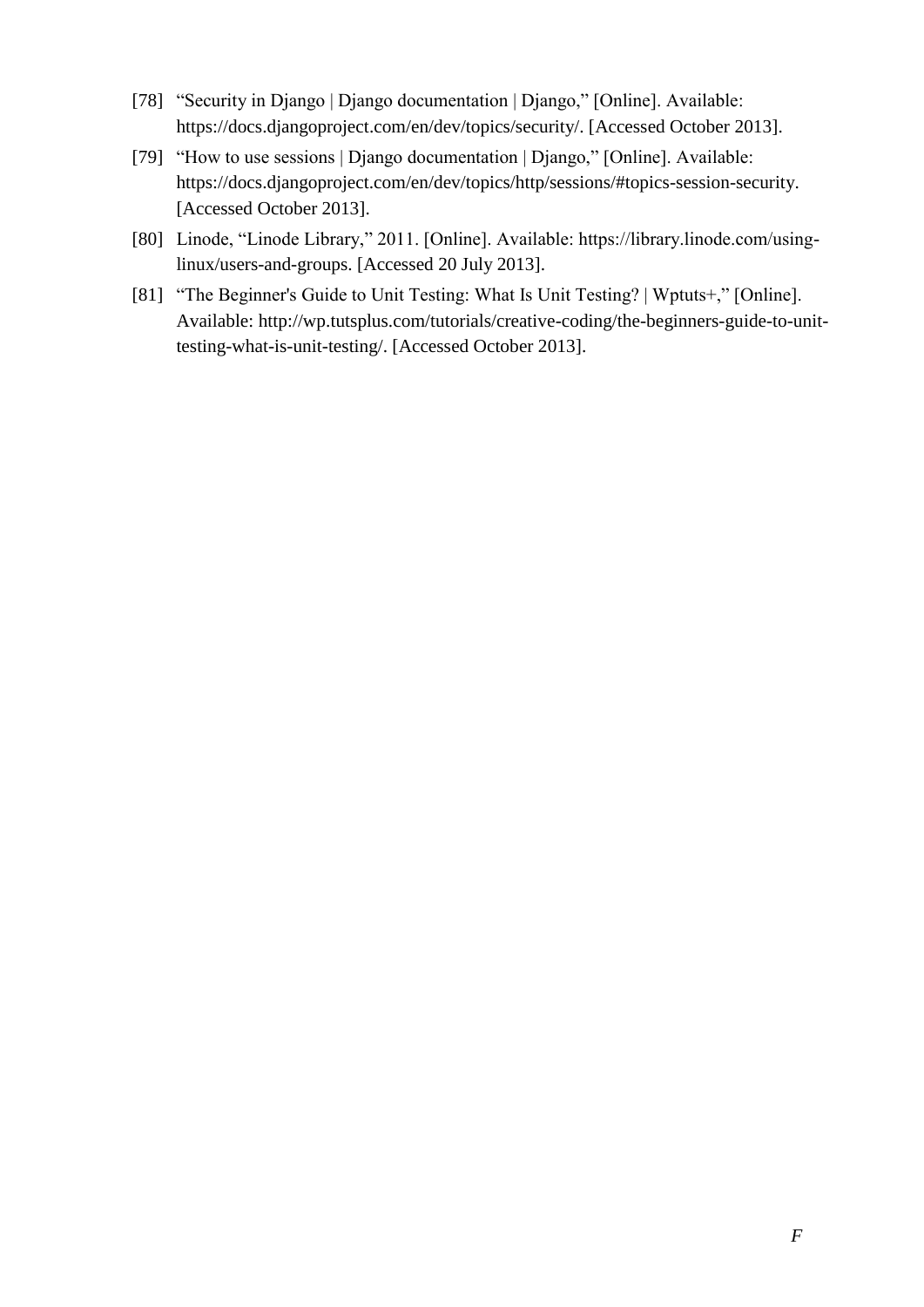[78] "Security in Django | Django documentation | Django," [Online]. Available: https://docs.djangoproject.com/en/dev/topics/security/. [Accessed October 2013].

[79] "How to use sessions | Django documentation | Django," [Online]. Available: https://docs.djangoproject.com/en/dev/topics/http/sessions/#topics-session-security. [Accessed October 2013].

[80] Linode, "Linode Library," 2011. [Online]. Available: https://library.linode.com/using-linux/users-and-groups. [Accessed 20 July 2013].

[81] "The Beginner's Guide to Unit Testing: What Is Unit Testing? | Wptuts+," [Online]. Available: http://wp.tutsplus.com/tutorials/creative-coding/the-beginners-guide-to-unit-testing-what-is-unit-testing/. [Accessed October 2013].